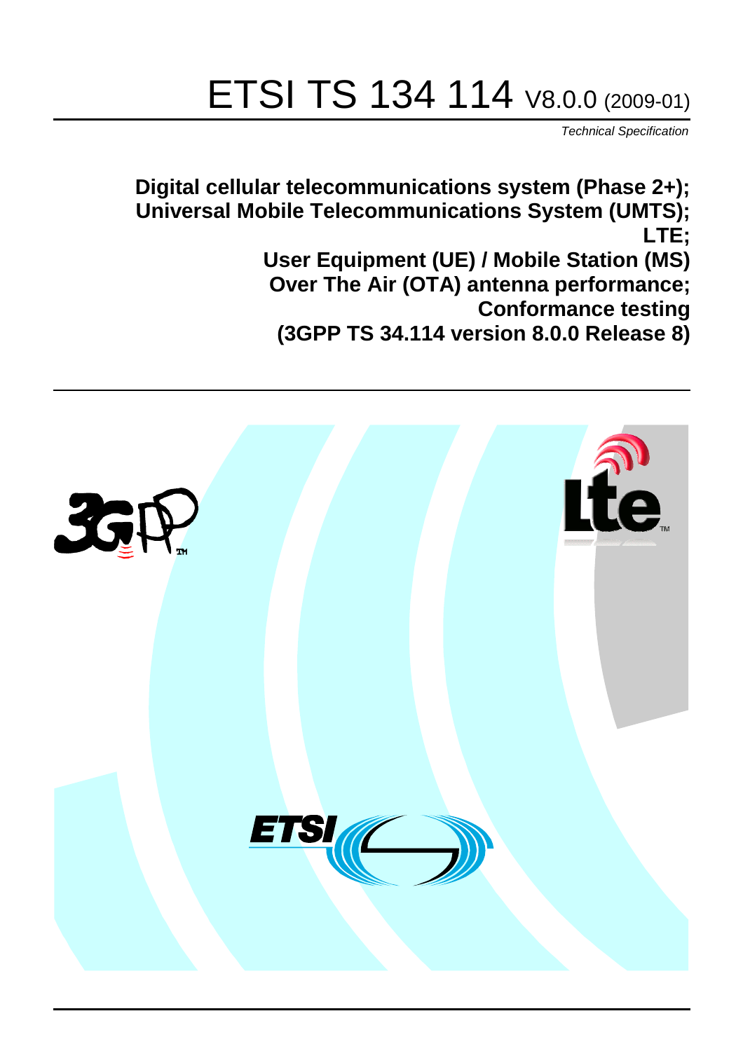# ETSI TS 134 114 V8.0.0 (2009-01)

*Technical Specification*

**Digital cellular telecommunications system (Phase 2+);
Universal Mobile Telecommunications System (UMTS);
LTE;
User Equipment (UE) / Mobile Station (MS)
Over The Air (OTA) antenna performance;
Conformance testing
(3GPP TS 34.114 version 8.0.0 Release 8)**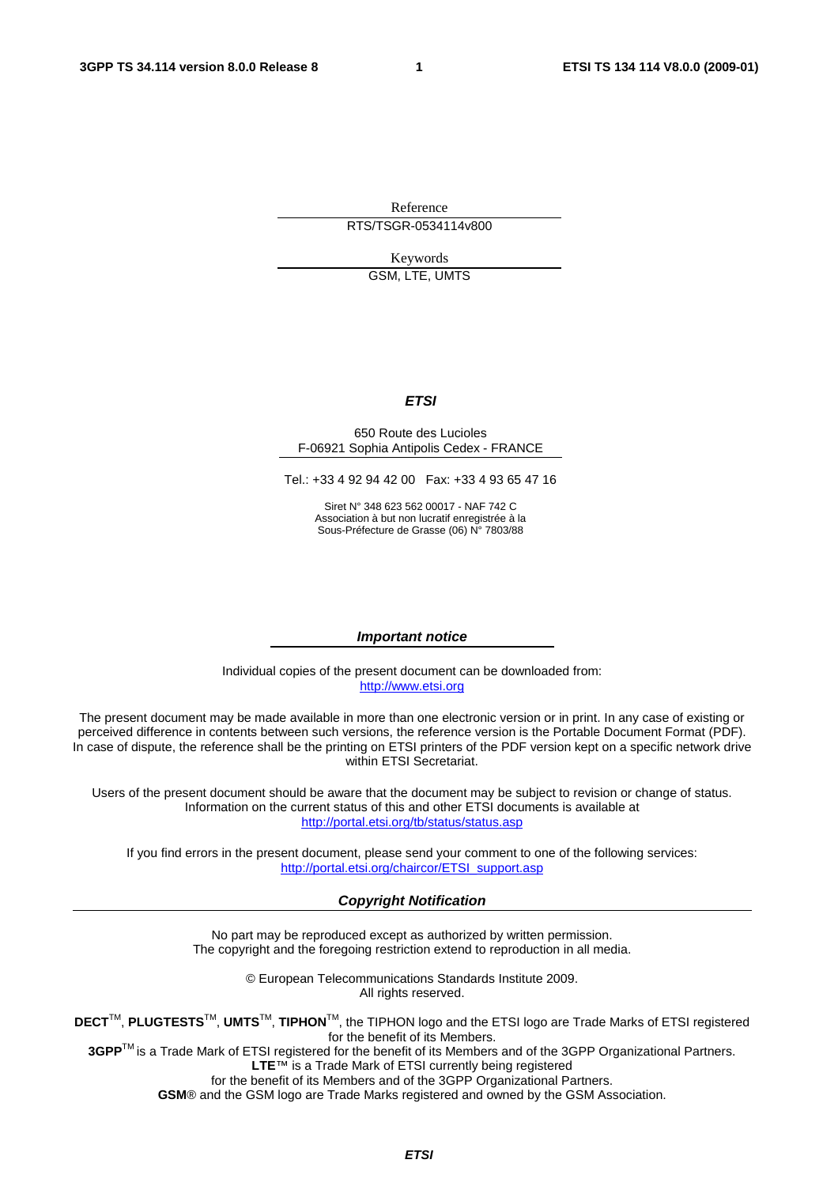Reference

RTS/TSGR-0534114v800

Keywords

GSM, LTE, UMTS

***ETSI***

650 Route des Lucioles
F-06921 Sophia Antipolis Cedex - FRANCE

Tel.: +33 4 92 94 42 00 Fax: +33 4 93 65 47 16

Siret N° 348 623 562 00017 - NAF 742 C
Association à but non lucratif enregistrée à la
Sous-Préfecture de Grasse (06) N° 7803/88

***Important notice***

Individual copies of the present document can be downloaded from:
http://www.etsi.org

The present document may be made available in more than one electronic version or in print. In any case of existing or perceived difference in contents between such versions, the reference version is the Portable Document Format (PDF). In case of dispute, the reference shall be the printing on ETSI printers of the PDF version kept on a specific network drive within ETSI Secretariat.

Users of the present document should be aware that the document may be subject to revision or change of status. Information on the current status of this and other ETSI documents is available at
http://portal.etsi.org/tb/status/status.asp

If you find errors in the present document, please send your comment to one of the following services:
http://portal.etsi.org/chaircor/ETSI_support.asp

***Copyright Notification***

No part may be reproduced except as authorized by written permission.
The copyright and the foregoing restriction extend to reproduction in all media.

© European Telecommunications Standards Institute 2009.
All rights reserved.

**DECT**™, **PLUGTESTS**™, **UMTS**™, **TIPHON**™, the TIPHON logo and the ETSI logo are Trade Marks of ETSI registered for the benefit of its Members.
**3GPP**™ is a Trade Mark of ETSI registered for the benefit of its Members and of the 3GPP Organizational Partners.
**LTE**™ is a Trade Mark of ETSI currently being registered
for the benefit of its Members and of the 3GPP Organizational Partners.
**GSM**® and the GSM logo are Trade Marks registered and owned by the GSM Association.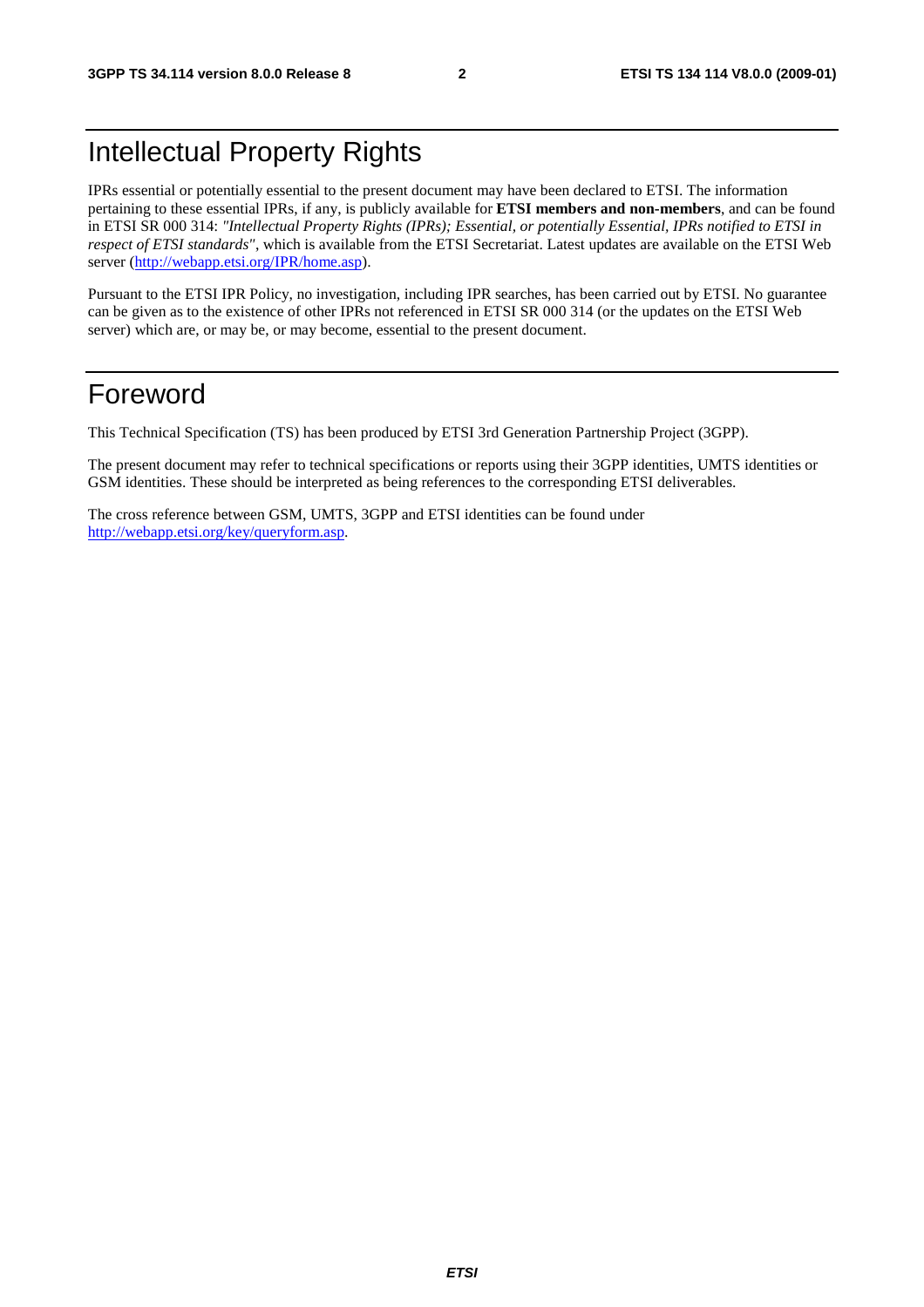# Intellectual Property Rights

IPRs essential or potentially essential to the present document may have been declared to ETSI. The information pertaining to these essential IPRs, if any, is publicly available for **ETSI members and non-members**, and can be found in ETSI SR 000 314: *"Intellectual Property Rights (IPRs); Essential, or potentially Essential, IPRs notified to ETSI in respect of ETSI standards"*, which is available from the ETSI Secretariat. Latest updates are available on the ETSI Web server (http://webapp.etsi.org/IPR/home.asp).

Pursuant to the ETSI IPR Policy, no investigation, including IPR searches, has been carried out by ETSI. No guarantee can be given as to the existence of other IPRs not referenced in ETSI SR 000 314 (or the updates on the ETSI Web server) which are, or may be, or may become, essential to the present document.

# Foreword

This Technical Specification (TS) has been produced by ETSI 3rd Generation Partnership Project (3GPP).

The present document may refer to technical specifications or reports using their 3GPP identities, UMTS identities or GSM identities. These should be interpreted as being references to the corresponding ETSI deliverables.

The cross reference between GSM, UMTS, 3GPP and ETSI identities can be found under http://webapp.etsi.org/key/queryform.asp.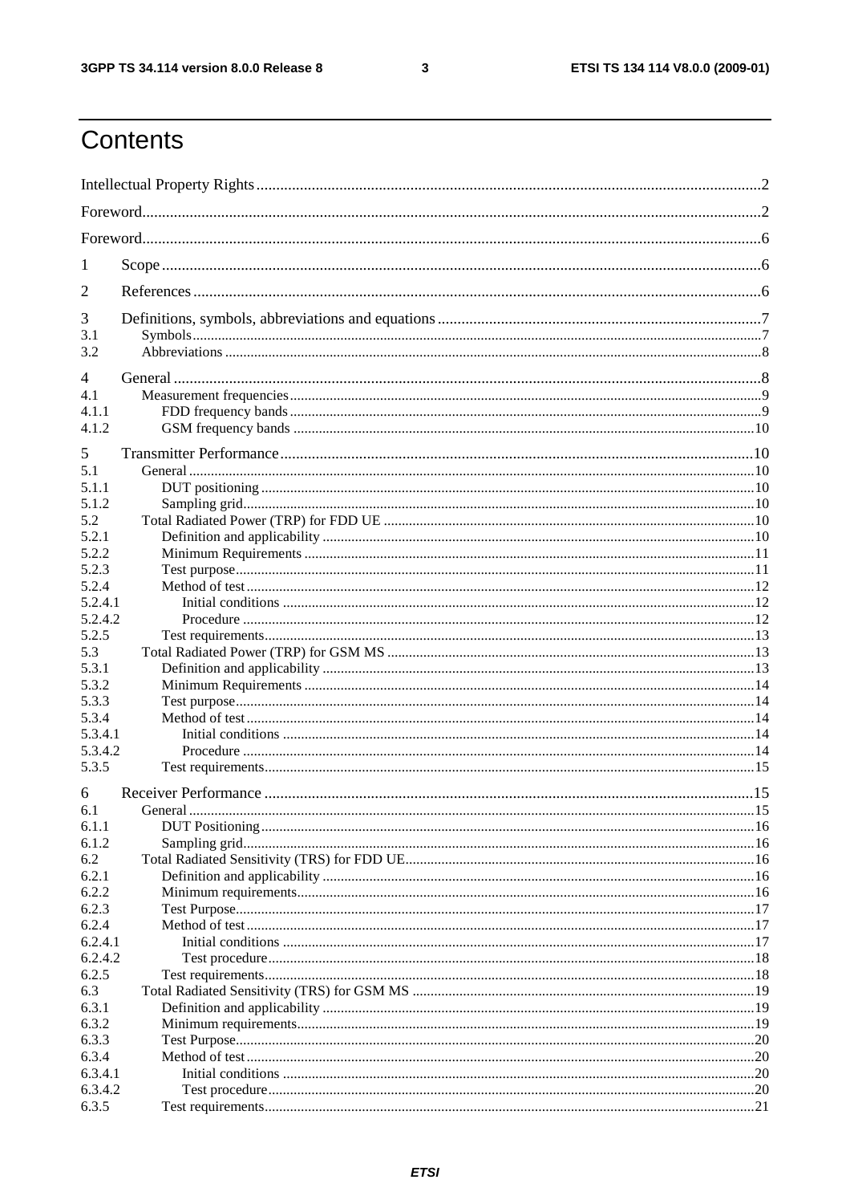# Contents

Intellectual Property Rights ....................................................................................................................................2

Foreword...................................................................................................................................................................2

Foreword...................................................................................................................................................................6

1 Scope ......................................................................................................................................................................6

2 References ..............................................................................................................................................................6

3 Definitions, symbols, abbreviations and equations ...............................................................................................7
3.1 Symbols.................................................................................................................................................................7
3.2 Abbreviations ........................................................................................................................................................8

4 General ....................................................................................................................................................................8
4.1 Measurement frequencies ......................................................................................................................................9
4.1.1 FDD frequency bands .......................................................................................................................................9
4.1.2 GSM frequency bands ......................................................................................................................................10

5 Transmitter Performance .......................................................................................................................................10
5.1 General ................................................................................................................................................................10
5.1.1 DUT positioning ..............................................................................................................................................10
5.1.2 Sampling grid ...................................................................................................................................................10
5.2 Total Radiated Power (TRP) for FDD UE ...........................................................................................................10
5.2.1 Definition and applicability .............................................................................................................................10
5.2.2 Minimum Requirements ..................................................................................................................................11
5.2.3 Test purpose .....................................................................................................................................................11
5.2.4 Method of test ..................................................................................................................................................12
5.2.4.1 Initial conditions ...........................................................................................................................................12
5.2.4.2 Procedure .......................................................................................................................................................12
5.2.5 Test requirements .............................................................................................................................................13
5.3 Total Radiated Power (TRP) for GSM MS ..........................................................................................................13
5.3.1 Definition and applicability .............................................................................................................................13
5.3.2 Minimum Requirements ..................................................................................................................................14
5.3.3 Test purpose .....................................................................................................................................................14
5.3.4 Method of test ..................................................................................................................................................14
5.3.4.1 Initial conditions ...........................................................................................................................................14
5.3.4.2 Procedure .......................................................................................................................................................14
5.3.5 Test requirements .............................................................................................................................................15

6 Receiver Performance ...........................................................................................................................................15
6.1 General ................................................................................................................................................................15
6.1.1 DUT Positioning ..............................................................................................................................................16
6.1.2 Sampling grid ...................................................................................................................................................16
6.2 Total Radiated Sensitivity (TRS) for FDD UE .....................................................................................................16
6.2.1 Definition and applicability .............................................................................................................................16
6.2.2 Minimum requirements ....................................................................................................................................16
6.2.3 Test Purpose .....................................................................................................................................................17
6.2.4 Method of test ..................................................................................................................................................17
6.2.4.1 Initial conditions ...........................................................................................................................................17
6.2.4.2 Test procedure ...............................................................................................................................................18
6.2.5 Test requirements .............................................................................................................................................18
6.3 Total Radiated Sensitivity (TRS) for GSM MS ....................................................................................................19
6.3.1 Definition and applicability .............................................................................................................................19
6.3.2 Minimum requirements ....................................................................................................................................19
6.3.3 Test Purpose .....................................................................................................................................................20
6.3.4 Method of test ..................................................................................................................................................20
6.3.4.1 Initial conditions ...........................................................................................................................................20
6.3.4.2 Test procedure ...............................................................................................................................................20
6.3.5 Test requirements .............................................................................................................................................21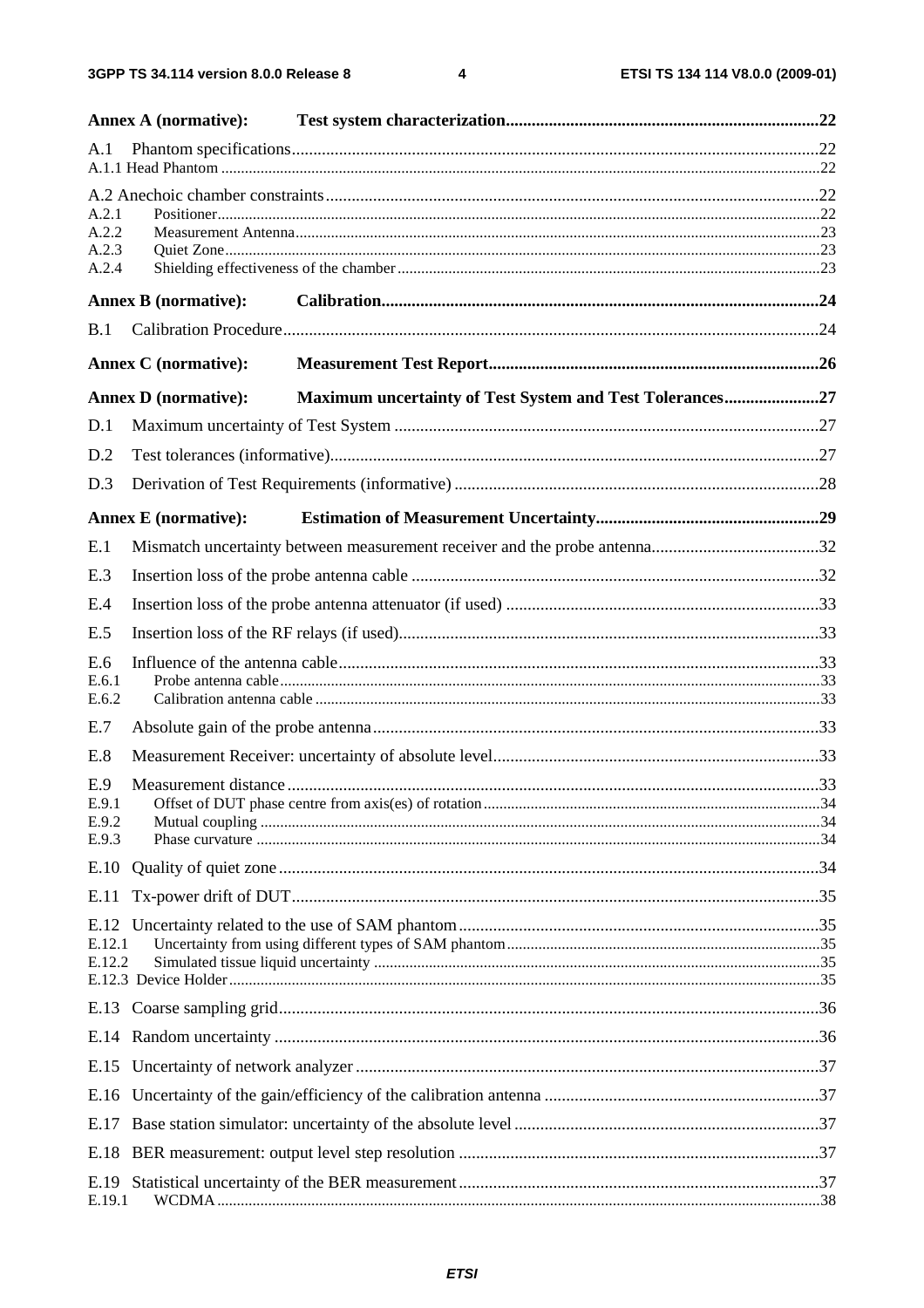**Annex A (normative): Test system characterization** 22

A.1 Phantom specifications 22
A.1.1 Head Phantom 22

A.2 Anechoic chamber constraints 22
A.2.1 Positioner 22
A.2.2 Measurement Antenna 23
A.2.3 Quiet Zone 23
A.2.4 Shielding effectiveness of the chamber 23

**Annex B (normative): Calibration** 24

B.1 Calibration Procedure 24

**Annex C (normative): Measurement Test Report** 26

**Annex D (normative): Maximum uncertainty of Test System and Test Tolerances** 27

D.1 Maximum uncertainty of Test System 27

D.2 Test tolerances (informative) 27

D.3 Derivation of Test Requirements (informative) 28

**Annex E (normative): Estimation of Measurement Uncertainty** 29

E.1 Mismatch uncertainty between measurement receiver and the probe antenna 32

E.3 Insertion loss of the probe antenna cable 32

E.4 Insertion loss of the probe antenna attenuator (if used) 33

E.5 Insertion loss of the RF relays (if used) 33

E.6 Influence of the antenna cable 33
E.6.1 Probe antenna cable 33
E.6.2 Calibration antenna cable 33

E.7 Absolute gain of the probe antenna 33

E.8 Measurement Receiver: uncertainty of absolute level 33

E.9 Measurement distance 33
E.9.1 Offset of DUT phase centre from axis(es) of rotation 34
E.9.2 Mutual coupling 34
E.9.3 Phase curvature 34

E.10 Quality of quiet zone 34

E.11 Tx-power drift of DUT 35

E.12 Uncertainty related to the use of SAM phantom 35
E.12.1 Uncertainty from using different types of SAM phantom 35
E.12.2 Simulated tissue liquid uncertainty 35
E.12.3 Device Holder 35

E.13 Coarse sampling grid 36

E.14 Random uncertainty 36

E.15 Uncertainty of network analyzer 37

E.16 Uncertainty of the gain/efficiency of the calibration antenna 37

E.17 Base station simulator: uncertainty of the absolute level 37

E.18 BER measurement: output level step resolution 37

E.19 Statistical uncertainty of the BER measurement 37
E.19.1 WCDMA 38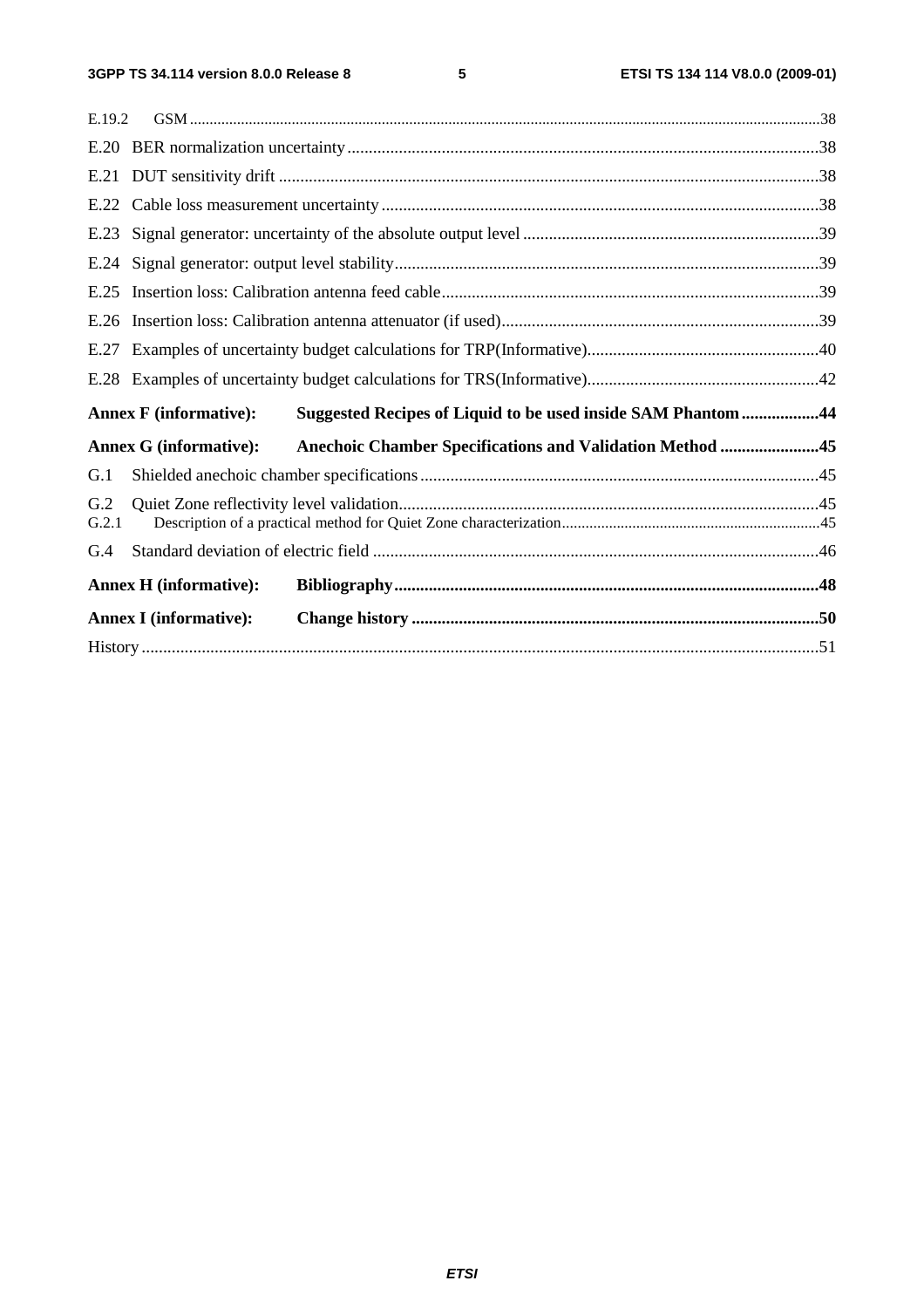E.19.2 GSM ....................................................................................................................................................................38

E.20 BER normalization uncertainty .............................................................................................................38

E.21 DUT sensitivity drift .............................................................................................................................38

E.22 Cable loss measurement uncertainty .....................................................................................................38

E.23 Signal generator: uncertainty of the absolute output level .....................................................................39

E.24 Signal generator: output level stability...................................................................................................39

E.25 Insertion loss: Calibration antenna feed cable........................................................................................39

E.26 Insertion loss: Calibration antenna attenuator (if used)..........................................................................39

E.27 Examples of uncertainty budget calculations for TRP(Informative)......................................................40

E.28 Examples of uncertainty budget calculations for TRS(Informative)......................................................42

**Annex F (informative): Suggested Recipes of Liquid to be used inside SAM Phantom ..................44**

**Annex G (informative): Anechoic Chamber Specifications and Validation Method .......................45**

G.1 Shielded anechoic chamber specifications.............................................................................................45

G.2 Quiet Zone reflectivity level validation..................................................................................................45

G.2.1 Description of a practical method for Quiet Zone characterization.................................................................45

G.4 Standard deviation of electric field ........................................................................................................46

**Annex H (informative): Bibliography...................................................................................................48**

**Annex I (informative): Change history ...............................................................................................50**

History ............................................................................................................................................................51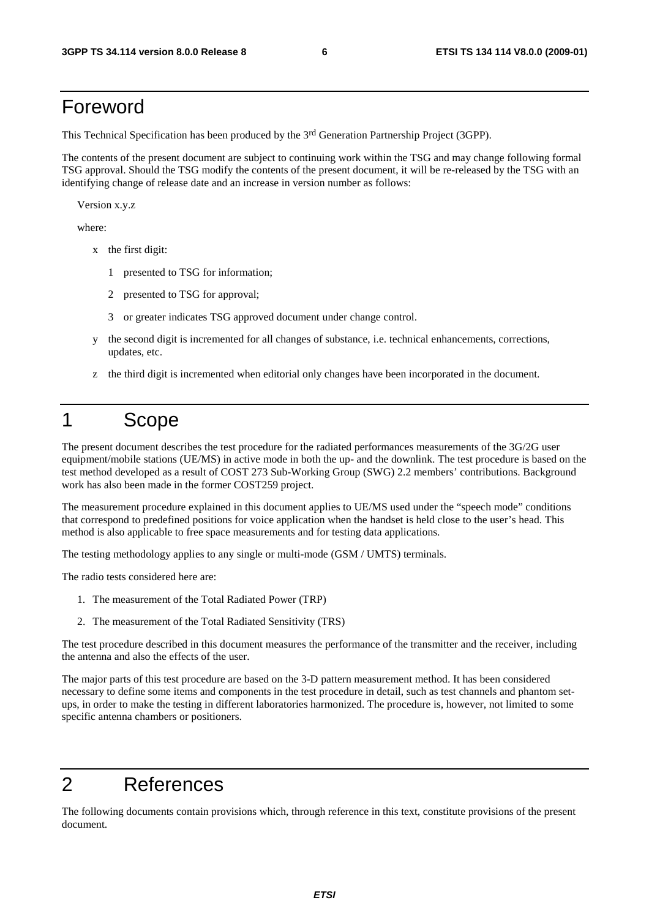# Foreword

This Technical Specification has been produced by the 3rd Generation Partnership Project (3GPP).

The contents of the present document are subject to continuing work within the TSG and may change following formal TSG approval. Should the TSG modify the contents of the present document, it will be re-released by the TSG with an identifying change of release date and an increase in version number as follows:

Version x.y.z

where:

- x the first digit:
  - 1 presented to TSG for information;
  - 2 presented to TSG for approval;
  - 3 or greater indicates TSG approved document under change control.
- y the second digit is incremented for all changes of substance, i.e. technical enhancements, corrections, updates, etc.
- z the third digit is incremented when editorial only changes have been incorporated in the document.

# 1 Scope

The present document describes the test procedure for the radiated performances measurements of the 3G/2G user equipment/mobile stations (UE/MS) in active mode in both the up- and the downlink. The test procedure is based on the test method developed as a result of COST 273 Sub-Working Group (SWG) 2.2 members' contributions. Background work has also been made in the former COST259 project.

The measurement procedure explained in this document applies to UE/MS used under the "speech mode" conditions that correspond to predefined positions for voice application when the handset is held close to the user's head. This method is also applicable to free space measurements and for testing data applications.

The testing methodology applies to any single or multi-mode (GSM / UMTS) terminals.

The radio tests considered here are:

1. The measurement of the Total Radiated Power (TRP)
2. The measurement of the Total Radiated Sensitivity (TRS)

The test procedure described in this document measures the performance of the transmitter and the receiver, including the antenna and also the effects of the user.

The major parts of this test procedure are based on the 3-D pattern measurement method. It has been considered necessary to define some items and components in the test procedure in detail, such as test channels and phantom set-ups, in order to make the testing in different laboratories harmonized. The procedure is, however, not limited to some specific antenna chambers or positioners.

# 2 References

The following documents contain provisions which, through reference in this text, constitute provisions of the present document.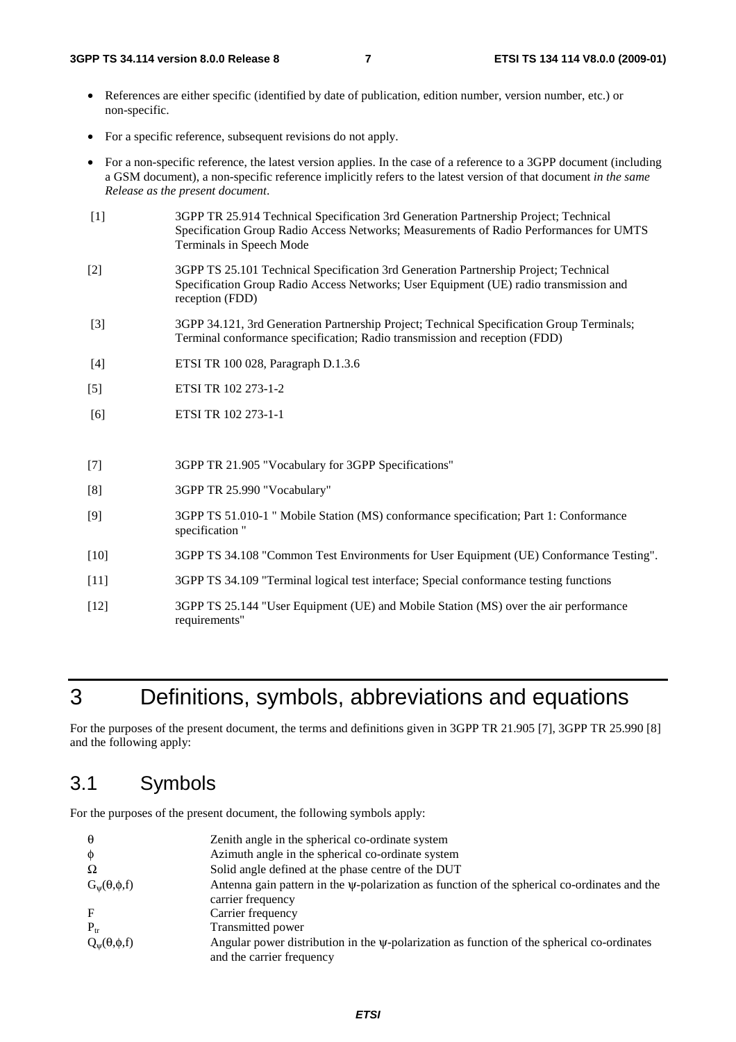- References are either specific (identified by date of publication, edition number, version number, etc.) or non-specific.
- For a specific reference, subsequent revisions do not apply.
- For a non-specific reference, the latest version applies. In the case of a reference to a 3GPP document (including a GSM document), a non-specific reference implicitly refers to the latest version of that document *in the same Release as the present document*.

[1] 3GPP TR 25.914 Technical Specification 3rd Generation Partnership Project; Technical Specification Group Radio Access Networks; Measurements of Radio Performances for UMTS Terminals in Speech Mode

[2] 3GPP TS 25.101 Technical Specification 3rd Generation Partnership Project; Technical Specification Group Radio Access Networks; User Equipment (UE) radio transmission and reception (FDD)

[3] 3GPP 34.121, 3rd Generation Partnership Project; Technical Specification Group Terminals; Terminal conformance specification; Radio transmission and reception (FDD)

[4] ETSI TR 100 028, Paragraph D.1.3.6

[5] ETSI TR 102 273-1-2

[6] ETSI TR 102 273-1-1

[7] 3GPP TR 21.905 "Vocabulary for 3GPP Specifications"

[8] 3GPP TR 25.990 "Vocabulary"

[9] 3GPP TS 51.010-1 " Mobile Station (MS) conformance specification; Part 1: Conformance specification "

[10] 3GPP TS 34.108 "Common Test Environments for User Equipment (UE) Conformance Testing".

[11] 3GPP TS 34.109 "Terminal logical test interface; Special conformance testing functions

[12] 3GPP TS 25.144 "User Equipment (UE) and Mobile Station (MS) over the air performance requirements"

# 3 Definitions, symbols, abbreviations and equations

For the purposes of the present document, the terms and definitions given in 3GPP TR 21.905 [7], 3GPP TR 25.990 [8] and the following apply:

## 3.1 Symbols

For the purposes of the present document, the following symbols apply:

| | |
|---|---|
| $\theta$ | Zenith angle in the spherical co-ordinate system |
| $\phi$ | Azimuth angle in the spherical co-ordinate system |
| $\Omega$ | Solid angle defined at the phase centre of the DUT |
| $G_\psi(\theta,\phi,f)$ | Antenna gain pattern in the $\psi$-polarization as function of the spherical co-ordinates and the carrier frequency |
| F | Carrier frequency |
| $P_{tr}$ | Transmitted power |
| $Q_\psi(\theta,\phi,f)$ | Angular power distribution in the $\psi$-polarization as function of the spherical co-ordinates and the carrier frequency |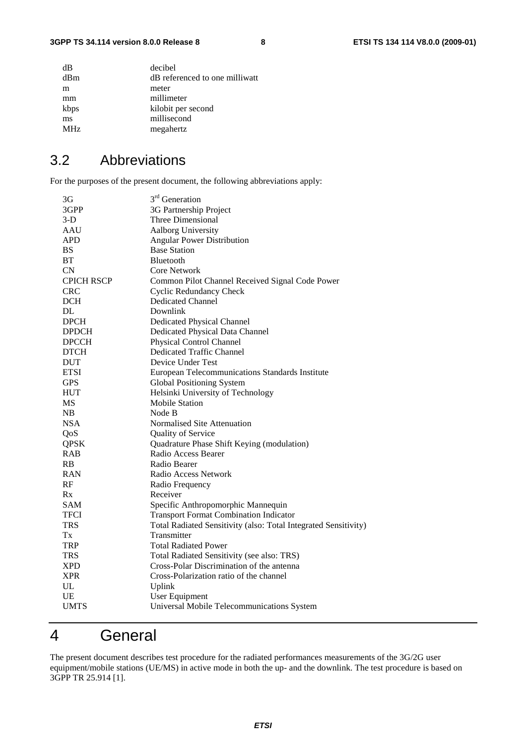| | |
|---|---|
| dB | decibel |
| dBm | dB referenced to one milliwatt |
| m | meter |
| mm | millimeter |
| kbps | kilobit per second |
| ms | millisecond |
| MHz | megahertz |

## 3.2 Abbreviations

For the purposes of the present document, the following abbreviations apply:

| | |
|---|---|
| 3G | 3rd Generation |
| 3GPP | 3G Partnership Project |
| 3-D | Three Dimensional |
| AAU | Aalborg University |
| APD | Angular Power Distribution |
| BS | Base Station |
| BT | Bluetooth |
| CN | Core Network |
| CPICH RSCP | Common Pilot Channel Received Signal Code Power |
| CRC | Cyclic Redundancy Check |
| DCH | Dedicated Channel |
| DL | Downlink |
| DPCH | Dedicated Physical Channel |
| DPDCH | Dedicated Physical Data Channel |
| DPCCH | Physical Control Channel |
| DTCH | Dedicated Traffic Channel |
| DUT | Device Under Test |
| ETSI | European Telecommunications Standards Institute |
| GPS | Global Positioning System |
| HUT | Helsinki University of Technology |
| MS | Mobile Station |
| NB | Node B |
| NSA | Normalised Site Attenuation |
| QoS | Quality of Service |
| QPSK | Quadrature Phase Shift Keying (modulation) |
| RAB | Radio Access Bearer |
| RB | Radio Bearer |
| RAN | Radio Access Network |
| RF | Radio Frequency |
| Rx | Receiver |
| SAM | Specific Anthropomorphic Mannequin |
| TFCI | Transport Format Combination Indicator |
| TRS | Total Radiated Sensitivity (also: Total Integrated Sensitivity) |
| Tx | Transmitter |
| TRP | Total Radiated Power |
| TRS | Total Radiated Sensitivity (see also: TRS) |
| XPD | Cross-Polar Discrimination of the antenna |
| XPR | Cross-Polarization ratio of the channel |
| UL | Uplink |
| UE | User Equipment |
| UMTS | Universal Mobile Telecommunications System |

# 4 General

The present document describes test procedure for the radiated performances measurements of the 3G/2G user equipment/mobile stations (UE/MS) in active mode in both the up- and the downlink. The test procedure is based on 3GPP TR 25.914 [1].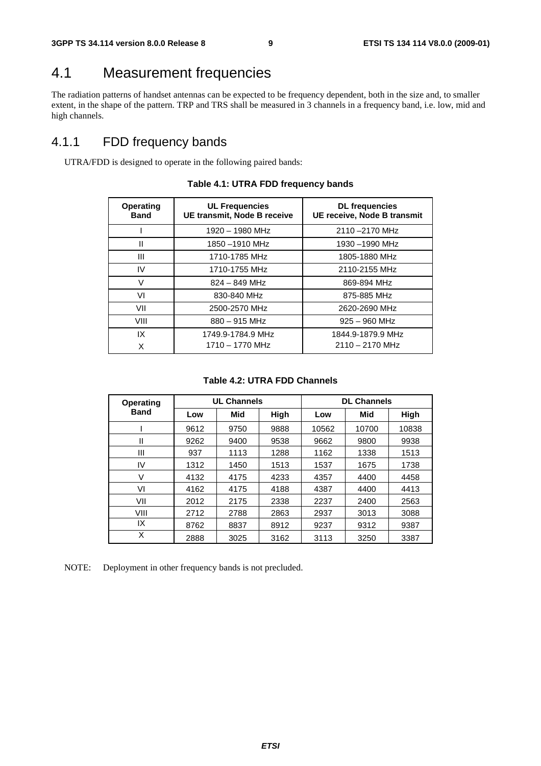## 4.1 Measurement frequencies

The radiation patterns of handset antennas can be expected to be frequency dependent, both in the size and, to smaller extent, in the shape of the pattern. TRP and TRS shall be measured in 3 channels in a frequency band, i.e. low, mid and high channels.

### 4.1.1 FDD frequency bands

UTRA/FDD is designed to operate in the following paired bands:

**Table 4.1: UTRA FDD frequency bands**

| Operating Band | UL Frequencies UE transmit, Node B receive | DL frequencies UE receive, Node B transmit |
|---|---|---|
| I | 1920 – 1980 MHz | 2110 –2170 MHz |
| II | 1850 –1910 MHz | 1930 –1990 MHz |
| III | 1710-1785 MHz | 1805-1880 MHz |
| IV | 1710-1755 MHz | 2110-2155 MHz |
| V | 824 – 849 MHz | 869-894 MHz |
| VI | 830-840 MHz | 875-885 MHz |
| VII | 2500-2570 MHz | 2620-2690 MHz |
| VIII | 880 – 915 MHz | 925 – 960 MHz |
| IX | 1749.9-1784.9 MHz | 1844.9-1879.9 MHz |
| X | 1710 – 1770 MHz | 2110 – 2170 MHz |

**Table 4.2: UTRA FDD Channels**

| Operating Band | UL Channels | | | DL Channels | | |
|---|---|---|---|---|---|---|
| | Low | Mid | High | Low | Mid | High |
| I | 9612 | 9750 | 9888 | 10562 | 10700 | 10838 |
| II | 9262 | 9400 | 9538 | 9662 | 9800 | 9938 |
| III | 937 | 1113 | 1288 | 1162 | 1338 | 1513 |
| IV | 1312 | 1450 | 1513 | 1537 | 1675 | 1738 |
| V | 4132 | 4175 | 4233 | 4357 | 4400 | 4458 |
| VI | 4162 | 4175 | 4188 | 4387 | 4400 | 4413 |
| VII | 2012 | 2175 | 2338 | 2237 | 2400 | 2563 |
| VIII | 2712 | 2788 | 2863 | 2937 | 3013 | 3088 |
| IX | 8762 | 8837 | 8912 | 9237 | 9312 | 9387 |
| X | 2888 | 3025 | 3162 | 3113 | 3250 | 3387 |

NOTE: Deployment in other frequency bands is not precluded.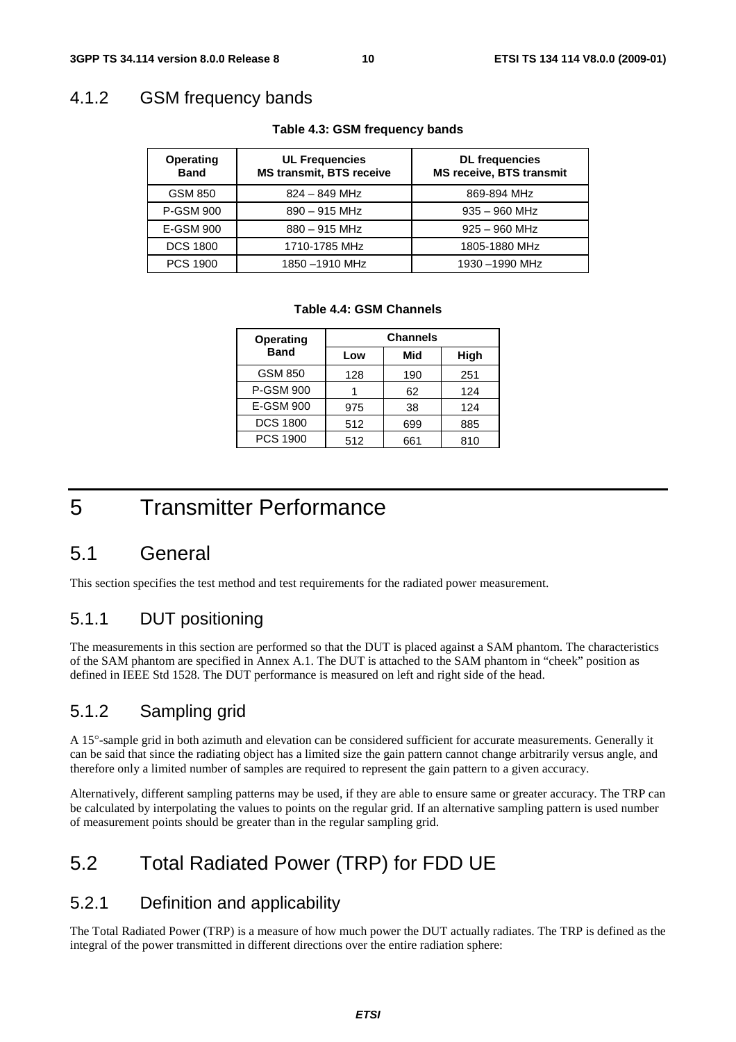### 4.1.2 GSM frequency bands

**Table 4.3: GSM frequency bands**

| Operating Band | UL Frequencies MS transmit, BTS receive | DL frequencies MS receive, BTS transmit |
|---|---|---|
| GSM 850 | 824 – 849 MHz | 869-894 MHz |
| P-GSM 900 | 890 – 915 MHz | 935 – 960 MHz |
| E-GSM 900 | 880 – 915 MHz | 925 – 960 MHz |
| DCS 1800 | 1710-1785 MHz | 1805-1880 MHz |
| PCS 1900 | 1850 –1910 MHz | 1930 –1990 MHz |

**Table 4.4: GSM Channels**

| Operating Band | Channels | | |
|---|---|---|---|
| | Low | Mid | High |
| GSM 850 | 128 | 190 | 251 |
| P-GSM 900 | 1 | 62 | 124 |
| E-GSM 900 | 975 | 38 | 124 |
| DCS 1800 | 512 | 699 | 885 |
| PCS 1900 | 512 | 661 | 810 |

# 5 Transmitter Performance

## 5.1 General

This section specifies the test method and test requirements for the radiated power measurement.

### 5.1.1 DUT positioning

The measurements in this section are performed so that the DUT is placed against a SAM phantom. The characteristics of the SAM phantom are specified in Annex A.1. The DUT is attached to the SAM phantom in "cheek" position as defined in IEEE Std 1528. The DUT performance is measured on left and right side of the head.

### 5.1.2 Sampling grid

A 15°-sample grid in both azimuth and elevation can be considered sufficient for accurate measurements. Generally it can be said that since the radiating object has a limited size the gain pattern cannot change arbitrarily versus angle, and therefore only a limited number of samples are required to represent the gain pattern to a given accuracy.

Alternatively, different sampling patterns may be used, if they are able to ensure same or greater accuracy. The TRP can be calculated by interpolating the values to points on the regular grid. If an alternative sampling pattern is used number of measurement points should be greater than in the regular sampling grid.

## 5.2 Total Radiated Power (TRP) for FDD UE

### 5.2.1 Definition and applicability

The Total Radiated Power (TRP) is a measure of how much power the DUT actually radiates. The TRP is defined as the integral of the power transmitted in different directions over the entire radiation sphere: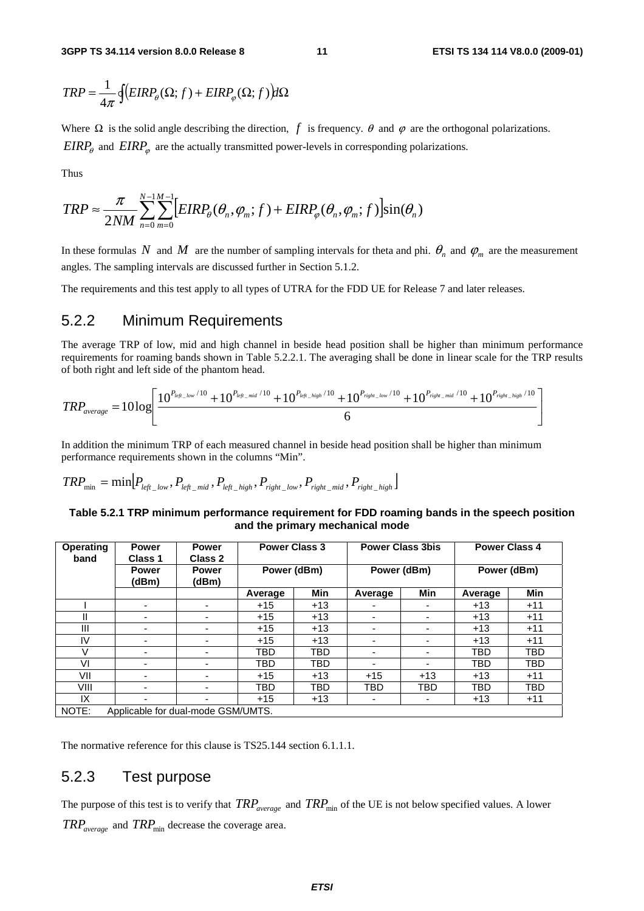$$TRP = \frac{1}{4\pi} \oint \left( EIRP_{\theta}(\Omega; f) + EIRP_{\varphi}(\Omega; f) \right) d\Omega$$

Where $\Omega$ is the solid angle describing the direction, $f$ is frequency. $\theta$ and $\varphi$ are the orthogonal polarizations. $EIRP_{\theta}$ and $EIRP_{\varphi}$ are the actually transmitted power-levels in corresponding polarizations.

Thus

$$TRP \approx \frac{\pi}{2NM} \sum_{n=0}^{N-1} \sum_{m=0}^{M-1} \left[ EIRP_{\theta}(\theta_n, \varphi_m; f) + EIRP_{\varphi}(\theta_n, \varphi_m; f) \right] \sin(\theta_n)$$

In these formulas $N$ and $M$ are the number of sampling intervals for theta and phi. $\theta_n$ and $\varphi_m$ are the measurement angles. The sampling intervals are discussed further in Section 5.1.2.

The requirements and this test apply to all types of UTRA for the FDD UE for Release 7 and later releases.

## 5.2.2 Minimum Requirements

The average TRP of low, mid and high channel in beside head position shall be higher than minimum performance requirements for roaming bands shown in Table 5.2.2.1. The averaging shall be done in linear scale for the TRP results of both right and left side of the phantom head.

$$TRP_{average} = 10\log\left[ \frac{10^{P_{left\_low}/10} + 10^{P_{left\_mid}/10} + 10^{P_{left\_high}/10} + 10^{P_{right\_low}/10} + 10^{P_{right\_mid}/10} + 10^{P_{right\_high}/10}}{6} \right]$$

In addition the minimum TRP of each measured channel in beside head position shall be higher than minimum performance requirements shown in the columns "Min".

$$TRP_{\min} = \min\left[ P_{left\_low}, P_{left\_mid}, P_{left\_high}, P_{right\_low}, P_{right\_mid}, P_{right\_high} \right]$$

**Table 5.2.1 TRP minimum performance requirement for FDD roaming bands in the speech position and the primary mechanical mode**

| Operating band | Power Class 1 | Power Class 2 | Power Class 3 | | Power Class 3bis | | Power Class 4 | |
|---|---|---|---|---|---|---|---|---|
| | Power (dBm) | Power (dBm) | Power (dBm) | | Power (dBm) | | Power (dBm) | |
| | | | Average | Min | Average | Min | Average | Min |
| I | - | - | +15 | +13 | - | - | +13 | +11 |
| II | - | - | +15 | +13 | - | - | +13 | +11 |
| III | - | - | +15 | +13 | - | - | +13 | +11 |
| IV | - | - | +15 | +13 | - | - | +13 | +11 |
| V | - | - | TBD | TBD | - | - | TBD | TBD |
| VI | - | - | TBD | TBD | - | - | TBD | TBD |
| VII | - | - | +15 | +13 | +15 | +13 | +13 | +11 |
| VIII | - | - | TBD | TBD | TBD | TBD | TBD | TBD |
| IX | - | - | +15 | +13 | - | - | +13 | +11 |
| NOTE: Applicable for dual-mode GSM/UMTS. | | | | | | | | |

The normative reference for this clause is TS25.144 section 6.1.1.1.

## 5.2.3 Test purpose

The purpose of this test is to verify that $TRP_{average}$ and $TRP_{\min}$ of the UE is not below specified values. A lower $TRP_{average}$ and $TRP_{\min}$ decrease the coverage area.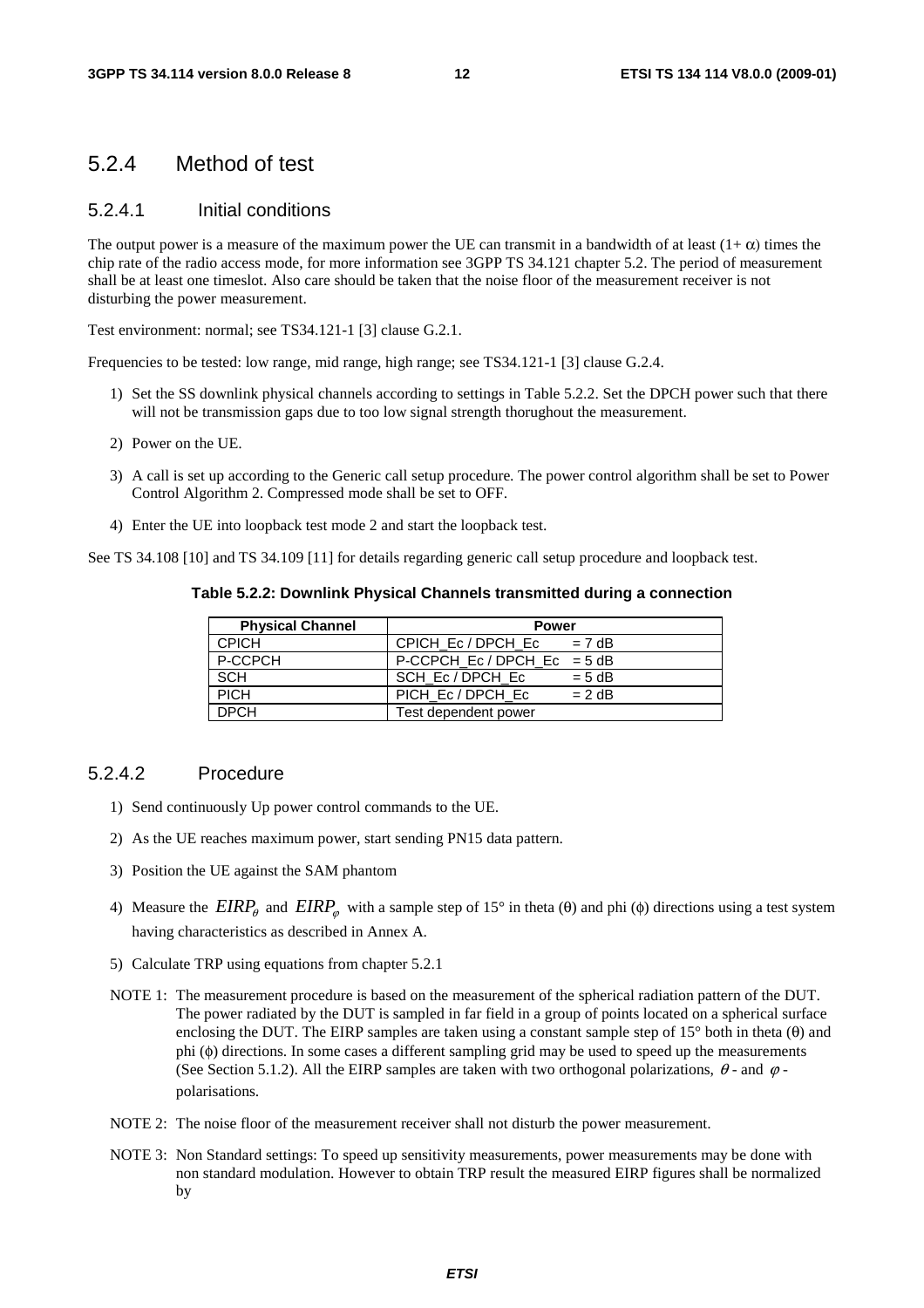### 5.2.4 Method of test

#### 5.2.4.1 Initial conditions

The output power is a measure of the maximum power the UE can transmit in a bandwidth of at least $(1+\alpha)$ times the chip rate of the radio access mode, for more information see 3GPP TS 34.121 chapter 5.2. The period of measurement shall be at least one timeslot. Also care should be taken that the noise floor of the measurement receiver is not disturbing the power measurement.

Test environment: normal; see TS34.121-1 [3] clause G.2.1.

Frequencies to be tested: low range, mid range, high range; see TS34.121-1 [3] clause G.2.4.

1) Set the SS downlink physical channels according to settings in Table 5.2.2. Set the DPCH power such that there will not be transmission gaps due to too low signal strength thorughout the measurement.
2) Power on the UE.
3) A call is set up according to the Generic call setup procedure. The power control algorithm shall be set to Power Control Algorithm 2. Compressed mode shall be set to OFF.
4) Enter the UE into loopback test mode 2 and start the loopback test.

See TS 34.108 [10] and TS 34.109 [11] for details regarding generic call setup procedure and loopback test.

**Table 5.2.2: Downlink Physical Channels transmitted during a connection**

| Physical Channel | Power |
|---|---|
| CPICH | CPICH_Ec / DPCH_Ec = 7 dB |
| P-CCPCH | P-CCPCH_Ec / DPCH_Ec = 5 dB |
| SCH | SCH_Ec / DPCH_Ec = 5 dB |
| PICH | PICH_Ec / DPCH_Ec = 2 dB |
| DPCH | Test dependent power |

#### 5.2.4.2 Procedure

1) Send continuously Up power control commands to the UE.
2) As the UE reaches maximum power, start sending PN15 data pattern.
3) Position the UE against the SAM phantom
4) Measure the $EIRP_{\theta}$ and $EIRP_{\varphi}$ with a sample step of 15° in theta (θ) and phi (ϕ) directions using a test system having characteristics as described in Annex A.
5) Calculate TRP using equations from chapter 5.2.1

NOTE 1: The measurement procedure is based on the measurement of the spherical radiation pattern of the DUT. The power radiated by the DUT is sampled in far field in a group of points located on a spherical surface enclosing the DUT. The EIRP samples are taken using a constant sample step of 15° both in theta (θ) and phi (ϕ) directions. In some cases a different sampling grid may be used to speed up the measurements (See Section 5.1.2). All the EIRP samples are taken with two orthogonal polarizations, $\theta$ - and $\varphi$ - polarisations.

NOTE 2: The noise floor of the measurement receiver shall not disturb the power measurement.

NOTE 3: Non Standard settings: To speed up sensitivity measurements, power measurements may be done with non standard modulation. However to obtain TRP result the measured EIRP figures shall be normalized by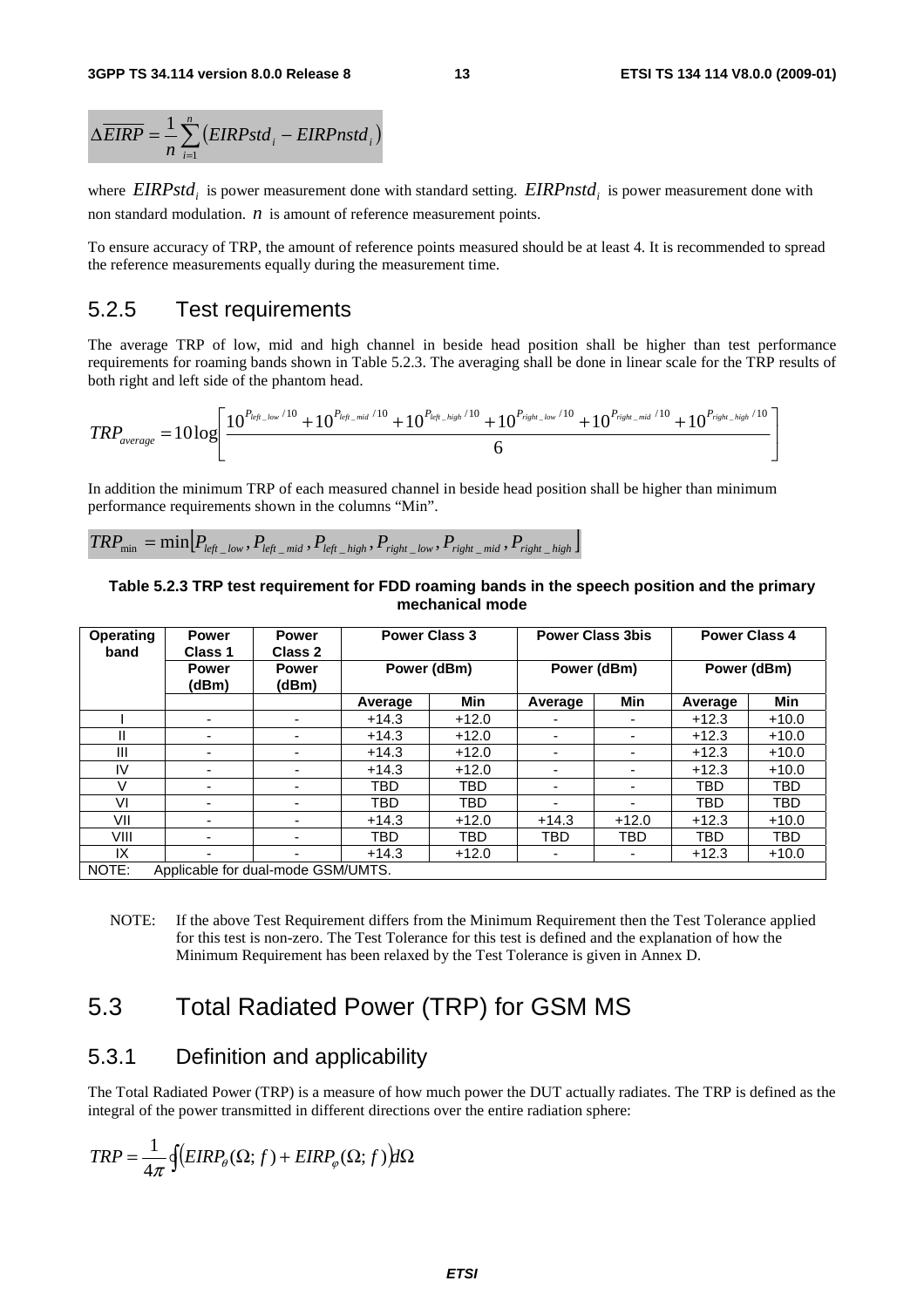$$\Delta\overline{EIRP} = \frac{1}{n}\sum_{i=1}^{n}\left(EIRPstd_i - EIRPnstd_i\right)$$

where $EIRPstd_i$ is power measurement done with standard setting. $EIRPnstd_i$ is power measurement done with non standard modulation. $n$ is amount of reference measurement points.

To ensure accuracy of TRP, the amount of reference points measured should be at least 4. It is recommended to spread the reference measurements equally during the measurement time.

### 5.2.5 Test requirements

The average TRP of low, mid and high channel in beside head position shall be higher than test performance requirements for roaming bands shown in Table 5.2.3. The averaging shall be done in linear scale for the TRP results of both right and left side of the phantom head.

$$TRP_{average} = 10\log\left[\frac{10^{P_{left\_low}/10} + 10^{P_{left\_mid}/10} + 10^{P_{left\_high}/10} + 10^{P_{right\_low}/10} + 10^{P_{right\_mid}/10} + 10^{P_{right\_high}/10}}{6}\right]$$

In addition the minimum TRP of each measured channel in beside head position shall be higher than minimum performance requirements shown in the columns "Min".

$$TRP_{\min} = \min\left[P_{left\_low}, P_{left\_mid}, P_{left\_high}, P_{right\_low}, P_{right\_mid}, P_{right\_high}\right]$$

**Table 5.2.3 TRP test requirement for FDD roaming bands in the speech position and the primary mechanical mode**

| Operating band | Power Class 1 | Power Class 2 | Power Class 3 | | Power Class 3bis | | Power Class 4 | |
|---|---|---|---|---|---|---|---|---|
| | Power (dBm) | Power (dBm) | Power (dBm) | | Power (dBm) | | Power (dBm) | |
| | | | Average | Min | Average | Min | Average | Min |
| I | - | - | +14.3 | +12.0 | - | - | +12.3 | +10.0 |
| II | - | - | +14.3 | +12.0 | - | - | +12.3 | +10.0 |
| III | - | - | +14.3 | +12.0 | - | - | +12.3 | +10.0 |
| IV | - | - | +14.3 | +12.0 | - | - | +12.3 | +10.0 |
| V | - | - | TBD | TBD | - | - | TBD | TBD |
| VI | - | - | TBD | TBD | - | - | TBD | TBD |
| VII | - | - | +14.3 | +12.0 | +14.3 | +12.0 | +12.3 | +10.0 |
| VIII | - | - | TBD | TBD | TBD | TBD | TBD | TBD |
| IX | - | - | +14.3 | +12.0 | - | - | +12.3 | +10.0 |
| NOTE: Applicable for dual-mode GSM/UMTS. | | | | | | | | |

NOTE: If the above Test Requirement differs from the Minimum Requirement then the Test Tolerance applied for this test is non-zero. The Test Tolerance for this test is defined and the explanation of how the Minimum Requirement has been relaxed by the Test Tolerance is given in Annex D.

## 5.3 Total Radiated Power (TRP) for GSM MS

### 5.3.1 Definition and applicability

The Total Radiated Power (TRP) is a measure of how much power the DUT actually radiates. The TRP is defined as the integral of the power transmitted in different directions over the entire radiation sphere:

$$TRP = \frac{1}{4\pi}\oint\left(EIRP_{\theta}(\Omega; f) + EIRP_{\varphi}(\Omega; f)\right)d\Omega$$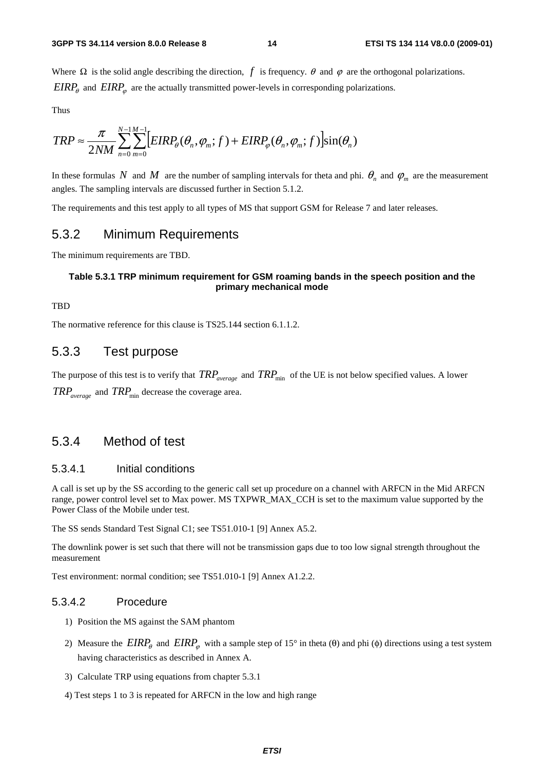Where $\Omega$ is the solid angle describing the direction, $f$ is frequency. $\theta$ and $\varphi$ are the orthogonal polarizations. $EIRP_\theta$ and $EIRP_\varphi$ are the actually transmitted power-levels in corresponding polarizations.

Thus

$$TRP \approx \frac{\pi}{2NM}\sum_{n=0}^{N-1}\sum_{m=0}^{M-1}\left[EIRP_\theta(\theta_n,\varphi_m;f)+EIRP_\varphi(\theta_n,\varphi_m;f)\right]\sin(\theta_n)$$

In these formulas $N$ and $M$ are the number of sampling intervals for theta and phi. $\theta_n$ and $\varphi_m$ are the measurement angles. The sampling intervals are discussed further in Section 5.1.2.

The requirements and this test apply to all types of MS that support GSM for Release 7 and later releases.

## 5.3.2 Minimum Requirements

The minimum requirements are TBD.

**Table 5.3.1 TRP minimum requirement for GSM roaming bands in the speech position and the primary mechanical mode**

TBD

The normative reference for this clause is TS25.144 section 6.1.1.2.

## 5.3.3 Test purpose

The purpose of this test is to verify that $TRP_{average}$ and $TRP_{\min}$ of the UE is not below specified values. A lower $TRP_{average}$ and $TRP_{\min}$ decrease the coverage area.

## 5.3.4 Method of test

### 5.3.4.1 Initial conditions

A call is set up by the SS according to the generic call set up procedure on a channel with ARFCN in the Mid ARFCN range, power control level set to Max power. MS TXPWR_MAX_CCH is set to the maximum value supported by the Power Class of the Mobile under test.

The SS sends Standard Test Signal C1; see TS51.010-1 [9] Annex A5.2.

The downlink power is set such that there will not be transmission gaps due to too low signal strength throughout the measurement

Test environment: normal condition; see TS51.010-1 [9] Annex A1.2.2.

### 5.3.4.2 Procedure

1) Position the MS against the SAM phantom
2) Measure the $EIRP_\theta$ and $EIRP_\varphi$ with a sample step of 15° in theta (θ) and phi (ϕ) directions using a test system having characteristics as described in Annex A.
3) Calculate TRP using equations from chapter 5.3.1
4) Test steps 1 to 3 is repeated for ARFCN in the low and high range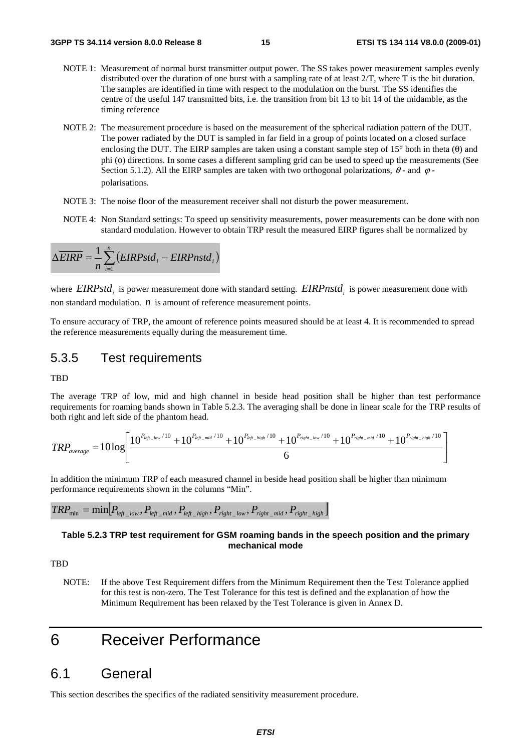NOTE 1: Measurement of normal burst transmitter output power. The SS takes power measurement samples evenly distributed over the duration of one burst with a sampling rate of at least 2/T, where T is the bit duration. The samples are identified in time with respect to the modulation on the burst. The SS identifies the centre of the useful 147 transmitted bits, i.e. the transition from bit 13 to bit 14 of the midamble, as the timing reference

NOTE 2: The measurement procedure is based on the measurement of the spherical radiation pattern of the DUT. The power radiated by the DUT is sampled in far field in a group of points located on a closed surface enclosing the DUT. The EIRP samples are taken using a constant sample step of 15° both in theta (θ) and phi (ϕ) directions. In some cases a different sampling grid can be used to speed up the measurements (See Section 5.1.2). All the EIRP samples are taken with two orthogonal polarizations, $\theta$ - and $\varphi$ - polarisations.

NOTE 3: The noise floor of the measurement receiver shall not disturb the power measurement.

NOTE 4: Non Standard settings: To speed up sensitivity measurements, power measurements can be done with non standard modulation. However to obtain TRP result the measured EIRP figures shall be normalized by

$$\Delta\overline{EIRP} = \frac{1}{n}\sum_{i=1}^{n}\left(EIRPstd_i - EIRPnstd_i\right)$$

where $EIRPstd_i$ is power measurement done with standard setting. $EIRPnstd_i$ is power measurement done with non standard modulation. $n$ is amount of reference measurement points.

To ensure accuracy of TRP, the amount of reference points measured should be at least 4. It is recommended to spread the reference measurements equally during the measurement time.

## 5.3.5 Test requirements

TBD

The average TRP of low, mid and high channel in beside head position shall be higher than test performance requirements for roaming bands shown in Table 5.2.3. The averaging shall be done in linear scale for the TRP results of both right and left side of the phantom head.

$$TRP_{average} = 10\log\left[\frac{10^{P_{left\_low}/10} + 10^{P_{left\_mid}/10} + 10^{P_{left\_high}/10} + 10^{P_{right\_low}/10} + 10^{P_{right\_mid}/10} + 10^{P_{right\_high}/10}}{6}\right]$$

In addition the minimum TRP of each measured channel in beside head position shall be higher than minimum performance requirements shown in the columns "Min".

$$TRP_{\min} = \min\left[P_{left\_low}, P_{left\_mid}, P_{left\_high}, P_{right\_low}, P_{right\_mid}, P_{right\_high}\right]$$

**Table 5.2.3 TRP test requirement for GSM roaming bands in the speech position and the primary mechanical mode**

TBD

NOTE: If the above Test Requirement differs from the Minimum Requirement then the Test Tolerance applied for this test is non-zero. The Test Tolerance for this test is defined and the explanation of how the Minimum Requirement has been relaxed by the Test Tolerance is given in Annex D.

# 6 Receiver Performance

## 6.1 General

This section describes the specifics of the radiated sensitivity measurement procedure.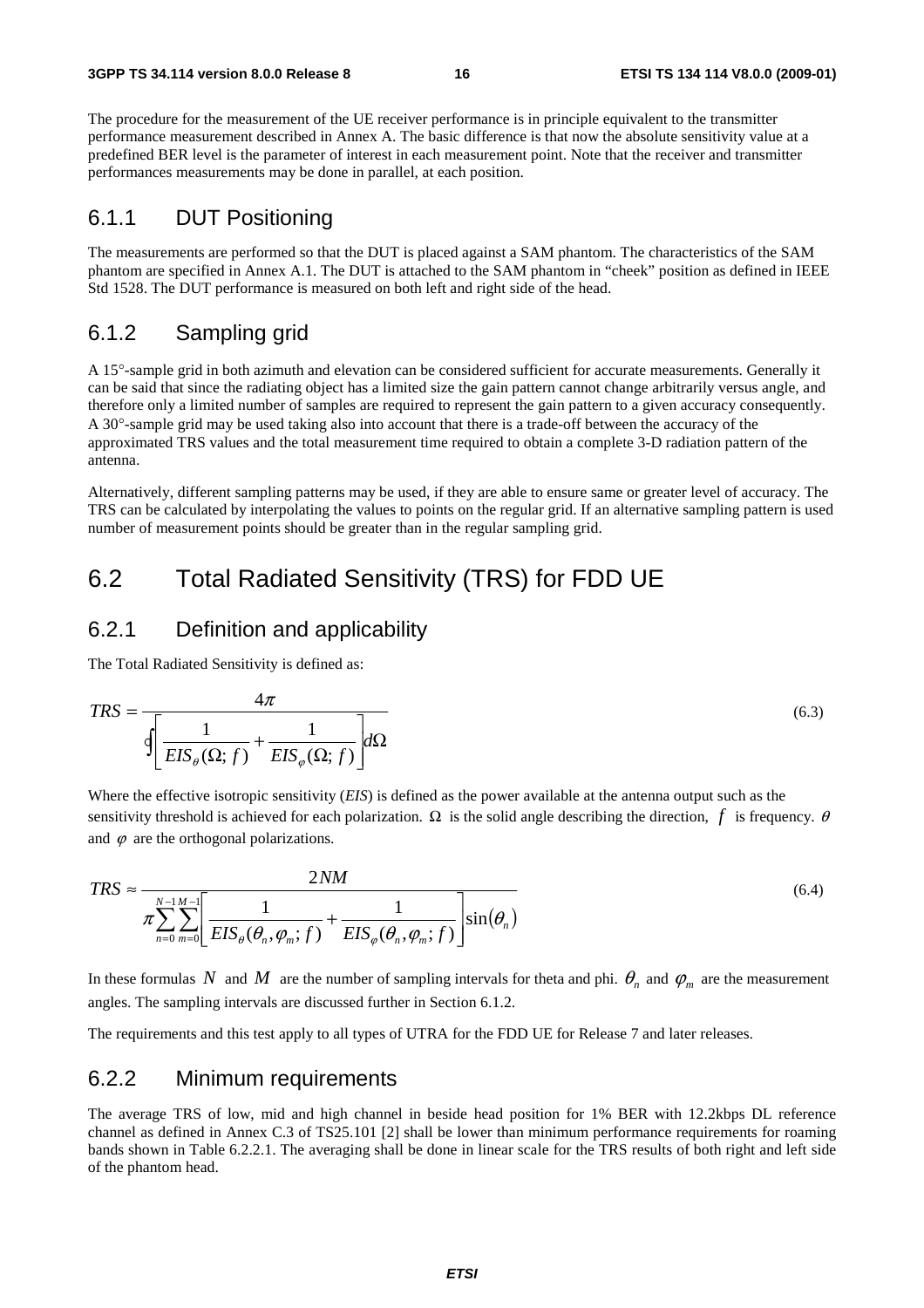The procedure for the measurement of the UE receiver performance is in principle equivalent to the transmitter performance measurement described in Annex A. The basic difference is that now the absolute sensitivity value at a predefined BER level is the parameter of interest in each measurement point. Note that the receiver and transmitter performances measurements may be done in parallel, at each position.

### 6.1.1 DUT Positioning

The measurements are performed so that the DUT is placed against a SAM phantom. The characteristics of the SAM phantom are specified in Annex A.1. The DUT is attached to the SAM phantom in "cheek" position as defined in IEEE Std 1528. The DUT performance is measured on both left and right side of the head.

### 6.1.2 Sampling grid

A 15°-sample grid in both azimuth and elevation can be considered sufficient for accurate measurements. Generally it can be said that since the radiating object has a limited size the gain pattern cannot change arbitrarily versus angle, and therefore only a limited number of samples are required to represent the gain pattern to a given accuracy consequently. A 30°-sample grid may be used taking also into account that there is a trade-off between the accuracy of the approximated TRS values and the total measurement time required to obtain a complete 3-D radiation pattern of the antenna.

Alternatively, different sampling patterns may be used, if they are able to ensure same or greater level of accuracy. The TRS can be calculated by interpolating the values to points on the regular grid. If an alternative sampling pattern is used number of measurement points should be greater than in the regular sampling grid.

## 6.2 Total Radiated Sensitivity (TRS) for FDD UE

### 6.2.1 Definition and applicability

The Total Radiated Sensitivity is defined as:

$$TRS = \frac{4\pi}{\oint \left[ \frac{1}{EIS_{\theta}(\Omega; f)} + \frac{1}{EIS_{\varphi}(\Omega; f)} \right] d\Omega} \tag{6.3}$$

Where the effective isotropic sensitivity (*EIS*) is defined as the power available at the antenna output such as the sensitivity threshold is achieved for each polarization. $\Omega$ is the solid angle describing the direction, $f$ is frequency. $\theta$ and $\varphi$ are the orthogonal polarizations.

$$TRS \approx \frac{2NM}{\pi \sum_{n=0}^{N-1} \sum_{m=0}^{M-1} \left[ \frac{1}{EIS_{\theta}(\theta_n, \varphi_m; f)} + \frac{1}{EIS_{\varphi}(\theta_n, \varphi_m; f)} \right] \sin(\theta_n)} \tag{6.4}$$

In these formulas $N$ and $M$ are the number of sampling intervals for theta and phi. $\theta_n$ and $\varphi_m$ are the measurement angles. The sampling intervals are discussed further in Section 6.1.2.

The requirements and this test apply to all types of UTRA for the FDD UE for Release 7 and later releases.

### 6.2.2 Minimum requirements

The average TRS of low, mid and high channel in beside head position for 1% BER with 12.2kbps DL reference channel as defined in Annex C.3 of TS25.101 [2] shall be lower than minimum performance requirements for roaming bands shown in Table 6.2.2.1. The averaging shall be done in linear scale for the TRS results of both right and left side of the phantom head.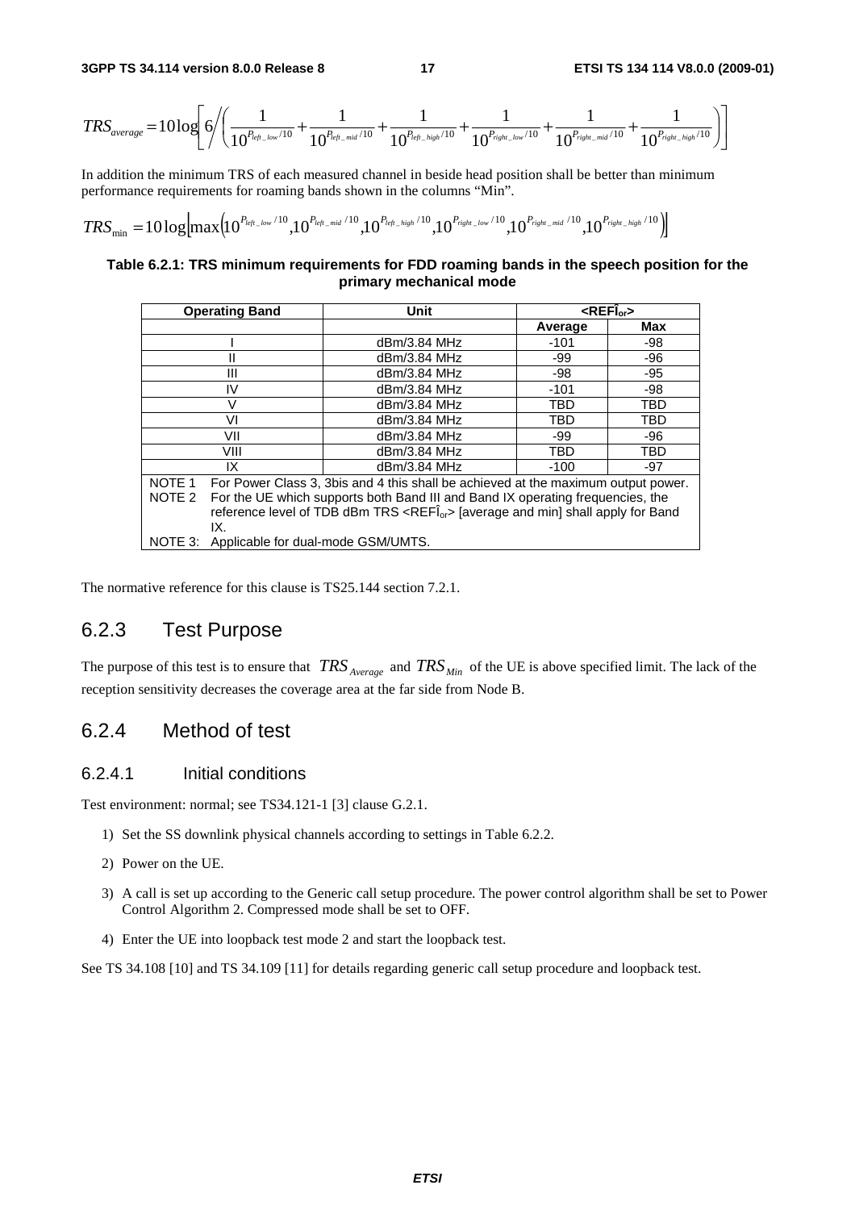$$TRS_{average} = 10\log\left[6\Bigg/\left(\frac{1}{10^{P_{left\_low}/10}}+\frac{1}{10^{P_{left\_mid}/10}}+\frac{1}{10^{P_{left\_high}/10}}+\frac{1}{10^{P_{right\_low}/10}}+\frac{1}{10^{P_{right\_mid}/10}}+\frac{1}{10^{P_{right\_high}/10}}\right)\right]$$

In addition the minimum TRS of each measured channel in beside head position shall be better than minimum performance requirements for roaming bands shown in the columns "Min".

$$TRS_{\min} = 10\log\left[\max\left(10^{P_{left\_low}/10}, 10^{P_{left\_mid}/10}, 10^{P_{left\_high}/10}, 10^{P_{right\_low}/10}, 10^{P_{right\_mid}/10}, 10^{P_{right\_high}/10}\right)\right]$$

**Table 6.2.1: TRS minimum requirements for FDD roaming bands in the speech position for the primary mechanical mode**

| Operating Band | Unit | <REFÎor> | |
|---|---|---|---|
| | | Average | Max |
| I | dBm/3.84 MHz | -101 | -98 |
| II | dBm/3.84 MHz | -99 | -96 |
| III | dBm/3.84 MHz | -98 | -95 |
| IV | dBm/3.84 MHz | -101 | -98 |
| V | dBm/3.84 MHz | TBD | TBD |
| VI | dBm/3.84 MHz | TBD | TBD |
| VII | dBm/3.84 MHz | -99 | -96 |
| VIII | dBm/3.84 MHz | TBD | TBD |
| IX | dBm/3.84 MHz | -100 | -97 |
| NOTE 1 For Power Class 3, 3bis and 4 this shall be achieved at the maximum output power.<br>NOTE 2 For the UE which supports both Band III and Band IX operating frequencies, the reference level of TDB dBm TRS <REFÎor> [average and min] shall apply for Band IX.<br>NOTE 3: Applicable for dual-mode GSM/UMTS. | | | |

The normative reference for this clause is TS25.144 section 7.2.1.

## 6.2.3 Test Purpose

The purpose of this test is to ensure that $TRS_{Average}$ and $TRS_{Min}$ of the UE is above specified limit. The lack of the reception sensitivity decreases the coverage area at the far side from Node B.

## 6.2.4 Method of test

### 6.2.4.1 Initial conditions

Test environment: normal; see TS34.121-1 [3] clause G.2.1.

1) Set the SS downlink physical channels according to settings in Table 6.2.2.
2) Power on the UE.
3) A call is set up according to the Generic call setup procedure. The power control algorithm shall be set to Power Control Algorithm 2. Compressed mode shall be set to OFF.
4) Enter the UE into loopback test mode 2 and start the loopback test.

See TS 34.108 [10] and TS 34.109 [11] for details regarding generic call setup procedure and loopback test.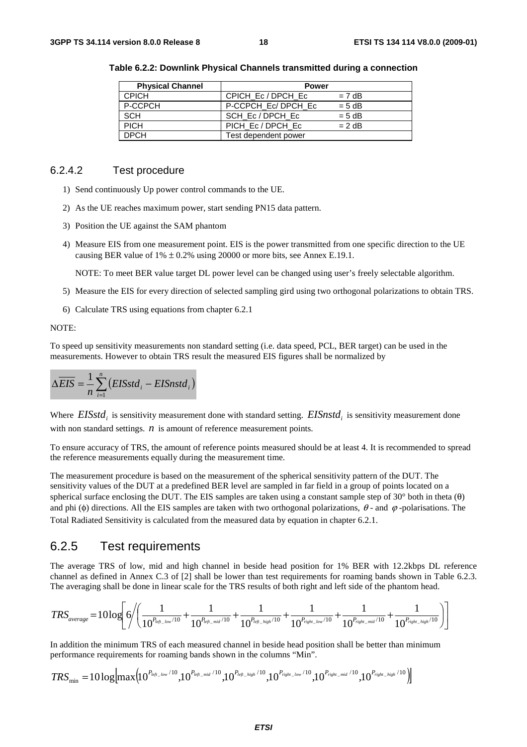**Table 6.2.2: Downlink Physical Channels transmitted during a connection**

| Physical Channel | Power | |
|---|---|---|
| CPICH | CPICH_Ec / DPCH_Ec | = 7 dB |
| P-CCPCH | P-CCPCH_Ec/ DPCH_Ec | = 5 dB |
| SCH | SCH_Ec / DPCH_Ec | = 5 dB |
| PICH | PICH_Ec / DPCH_Ec | = 2 dB |
| DPCH | Test dependent power | |

### 6.2.4.2 Test procedure

1) Send continuously Up power control commands to the UE.
2) As the UE reaches maximum power, start sending PN15 data pattern.
3) Position the UE against the SAM phantom
4) Measure EIS from one measurement point. EIS is the power transmitted from one specific direction to the UE causing BER value of 1% ± 0.2% using 20000 or more bits, see Annex E.19.1.

   NOTE: To meet BER value target DL power level can be changed using user's freely selectable algorithm.

5) Measure the EIS for every direction of selected sampling gird using two orthogonal polarizations to obtain TRS.
6) Calculate TRS using equations from chapter 6.2.1

NOTE:

To speed up sensitivity measurements non standard setting (i.e. data speed, PCL, BER target) can be used in the measurements. However to obtain TRS result the measured EIS figures shall be normalized by

$$\Delta\overline{EIS} = \frac{1}{n}\sum_{i=1}^{n}\left(EISstd_i - EISnstd_i\right)$$

Where $EISstd_i$ is sensitivity measurement done with standard setting. $EISnstd_i$ is sensitivity measurement done with non standard settings. $n$ is amount of reference measurement points.

To ensure accuracy of TRS, the amount of reference points measured should be at least 4. It is recommended to spread the reference measurements equally during the measurement time.

The measurement procedure is based on the measurement of the spherical sensitivity pattern of the DUT. The sensitivity values of the DUT at a predefined BER level are sampled in far field in a group of points located on a spherical surface enclosing the DUT. The EIS samples are taken using a constant sample step of 30° both in theta (θ) and phi (ϕ) directions. All the EIS samples are taken with two orthogonal polarizations, $\theta$- and $\varphi$-polarisations. The Total Radiated Sensitivity is calculated from the measured data by equation in chapter 6.2.1.

## 6.2.5 Test requirements

The average TRS of low, mid and high channel in beside head position for 1% BER with 12.2kbps DL reference channel as defined in Annex C.3 of [2] shall be lower than test requirements for roaming bands shown in Table 6.2.3. The averaging shall be done in linear scale for the TRS results of both right and left side of the phantom head.

$$TRS_{average} = 10\log\left[6\Bigg/\left(\frac{1}{10^{P_{left\_low}/10}} + \frac{1}{10^{P_{left\_mid}/10}} + \frac{1}{10^{P_{left\_high}/10}} + \frac{1}{10^{P_{right\_low}/10}} + \frac{1}{10^{P_{right\_mid}/10}} + \frac{1}{10^{P_{right\_high}/10}}\right)\right]$$

In addition the minimum TRS of each measured channel in beside head position shall be better than minimum performance requirements for roaming bands shown in the columns "Min".

$$TRS_{\min} = 10\log\left[\max\left(10^{P_{left\_low}/10}, 10^{P_{left\_mid}/10}, 10^{P_{left\_high}/10}, 10^{P_{right\_low}/10}, 10^{P_{right\_mid}/10}, 10^{P_{right\_high}/10}\right)\right]$$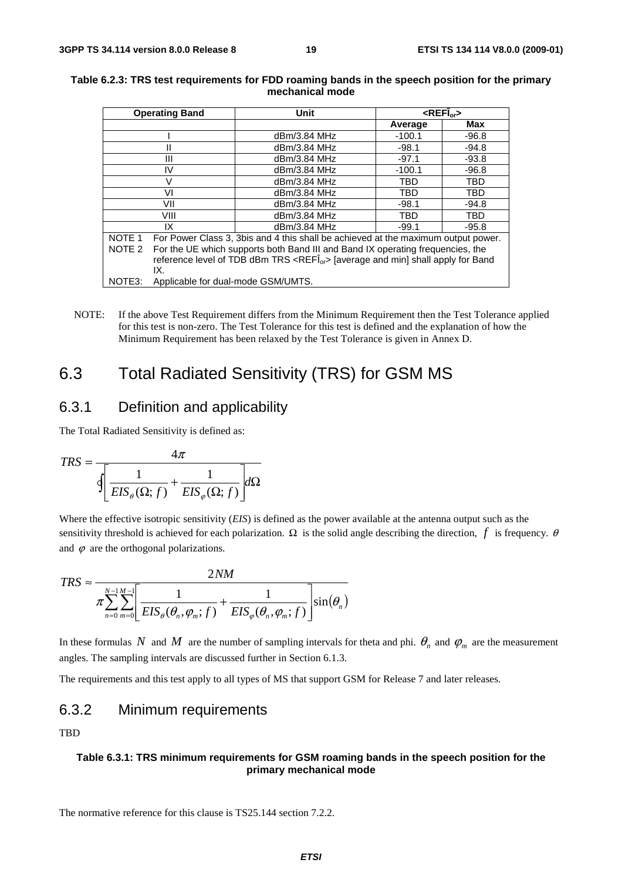**Table 6.2.3: TRS test requirements for FDD roaming bands in the speech position for the primary mechanical mode**

| Operating Band | Unit | <REFÎ$_{or}$> | |
|---|---|---|---|
| | | Average | Max |
| I | dBm/3.84 MHz | -100.1 | -96.8 |
| II | dBm/3.84 MHz | -98.1 | -94.8 |
| III | dBm/3.84 MHz | -97.1 | -93.8 |
| IV | dBm/3.84 MHz | -100.1 | -96.8 |
| V | dBm/3.84 MHz | TBD | TBD |
| VI | dBm/3.84 MHz | TBD | TBD |
| VII | dBm/3.84 MHz | -98.1 | -94.8 |
| VIII | dBm/3.84 MHz | TBD | TBD |
| IX | dBm/3.84 MHz | -99.1 | -95.8 |
| NOTE 1 For Power Class 3, 3bis and 4 this shall be achieved at the maximum output power. | | | |
| NOTE 2 For the UE which supports both Band III and Band IX operating frequencies, the reference level of TDB dBm TRS <REFÎ$_{or}$> [average and min] shall apply for Band IX. | | | |
| NOTE3: Applicable for dual-mode GSM/UMTS. | | | |

NOTE: If the above Test Requirement differs from the Minimum Requirement then the Test Tolerance applied for this test is non-zero. The Test Tolerance for this test is defined and the explanation of how the Minimum Requirement has been relaxed by the Test Tolerance is given in Annex D.

# 6.3 Total Radiated Sensitivity (TRS) for GSM MS

## 6.3.1 Definition and applicability

The Total Radiated Sensitivity is defined as:

$$TRS = \frac{4\pi}{\oint \left[ \frac{1}{EIS_{\theta}(\Omega; f)} + \frac{1}{EIS_{\varphi}(\Omega; f)} \right] d\Omega}$$

Where the effective isotropic sensitivity (*EIS*) is defined as the power available at the antenna output such as the sensitivity threshold is achieved for each polarization. $\Omega$ is the solid angle describing the direction, $f$ is frequency. $\theta$ and $\varphi$ are the orthogonal polarizations.

$$TRS \approx \frac{2NM}{\pi \sum_{n=0}^{N-1} \sum_{m=0}^{M-1} \left[ \frac{1}{EIS_{\theta}(\theta_n, \varphi_m; f)} + \frac{1}{EIS_{\varphi}(\theta_n, \varphi_m; f)} \right] \sin(\theta_n)}$$

In these formulas $N$ and $M$ are the number of sampling intervals for theta and phi. $\theta_n$ and $\varphi_m$ are the measurement angles. The sampling intervals are discussed further in Section 6.1.3.

The requirements and this test apply to all types of MS that support GSM for Release 7 and later releases.

## 6.3.2 Minimum requirements

TBD

**Table 6.3.1: TRS minimum requirements for GSM roaming bands in the speech position for the primary mechanical mode**

The normative reference for this clause is TS25.144 section 7.2.2.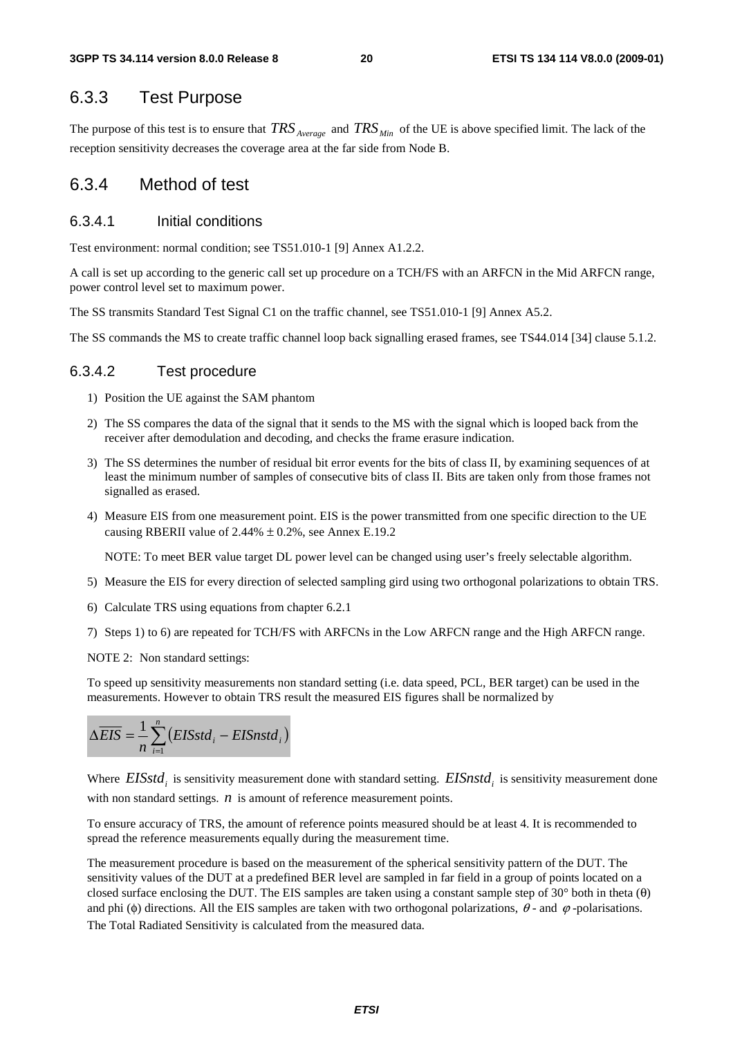## 6.3.3 Test Purpose

The purpose of this test is to ensure that $TRS_{Average}$ and $TRS_{Min}$ of the UE is above specified limit. The lack of the reception sensitivity decreases the coverage area at the far side from Node B.

## 6.3.4 Method of test

### 6.3.4.1 Initial conditions

Test environment: normal condition; see TS51.010-1 [9] Annex A1.2.2.

A call is set up according to the generic call set up procedure on a TCH/FS with an ARFCN in the Mid ARFCN range, power control level set to maximum power.

The SS transmits Standard Test Signal C1 on the traffic channel, see TS51.010-1 [9] Annex A5.2.

The SS commands the MS to create traffic channel loop back signalling erased frames, see TS44.014 [34] clause 5.1.2.

### 6.3.4.2 Test procedure

1) Position the UE against the SAM phantom
2) The SS compares the data of the signal that it sends to the MS with the signal which is looped back from the receiver after demodulation and decoding, and checks the frame erasure indication.
3) The SS determines the number of residual bit error events for the bits of class II, by examining sequences of at least the minimum number of samples of consecutive bits of class II. Bits are taken only from those frames not signalled as erased.
4) Measure EIS from one measurement point. EIS is the power transmitted from one specific direction to the UE causing RBERII value of 2.44% ± 0.2%, see Annex E.19.2

   NOTE: To meet BER value target DL power level can be changed using user's freely selectable algorithm.

5) Measure the EIS for every direction of selected sampling gird using two orthogonal polarizations to obtain TRS.
6) Calculate TRS using equations from chapter 6.2.1
7) Steps 1) to 6) are repeated for TCH/FS with ARFCNs in the Low ARFCN range and the High ARFCN range.

NOTE 2: Non standard settings:

To speed up sensitivity measurements non standard setting (i.e. data speed, PCL, BER target) can be used in the measurements. However to obtain TRS result the measured EIS figures shall be normalized by

$$\Delta\overline{EIS} = \frac{1}{n}\sum_{i=1}^{n}\left(EISstd_i - EISnstd_i\right)$$

Where $EISstd_i$ is sensitivity measurement done with standard setting. $EISnstd_i$ is sensitivity measurement done with non standard settings. $n$ is amount of reference measurement points.

To ensure accuracy of TRS, the amount of reference points measured should be at least 4. It is recommended to spread the reference measurements equally during the measurement time.

The measurement procedure is based on the measurement of the spherical sensitivity pattern of the DUT. The sensitivity values of the DUT at a predefined BER level are sampled in far field in a group of points located on a closed surface enclosing the DUT. The EIS samples are taken using a constant sample step of 30° both in theta (θ) and phi (ϕ) directions. All the EIS samples are taken with two orthogonal polarizations, $\theta$ - and $\varphi$ -polarisations. The Total Radiated Sensitivity is calculated from the measured data.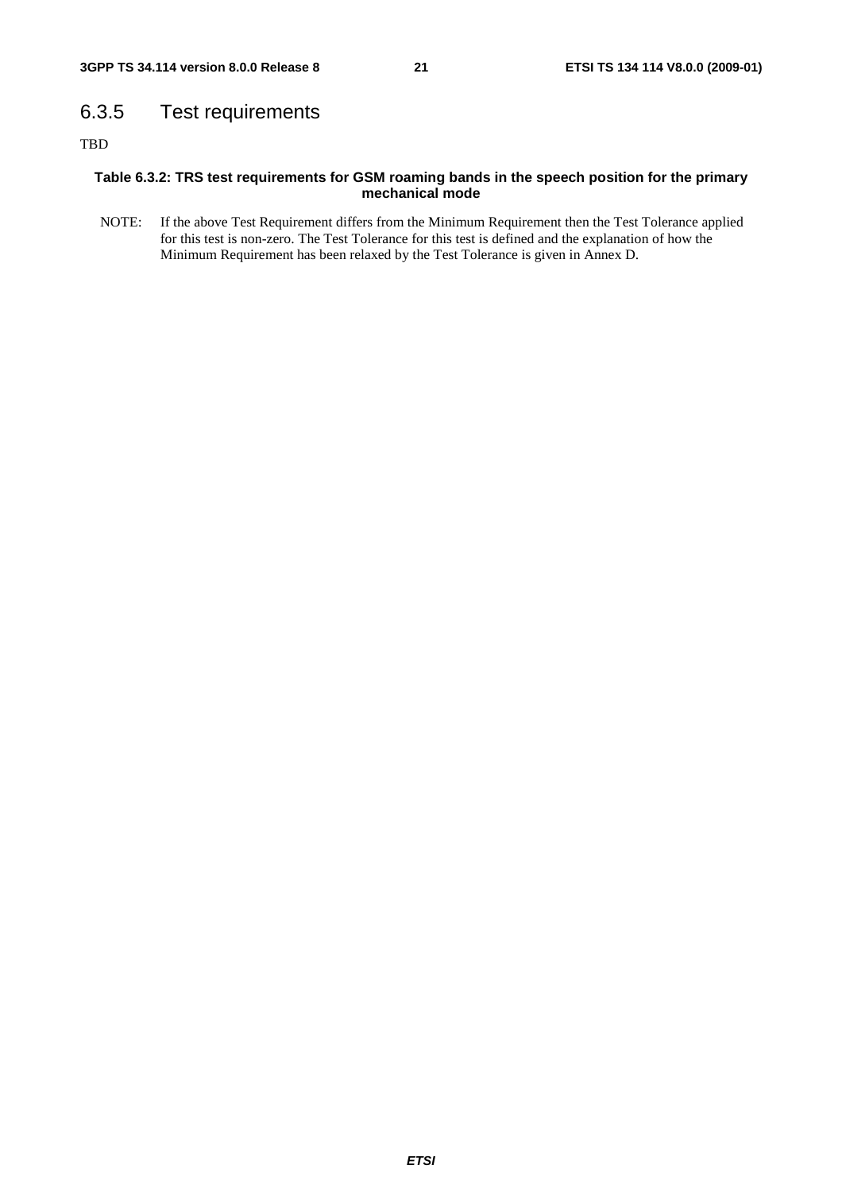### 6.3.5 Test requirements

TBD

**Table 6.3.2: TRS test requirements for GSM roaming bands in the speech position for the primary mechanical mode**

NOTE: If the above Test Requirement differs from the Minimum Requirement then the Test Tolerance applied for this test is non-zero. The Test Tolerance for this test is defined and the explanation of how the Minimum Requirement has been relaxed by the Test Tolerance is given in Annex D.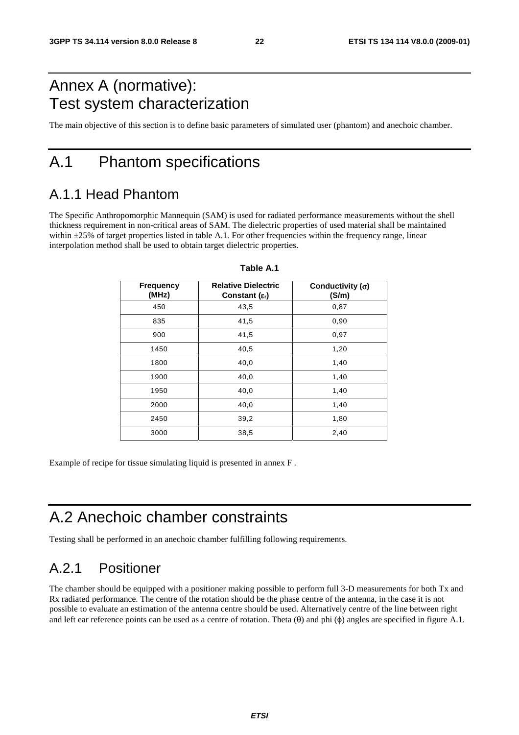# Annex A (normative): Test system characterization

The main objective of this section is to define basic parameters of simulated user (phantom) and anechoic chamber.

# A.1 Phantom specifications

## A.1.1 Head Phantom

The Specific Anthropomorphic Mannequin (SAM) is used for radiated performance measurements without the shell thickness requirement in non-critical areas of SAM. The dielectric properties of used material shall be maintained within ±25% of target properties listed in table A.1. For other frequencies within the frequency range, linear interpolation method shall be used to obtain target dielectric properties.

**Table A.1**

| Frequency (MHz) | Relative Dielectric Constant ($\varepsilon_r$) | Conductivity ($\sigma$) (S/m) |
|---|---|---|
| 450 | 43,5 | 0,87 |
| 835 | 41,5 | 0,90 |
| 900 | 41,5 | 0,97 |
| 1450 | 40,5 | 1,20 |
| 1800 | 40,0 | 1,40 |
| 1900 | 40,0 | 1,40 |
| 1950 | 40,0 | 1,40 |
| 2000 | 40,0 | 1,40 |
| 2450 | 39,2 | 1,80 |
| 3000 | 38,5 | 2,40 |

Example of recipe for tissue simulating liquid is presented in annex F .

# A.2 Anechoic chamber constraints

Testing shall be performed in an anechoic chamber fulfilling following requirements.

## A.2.1 Positioner

The chamber should be equipped with a positioner making possible to perform full 3-D measurements for both Tx and Rx radiated performance. The centre of the rotation should be the phase centre of the antenna, in the case it is not possible to evaluate an estimation of the antenna centre should be used. Alternatively centre of the line between right and left ear reference points can be used as a centre of rotation. Theta ($\theta$) and phi ($\phi$) angles are specified in figure A.1.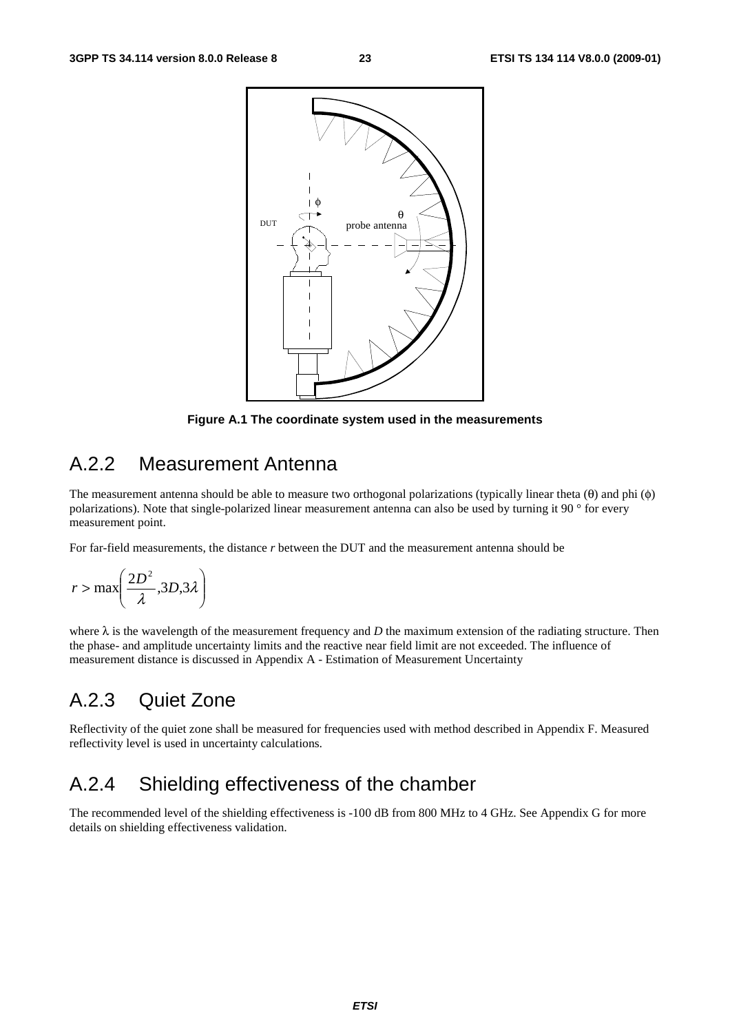**Figure A.1 The coordinate system used in the measurements**

## A.2.2 Measurement Antenna

The measurement antenna should be able to measure two orthogonal polarizations (typically linear theta (θ) and phi (ϕ) polarizations). Note that single-polarized linear measurement antenna can also be used by turning it 90 ° for every measurement point.

For far-field measurements, the distance *r* between the DUT and the measurement antenna should be

$$r > \max\left(\frac{2D^2}{\lambda}, 3D, 3\lambda\right)$$

where λ is the wavelength of the measurement frequency and *D* the maximum extension of the radiating structure. Then the phase- and amplitude uncertainty limits and the reactive near field limit are not exceeded. The influence of measurement distance is discussed in Appendix A - Estimation of Measurement Uncertainty

## A.2.3 Quiet Zone

Reflectivity of the quiet zone shall be measured for frequencies used with method described in Appendix F. Measured reflectivity level is used in uncertainty calculations.

## A.2.4 Shielding effectiveness of the chamber

The recommended level of the shielding effectiveness is -100 dB from 800 MHz to 4 GHz. See Appendix G for more details on shielding effectiveness validation.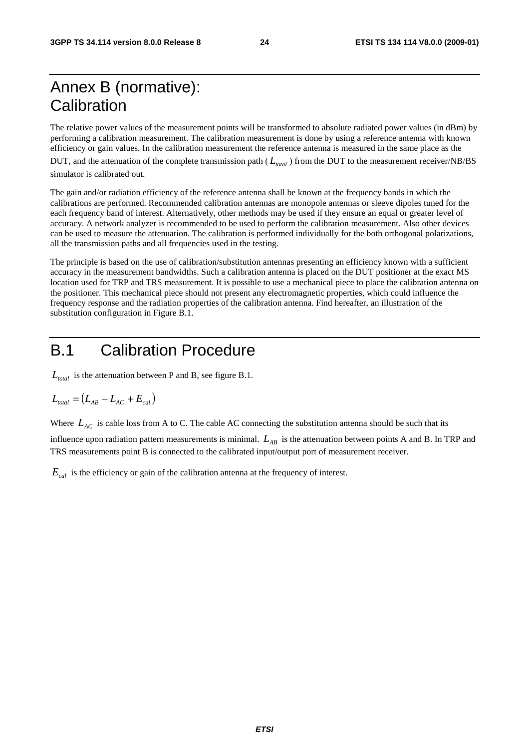# Annex B (normative): Calibration

The relative power values of the measurement points will be transformed to absolute radiated power values (in dBm) by performing a calibration measurement. The calibration measurement is done by using a reference antenna with known efficiency or gain values. In the calibration measurement the reference antenna is measured in the same place as the DUT, and the attenuation of the complete transmission path ( $L_{total}$ ) from the DUT to the measurement receiver/NB/BS simulator is calibrated out.

The gain and/or radiation efficiency of the reference antenna shall be known at the frequency bands in which the calibrations are performed. Recommended calibration antennas are monopole antennas or sleeve dipoles tuned for the each frequency band of interest. Alternatively, other methods may be used if they ensure an equal or greater level of accuracy. A network analyzer is recommended to be used to perform the calibration measurement. Also other devices can be used to measure the attenuation. The calibration is performed individually for the both orthogonal polarizations, all the transmission paths and all frequencies used in the testing.

The principle is based on the use of calibration/substitution antennas presenting an efficiency known with a sufficient accuracy in the measurement bandwidths. Such a calibration antenna is placed on the DUT positioner at the exact MS location used for TRP and TRS measurement. It is possible to use a mechanical piece to place the calibration antenna on the positioner. This mechanical piece should not present any electromagnetic properties, which could influence the frequency response and the radiation properties of the calibration antenna. Find hereafter, an illustration of the substitution configuration in Figure B.1.

# B.1 Calibration Procedure

$L_{total}$ is the attenuation between P and B, see figure B.1.

$$L_{total} = \left(L_{AB} - L_{AC} + E_{cal}\right)$$

Where $L_{AC}$ is cable loss from A to C. The cable AC connecting the substitution antenna should be such that its influence upon radiation pattern measurements is minimal. $L_{AB}$ is the attenuation between points A and B. In TRP and TRS measurements point B is connected to the calibrated input/output port of measurement receiver.

$E_{cal}$ is the efficiency or gain of the calibration antenna at the frequency of interest.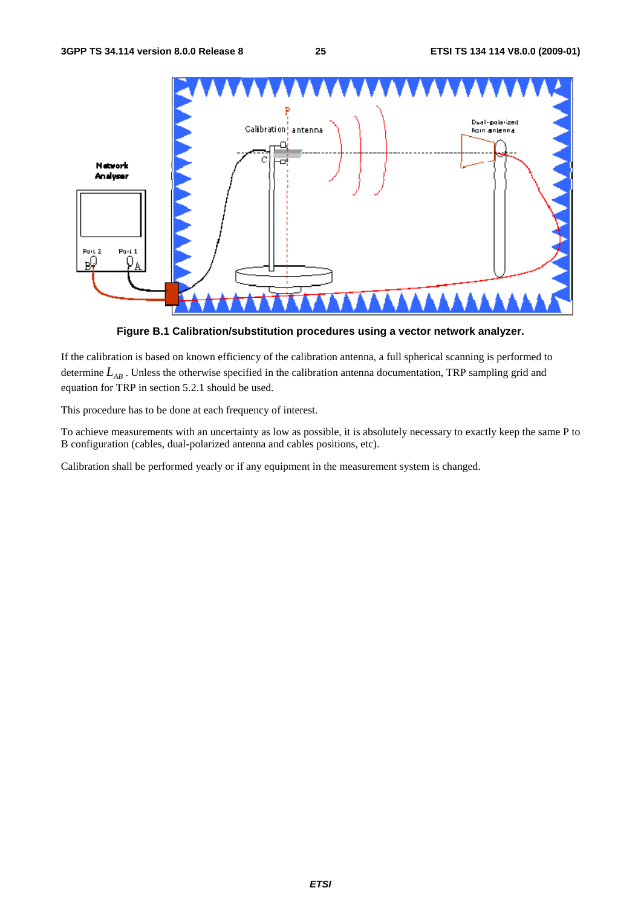**Figure B.1 Calibration/substitution procedures using a vector network analyzer.**

If the calibration is based on known efficiency of the calibration antenna, a full spherical scanning is performed to determine $L_{AB}$. Unless the otherwise specified in the calibration antenna documentation, TRP sampling grid and equation for TRP in section 5.2.1 should be used.

This procedure has to be done at each frequency of interest.

To achieve measurements with an uncertainty as low as possible, it is absolutely necessary to exactly keep the same P to B configuration (cables, dual-polarized antenna and cables positions, etc).

Calibration shall be performed yearly or if any equipment in the measurement system is changed.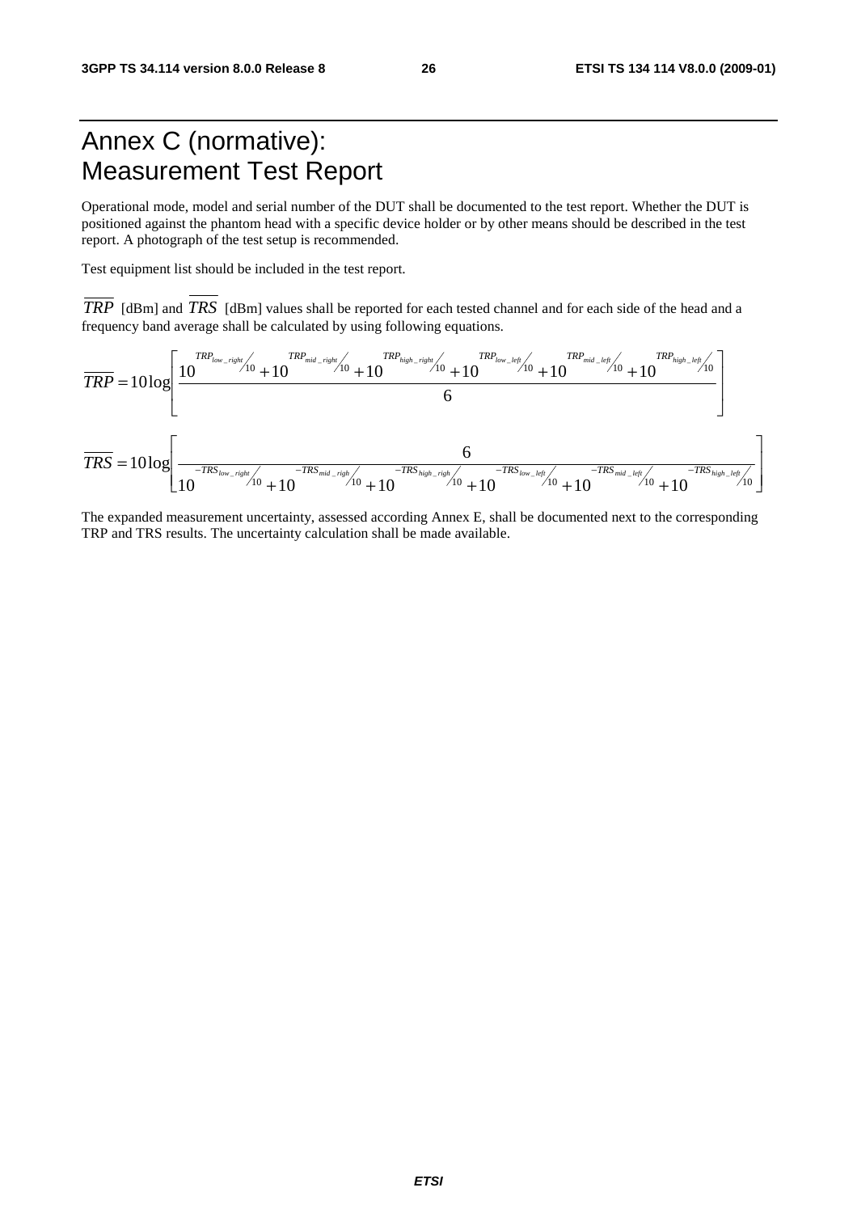# Annex C (normative): Measurement Test Report

Operational mode, model and serial number of the DUT shall be documented to the test report. Whether the DUT is positioned against the phantom head with a specific device holder or by other means should be described in the test report. A photograph of the test setup is recommended.

Test equipment list should be included in the test report.

$\overline{TRP}$ [dBm] and $\overline{TRS}$ [dBm] values shall be reported for each tested channel and for each side of the head and a frequency band average shall be calculated by using following equations.

$$\overline{TRP} = 10\log\left[\frac{10^{TRP_{low\_right}/10} + 10^{TRP_{mid\_right}/10} + 10^{TRP_{high\_right}/10} + 10^{TRP_{low\_left}/10} + 10^{TRP_{mid\_left}/10} + 10^{TRP_{high\_left}/10}}{6}\right]$$

$$\overline{TRS} = 10\log\left[\frac{6}{10^{-TRS_{low\_right}/10} + 10^{-TRS_{mid\_righ}/10} + 10^{-TRS_{high\_righ}/10} + 10^{-TRS_{low\_left}/10} + 10^{-TRS_{mid\_left}/10} + 10^{-TRS_{high\_left}/10}}\right]$$

The expanded measurement uncertainty, assessed according Annex E, shall be documented next to the corresponding TRP and TRS results. The uncertainty calculation shall be made available.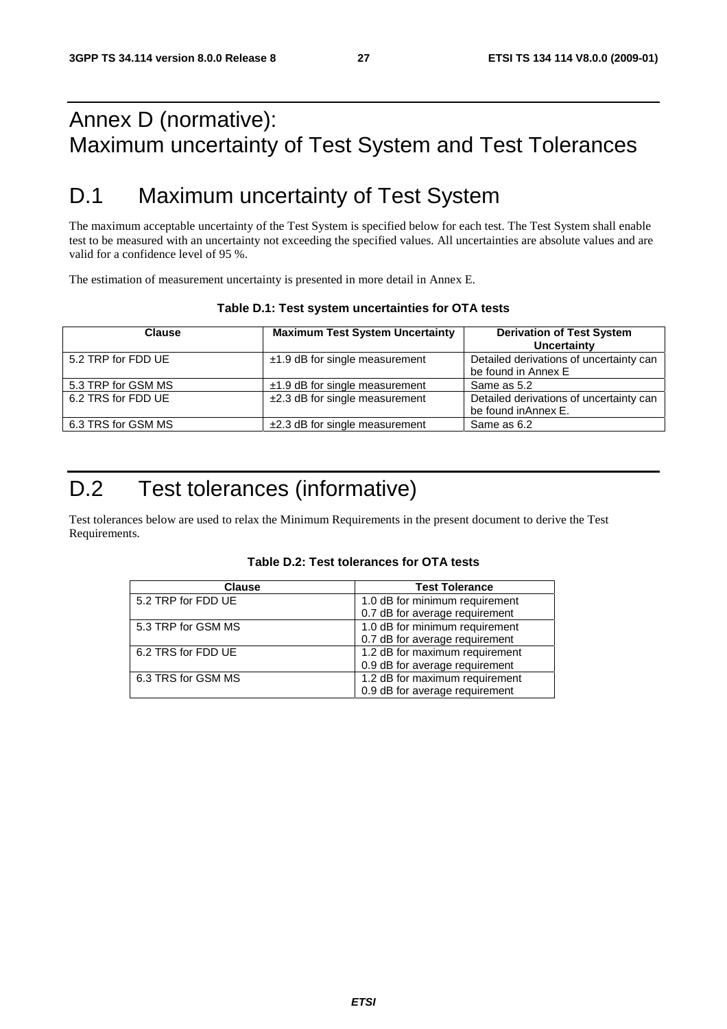# Annex D (normative): Maximum uncertainty of Test System and Test Tolerances

## D.1 Maximum uncertainty of Test System

The maximum acceptable uncertainty of the Test System is specified below for each test. The Test System shall enable test to be measured with an uncertainty not exceeding the specified values. All uncertainties are absolute values and are valid for a confidence level of 95 %.

The estimation of measurement uncertainty is presented in more detail in Annex E.

**Table D.1: Test system uncertainties for OTA tests**

| Clause | Maximum Test System Uncertainty | Derivation of Test System Uncertainty |
|---|---|---|
| 5.2 TRP for FDD UE | ±1.9 dB for single measurement | Detailed derivations of uncertainty can be found in Annex E |
| 5.3 TRP for GSM MS | ±1.9 dB for single measurement | Same as 5.2 |
| 6.2 TRS for FDD UE | ±2.3 dB for single measurement | Detailed derivations of uncertainty can be found inAnnex E. |
| 6.3 TRS for GSM MS | ±2.3 dB for single measurement | Same as 6.2 |

## D.2 Test tolerances (informative)

Test tolerances below are used to relax the Minimum Requirements in the present document to derive the Test Requirements.

**Table D.2: Test tolerances for OTA tests**

| Clause | Test Tolerance |
|---|---|
| 5.2 TRP for FDD UE | 1.0 dB for minimum requirement<br>0.7 dB for average requirement |
| 5.3 TRP for GSM MS | 1.0 dB for minimum requirement<br>0.7 dB for average requirement |
| 6.2 TRS for FDD UE | 1.2 dB for maximum requirement<br>0.9 dB for average requirement |
| 6.3 TRS for GSM MS | 1.2 dB for maximum requirement<br>0.9 dB for average requirement |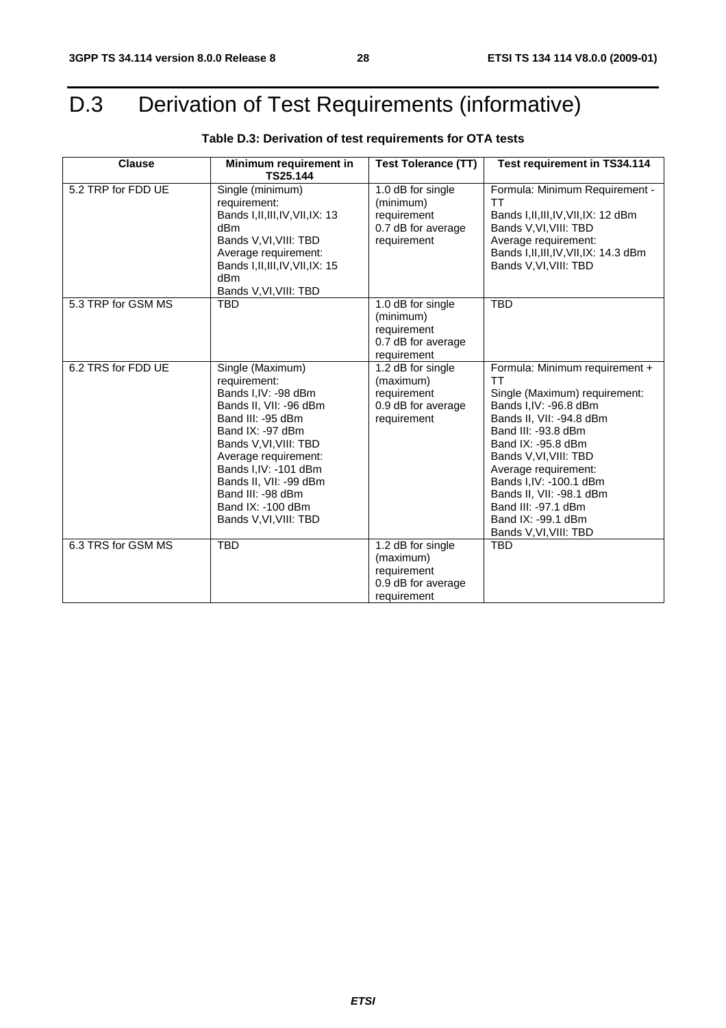# D.3 Derivation of Test Requirements (informative)

**Table D.3: Derivation of test requirements for OTA tests**

| Clause | Minimum requirement in TS25.144 | Test Tolerance (TT) | Test requirement in TS34.114 |
|---|---|---|---|
| 5.2 TRP for FDD UE | Single (minimum) requirement:<br>Bands I,II,III,IV,VII,IX: 13 dBm<br>Bands V,VI,VIII: TBD<br>Average requirement:<br>Bands I,II,III,IV,VII,IX: 15 dBm<br>Bands V,VI,VIII: TBD | 1.0 dB for single (minimum) requirement<br>0.7 dB for average requirement | Formula: Minimum Requirement - TT<br>Bands I,II,III,IV,VII,IX: 12 dBm<br>Bands V,VI,VIII: TBD<br>Average requirement:<br>Bands I,II,III,IV,VII,IX: 14.3 dBm<br>Bands V,VI,VIII: TBD |
| 5.3 TRP for GSM MS | TBD | 1.0 dB for single (minimum) requirement<br>0.7 dB for average requirement | TBD |
| 6.2 TRS for FDD UE | Single (Maximum) requirement:<br>Bands I,IV: -98 dBm<br>Bands II, VII: -96 dBm<br>Band III: -95 dBm<br>Band IX: -97 dBm<br>Bands V,VI,VIII: TBD<br>Average requirement:<br>Bands I,IV: -101 dBm<br>Bands II, VII: -99 dBm<br>Band III: -98 dBm<br>Band IX: -100 dBm<br>Bands V,VI,VIII: TBD | 1.2 dB for single (maximum) requirement<br>0.9 dB for average requirement | Formula: Minimum requirement + TT<br>Single (Maximum) requirement:<br>Bands I,IV: -96.8 dBm<br>Bands II, VII: -94.8 dBm<br>Band III: -93.8 dBm<br>Band IX: -95.8 dBm<br>Bands V,VI,VIII: TBD<br>Average requirement:<br>Bands I,IV: -100.1 dBm<br>Bands II, VII: -98.1 dBm<br>Band III: -97.1 dBm<br>Band IX: -99.1 dBm<br>Bands V,VI,VIII: TBD |
| 6.3 TRS for GSM MS | TBD | 1.2 dB for single (maximum) requirement<br>0.9 dB for average requirement | TBD |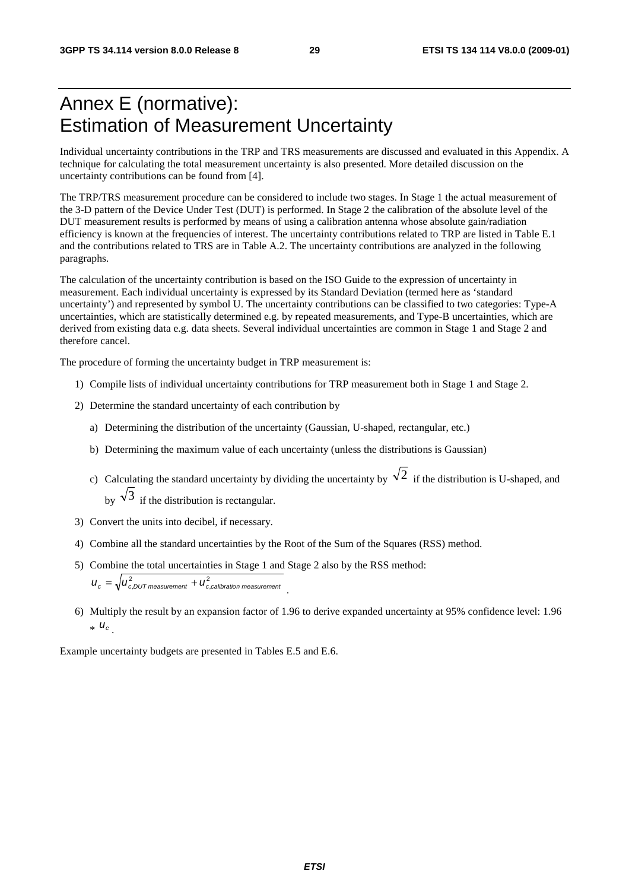# Annex E (normative): Estimation of Measurement Uncertainty

Individual uncertainty contributions in the TRP and TRS measurements are discussed and evaluated in this Appendix. A technique for calculating the total measurement uncertainty is also presented. More detailed discussion on the uncertainty contributions can be found from [4].

The TRP/TRS measurement procedure can be considered to include two stages. In Stage 1 the actual measurement of the 3-D pattern of the Device Under Test (DUT) is performed. In Stage 2 the calibration of the absolute level of the DUT measurement results is performed by means of using a calibration antenna whose absolute gain/radiation efficiency is known at the frequencies of interest. The uncertainty contributions related to TRP are listed in Table E.1 and the contributions related to TRS are in Table A.2. The uncertainty contributions are analyzed in the following paragraphs.

The calculation of the uncertainty contribution is based on the ISO Guide to the expression of uncertainty in measurement. Each individual uncertainty is expressed by its Standard Deviation (termed here as 'standard uncertainty') and represented by symbol U. The uncertainty contributions can be classified to two categories: Type-A uncertainties, which are statistically determined e.g. by repeated measurements, and Type-B uncertainties, which are derived from existing data e.g. data sheets. Several individual uncertainties are common in Stage 1 and Stage 2 and therefore cancel.

The procedure of forming the uncertainty budget in TRP measurement is:

1) Compile lists of individual uncertainty contributions for TRP measurement both in Stage 1 and Stage 2.

2) Determine the standard uncertainty of each contribution by

   a) Determining the distribution of the uncertainty (Gaussian, U-shaped, rectangular, etc.)

   b) Determining the maximum value of each uncertainty (unless the distributions is Gaussian)

   c) Calculating the standard uncertainty by dividing the uncertainty by $\sqrt{2}$ if the distribution is U-shaped, and by $\sqrt{3}$ if the distribution is rectangular.

3) Convert the units into decibel, if necessary.

4) Combine all the standard uncertainties by the Root of the Sum of the Squares (RSS) method.

5) Combine the total uncertainties in Stage 1 and Stage 2 also by the RSS method: $u_c = \sqrt{u^2_{c,DUT\ measurement} + u^2_{c,calibration\ measurement}}$ .

6) Multiply the result by an expansion factor of 1.96 to derive expanded uncertainty at 95% confidence level: 1.96 * $u_c$ .

Example uncertainty budgets are presented in Tables E.5 and E.6.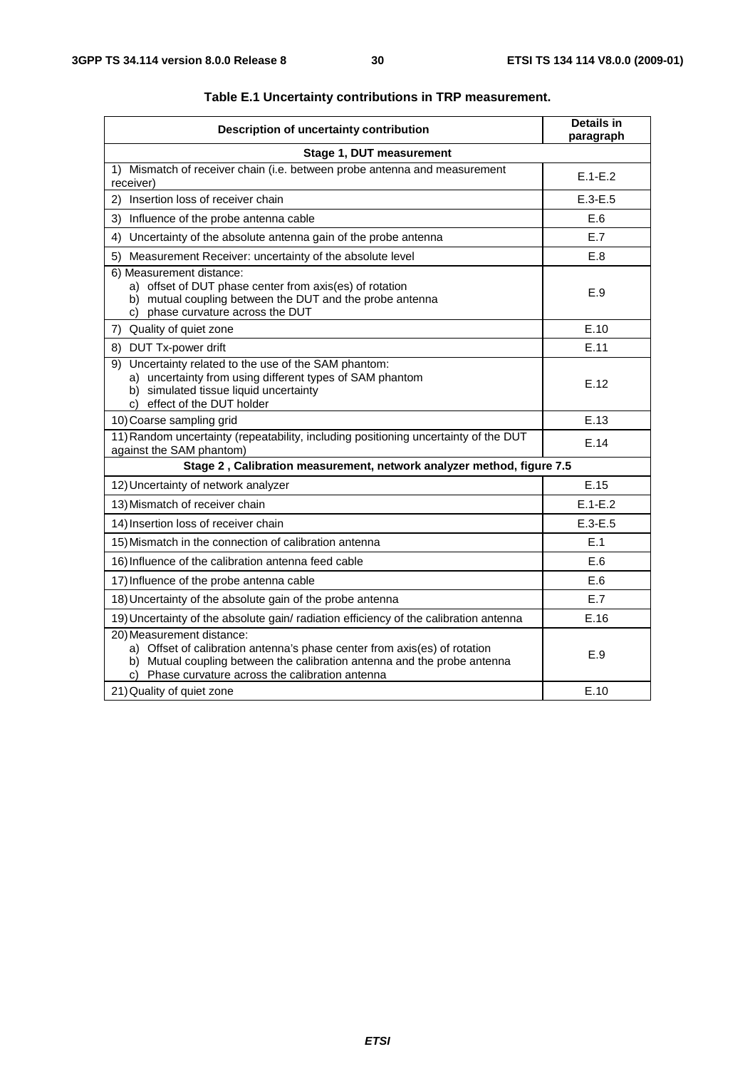**Table E.1 Uncertainty contributions in TRP measurement.**

| Description of uncertainty contribution | Details in paragraph |
| --- | --- |
| **Stage 1, DUT measurement** | |
| 1) Mismatch of receiver chain (i.e. between probe antenna and measurement receiver) | E.1-E.2 |
| 2) Insertion loss of receiver chain | E.3-E.5 |
| 3) Influence of the probe antenna cable | E.6 |
| 4) Uncertainty of the absolute antenna gain of the probe antenna | E.7 |
| 5) Measurement Receiver: uncertainty of the absolute level | E.8 |
| 6) Measurement distance:<br>a) offset of DUT phase center from axis(es) of rotation<br>b) mutual coupling between the DUT and the probe antenna<br>c) phase curvature across the DUT | E.9 |
| 7) Quality of quiet zone | E.10 |
| 8) DUT Tx-power drift | E.11 |
| 9) Uncertainty related to the use of the SAM phantom:<br>a) uncertainty from using different types of SAM phantom<br>b) simulated tissue liquid uncertainty<br>c) effect of the DUT holder | E.12 |
| 10) Coarse sampling grid | E.13 |
| 11) Random uncertainty (repeatability, including positioning uncertainty of the DUT against the SAM phantom) | E.14 |
| **Stage 2 , Calibration measurement, network analyzer method, figure 7.5** | |
| 12) Uncertainty of network analyzer | E.15 |
| 13) Mismatch of receiver chain | E.1-E.2 |
| 14) Insertion loss of receiver chain | E.3-E.5 |
| 15) Mismatch in the connection of calibration antenna | E.1 |
| 16) Influence of the calibration antenna feed cable | E.6 |
| 17) Influence of the probe antenna cable | E.6 |
| 18) Uncertainty of the absolute gain of the probe antenna | E.7 |
| 19) Uncertainty of the absolute gain/ radiation efficiency of the calibration antenna | E.16 |
| 20) Measurement distance:<br>a) Offset of calibration antenna's phase center from axis(es) of rotation<br>b) Mutual coupling between the calibration antenna and the probe antenna<br>c) Phase curvature across the calibration antenna | E.9 |
| 21) Quality of quiet zone | E.10 |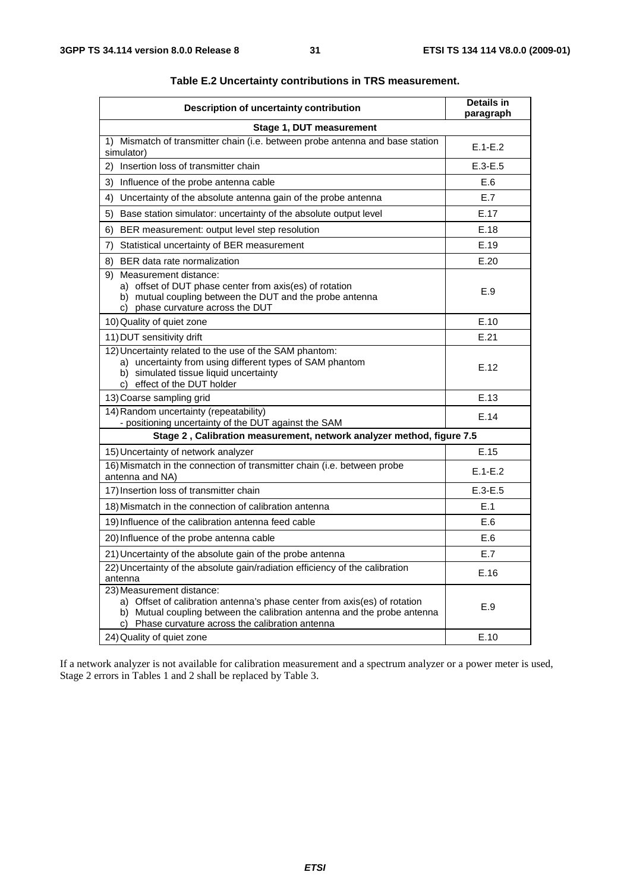**Table E.2 Uncertainty contributions in TRS measurement.**

| Description of uncertainty contribution | Details in paragraph |
|---|---|
| **Stage 1, DUT measurement** | |
| 1) Mismatch of transmitter chain (i.e. between probe antenna and base station simulator) | E.1-E.2 |
| 2) Insertion loss of transmitter chain | E.3-E.5 |
| 3) Influence of the probe antenna cable | E.6 |
| 4) Uncertainty of the absolute antenna gain of the probe antenna | E.7 |
| 5) Base station simulator: uncertainty of the absolute output level | E.17 |
| 6) BER measurement: output level step resolution | E.18 |
| 7) Statistical uncertainty of BER measurement | E.19 |
| 8) BER data rate normalization | E.20 |
| 9) Measurement distance:<br>a) offset of DUT phase center from axis(es) of rotation<br>b) mutual coupling between the DUT and the probe antenna<br>c) phase curvature across the DUT | E.9 |
| 10) Quality of quiet zone | E.10 |
| 11) DUT sensitivity drift | E.21 |
| 12) Uncertainty related to the use of the SAM phantom:<br>a) uncertainty from using different types of SAM phantom<br>b) simulated tissue liquid uncertainty<br>c) effect of the DUT holder | E.12 |
| 13) Coarse sampling grid | E.13 |
| 14) Random uncertainty (repeatability)<br>- positioning uncertainty of the DUT against the SAM | E.14 |
| **Stage 2 , Calibration measurement, network analyzer method, figure 7.5** | |
| 15) Uncertainty of network analyzer | E.15 |
| 16) Mismatch in the connection of transmitter chain (i.e. between probe antenna and NA) | E.1-E.2 |
| 17) Insertion loss of transmitter chain | E.3-E.5 |
| 18) Mismatch in the connection of calibration antenna | E.1 |
| 19) Influence of the calibration antenna feed cable | E.6 |
| 20) Influence of the probe antenna cable | E.6 |
| 21) Uncertainty of the absolute gain of the probe antenna | E.7 |
| 22) Uncertainty of the absolute gain/radiation efficiency of the calibration antenna | E.16 |
| 23) Measurement distance:<br>a) Offset of calibration antenna's phase center from axis(es) of rotation<br>b) Mutual coupling between the calibration antenna and the probe antenna<br>c) Phase curvature across the calibration antenna | E.9 |
| 24) Quality of quiet zone | E.10 |

If a network analyzer is not available for calibration measurement and a spectrum analyzer or a power meter is used, Stage 2 errors in Tables 1 and 2 shall be replaced by Table 3.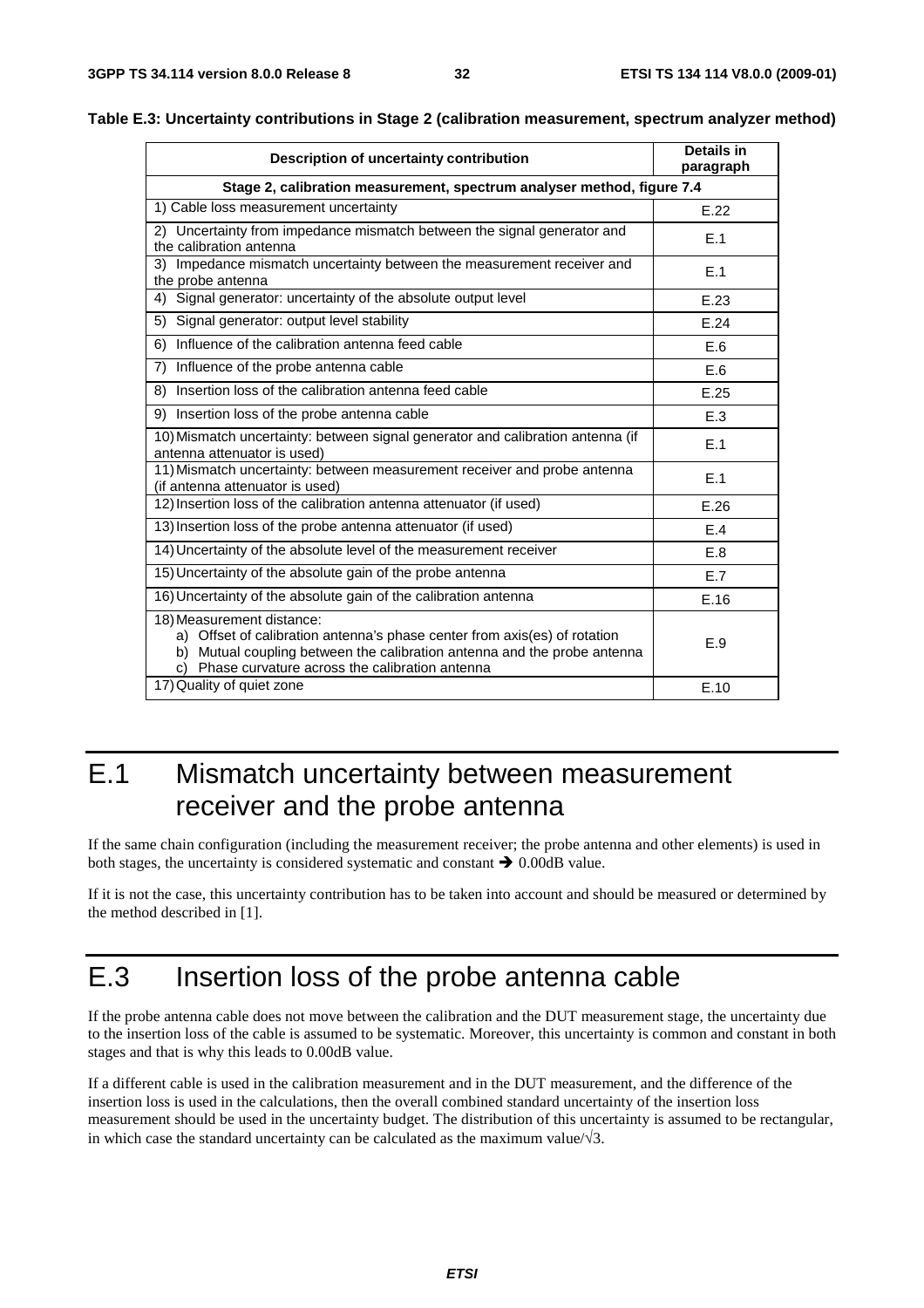**Table E.3: Uncertainty contributions in Stage 2 (calibration measurement, spectrum analyzer method)**

| Description of uncertainty contribution | Details in paragraph |
| --- | --- |
| **Stage 2, calibration measurement, spectrum analyser method, figure 7.4** | |
| 1) Cable loss measurement uncertainty | E.22 |
| 2) Uncertainty from impedance mismatch between the signal generator and the calibration antenna | E.1 |
| 3) Impedance mismatch uncertainty between the measurement receiver and the probe antenna | E.1 |
| 4) Signal generator: uncertainty of the absolute output level | E.23 |
| 5) Signal generator: output level stability | E.24 |
| 6) Influence of the calibration antenna feed cable | E.6 |
| 7) Influence of the probe antenna cable | E.6 |
| 8) Insertion loss of the calibration antenna feed cable | E.25 |
| 9) Insertion loss of the probe antenna cable | E.3 |
| 10) Mismatch uncertainty: between signal generator and calibration antenna (if antenna attenuator is used) | E.1 |
| 11) Mismatch uncertainty: between measurement receiver and probe antenna (if antenna attenuator is used) | E.1 |
| 12) Insertion loss of the calibration antenna attenuator (if used) | E.26 |
| 13) Insertion loss of the probe antenna attenuator (if used) | E.4 |
| 14) Uncertainty of the absolute level of the measurement receiver | E.8 |
| 15) Uncertainty of the absolute gain of the probe antenna | E.7 |
| 16) Uncertainty of the absolute gain of the calibration antenna | E.16 |
| 18) Measurement distance: a) Offset of calibration antenna's phase center from axis(es) of rotation b) Mutual coupling between the calibration antenna and the probe antenna c) Phase curvature across the calibration antenna | E.9 |
| 17) Quality of quiet zone | E.10 |

# E.1 Mismatch uncertainty between measurement receiver and the probe antenna

If the same chain configuration (including the measurement receiver; the probe antenna and other elements) is used in both stages, the uncertainty is considered systematic and constant → 0.00dB value.

If it is not the case, this uncertainty contribution has to be taken into account and should be measured or determined by the method described in [1].

# E.3 Insertion loss of the probe antenna cable

If the probe antenna cable does not move between the calibration and the DUT measurement stage, the uncertainty due to the insertion loss of the cable is assumed to be systematic. Moreover, this uncertainty is common and constant in both stages and that is why this leads to 0.00dB value.

If a different cable is used in the calibration measurement and in the DUT measurement, and the difference of the insertion loss is used in the calculations, then the overall combined standard uncertainty of the insertion loss measurement should be used in the uncertainty budget. The distribution of this uncertainty is assumed to be rectangular, in which case the standard uncertainty can be calculated as the maximum value/$\sqrt{3}$.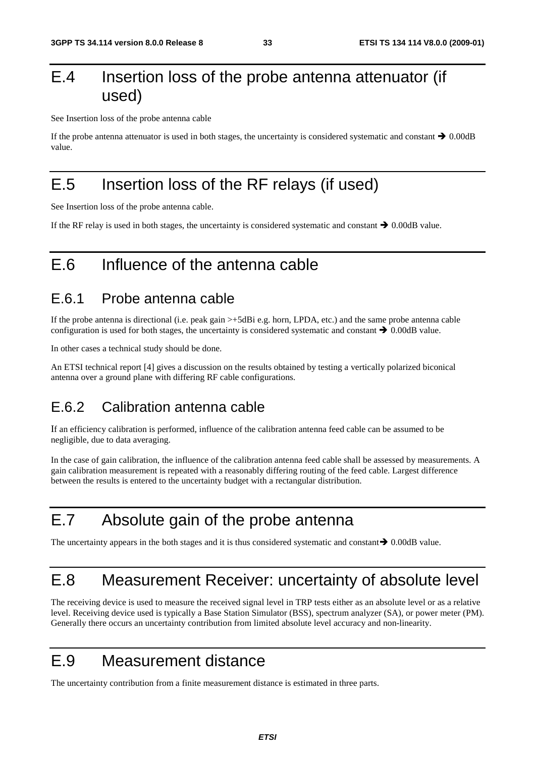# E.4 Insertion loss of the probe antenna attenuator (if used)

See Insertion loss of the probe antenna cable

If the probe antenna attenuator is used in both stages, the uncertainty is considered systematic and constant → 0.00dB value.

# E.5 Insertion loss of the RF relays (if used)

See Insertion loss of the probe antenna cable.

If the RF relay is used in both stages, the uncertainty is considered systematic and constant → 0.00dB value.

# E.6 Influence of the antenna cable

## E.6.1 Probe antenna cable

If the probe antenna is directional (i.e. peak gain >+5dBi e.g. horn, LPDA, etc.) and the same probe antenna cable configuration is used for both stages, the uncertainty is considered systematic and constant → 0.00dB value.

In other cases a technical study should be done.

An ETSI technical report [4] gives a discussion on the results obtained by testing a vertically polarized biconical antenna over a ground plane with differing RF cable configurations.

## E.6.2 Calibration antenna cable

If an efficiency calibration is performed, influence of the calibration antenna feed cable can be assumed to be negligible, due to data averaging.

In the case of gain calibration, the influence of the calibration antenna feed cable shall be assessed by measurements. A gain calibration measurement is repeated with a reasonably differing routing of the feed cable. Largest difference between the results is entered to the uncertainty budget with a rectangular distribution.

# E.7 Absolute gain of the probe antenna

The uncertainty appears in the both stages and it is thus considered systematic and constant→ 0.00dB value.

# E.8 Measurement Receiver: uncertainty of absolute level

The receiving device is used to measure the received signal level in TRP tests either as an absolute level or as a relative level. Receiving device used is typically a Base Station Simulator (BSS), spectrum analyzer (SA), or power meter (PM). Generally there occurs an uncertainty contribution from limited absolute level accuracy and non-linearity.

# E.9 Measurement distance

The uncertainty contribution from a finite measurement distance is estimated in three parts.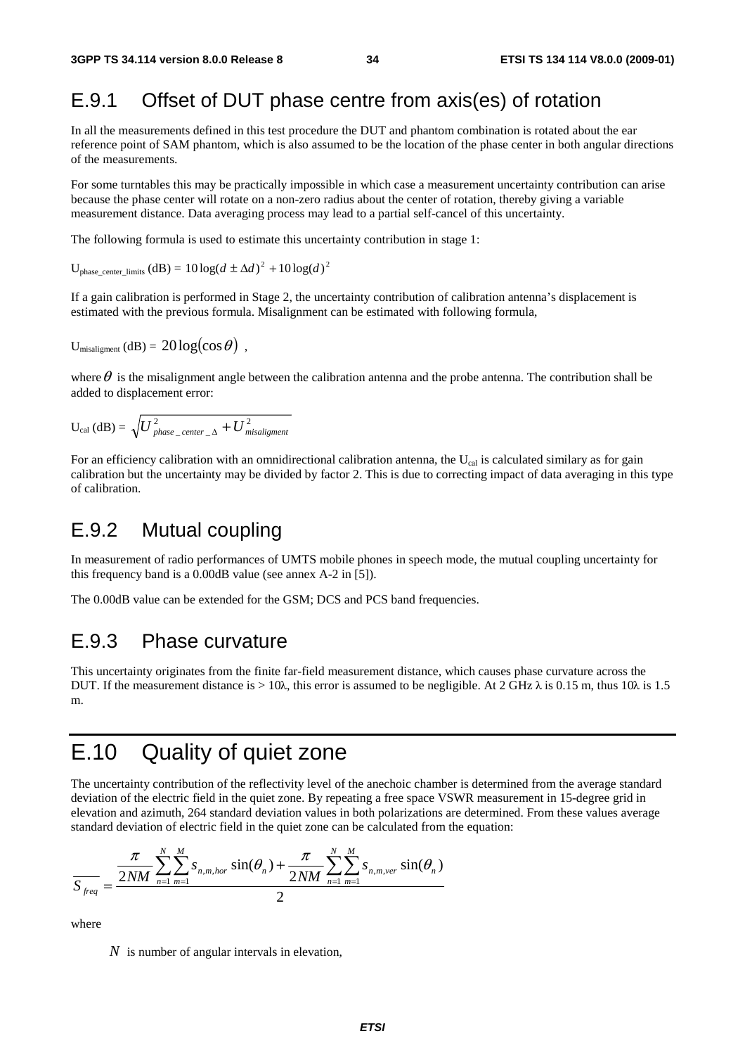## E.9.1 Offset of DUT phase centre from axis(es) of rotation

In all the measurements defined in this test procedure the DUT and phantom combination is rotated about the ear reference point of SAM phantom, which is also assumed to be the location of the phase center in both angular directions of the measurements.

For some turntables this may be practically impossible in which case a measurement uncertainty contribution can arise because the phase center will rotate on a non-zero radius about the center of rotation, thereby giving a variable measurement distance. Data averaging process may lead to a partial self-cancel of this uncertainty.

The following formula is used to estimate this uncertainty contribution in stage 1:

$U_{phase\_center\_limits}$ (dB) = $10\log(d \pm \Delta d)^2 + 10\log(d)^2$

If a gain calibration is performed in Stage 2, the uncertainty contribution of calibration antenna's displacement is estimated with the previous formula. Misalignment can be estimated with following formula,

$U_{misaligment}$ (dB) = $20\log(\cos\theta)$ ,

where $\theta$ is the misalignment angle between the calibration antenna and the probe antenna. The contribution shall be added to displacement error:

$U_{cal}$ (dB) = $\sqrt{U^2_{phase\_center\_\Delta} + U^2_{misaligment}}$

For an efficiency calibration with an omnidirectional calibration antenna, the $U_{cal}$ is calculated similary as for gain calibration but the uncertainty may be divided by factor 2. This is due to correcting impact of data averaging in this type of calibration.

## E.9.2 Mutual coupling

In measurement of radio performances of UMTS mobile phones in speech mode, the mutual coupling uncertainty for this frequency band is a 0.00dB value (see annex A-2 in [5]).

The 0.00dB value can be extended for the GSM; DCS and PCS band frequencies.

## E.9.3 Phase curvature

This uncertainty originates from the finite far-field measurement distance, which causes phase curvature across the DUT. If the measurement distance is > 10λ, this error is assumed to be negligible. At 2 GHz λ is 0.15 m, thus 10λ is 1.5 m.

# E.10 Quality of quiet zone

The uncertainty contribution of the reflectivity level of the anechoic chamber is determined from the average standard deviation of the electric field in the quiet zone. By repeating a free space VSWR measurement in 15-degree grid in elevation and azimuth, 264 standard deviation values in both polarizations are determined. From these values average standard deviation of electric field in the quiet zone can be calculated from the equation:

$$\overline{S_{freq}} = \frac{\dfrac{\pi}{2NM}\sum_{n=1}^{N}\sum_{m=1}^{M} s_{n,m,hor}\sin(\theta_n) + \dfrac{\pi}{2NM}\sum_{n=1}^{N}\sum_{m=1}^{M} s_{n,m,ver}\sin(\theta_n)}{2}$$

where

$N$ is number of angular intervals in elevation,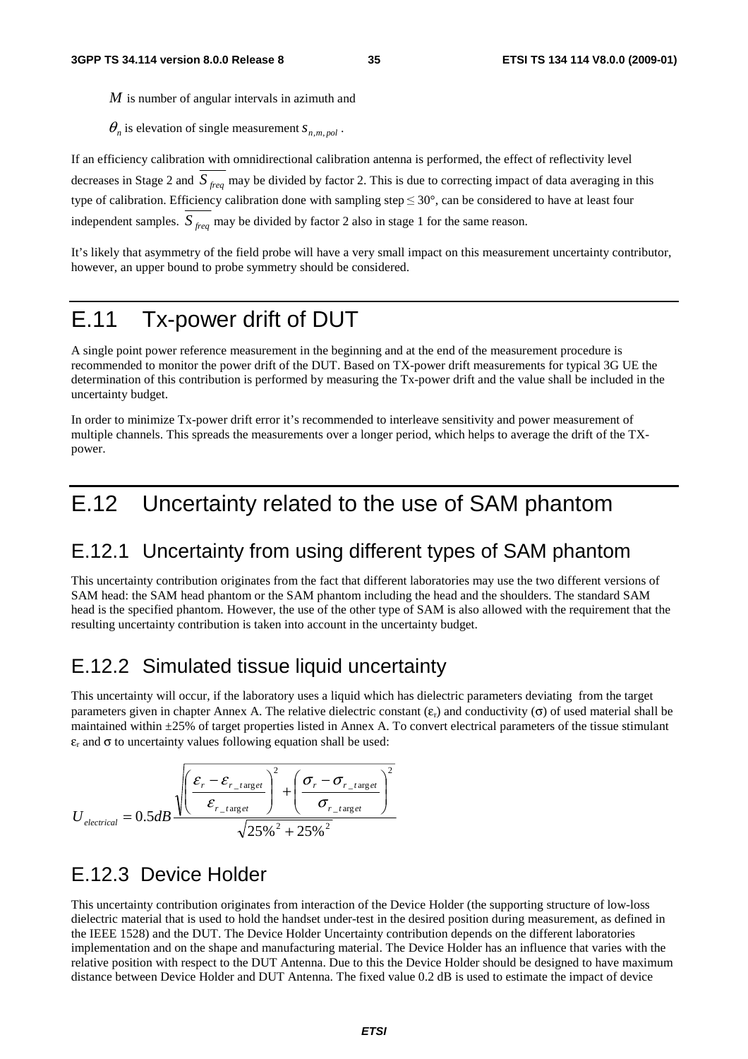$M$ is number of angular intervals in azimuth and

$\theta_n$ is elevation of single measurement $s_{n,m,pol}$.

If an efficiency calibration with omnidirectional calibration antenna is performed, the effect of reflectivity level decreases in Stage 2 and $\overline{S_{freq}}$ may be divided by factor 2. This is due to correcting impact of data averaging in this type of calibration. Efficiency calibration done with sampling step ≤ 30°, can be considered to have at least four independent samples. $\overline{S_{freq}}$ may be divided by factor 2 also in stage 1 for the same reason.

It's likely that asymmetry of the field probe will have a very small impact on this measurement uncertainty contributor, however, an upper bound to probe symmetry should be considered.

# E.11 Tx-power drift of DUT

A single point power reference measurement in the beginning and at the end of the measurement procedure is recommended to monitor the power drift of the DUT. Based on TX-power drift measurements for typical 3G UE the determination of this contribution is performed by measuring the Tx-power drift and the value shall be included in the uncertainty budget.

In order to minimize Tx-power drift error it's recommended to interleave sensitivity and power measurement of multiple channels. This spreads the measurements over a longer period, which helps to average the drift of the TX-power.

# E.12 Uncertainty related to the use of SAM phantom

## E.12.1 Uncertainty from using different types of SAM phantom

This uncertainty contribution originates from the fact that different laboratories may use the two different versions of SAM head: the SAM head phantom or the SAM phantom including the head and the shoulders. The standard SAM head is the specified phantom. However, the use of the other type of SAM is also allowed with the requirement that the resulting uncertainty contribution is taken into account in the uncertainty budget.

## E.12.2 Simulated tissue liquid uncertainty

This uncertainty will occur, if the laboratory uses a liquid which has dielectric parameters deviating from the target parameters given in chapter Annex A. The relative dielectric constant ($\varepsilon_r$) and conductivity ($\sigma$) of used material shall be maintained within ±25% of target properties listed in Annex A. To convert electrical parameters of the tissue stimulant $\varepsilon_r$ and $\sigma$ to uncertainty values following equation shall be used:

$$U_{electrical} = 0.5dB \frac{\sqrt{\left(\dfrac{\varepsilon_r - \varepsilon_{r\_target}}{\varepsilon_{r\_target}}\right)^2 + \left(\dfrac{\sigma_r - \sigma_{r\_target}}{\sigma_{r\_target}}\right)^2}}{\sqrt{25\%^2 + 25\%^2}}$$

## E.12.3 Device Holder

This uncertainty contribution originates from interaction of the Device Holder (the supporting structure of low-loss dielectric material that is used to hold the handset under-test in the desired position during measurement, as defined in the IEEE 1528) and the DUT. The Device Holder Uncertainty contribution depends on the different laboratories implementation and on the shape and manufacturing material. The Device Holder has an influence that varies with the relative position with respect to the DUT Antenna. Due to this the Device Holder should be designed to have maximum distance between Device Holder and DUT Antenna. The fixed value 0.2 dB is used to estimate the impact of device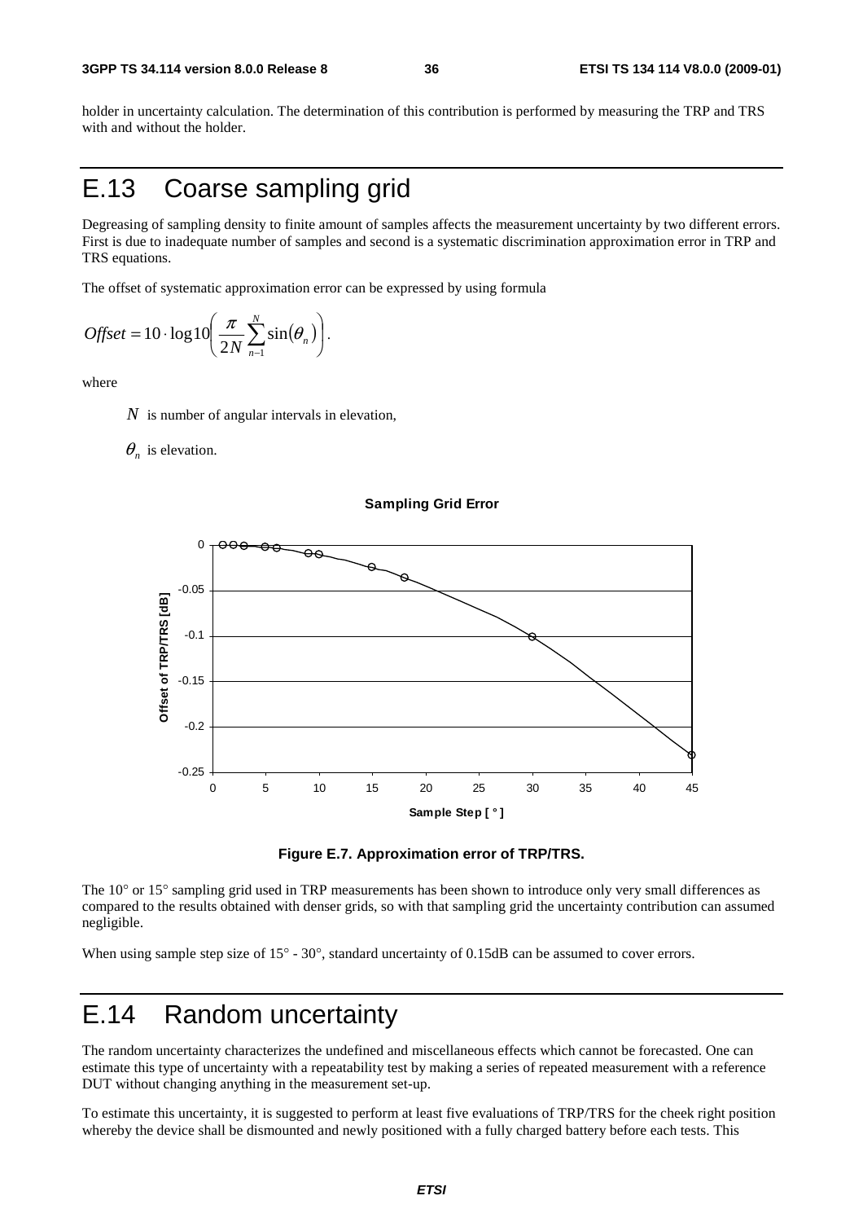holder in uncertainty calculation. The determination of this contribution is performed by measuring the TRP and TRS with and without the holder.

# E.13 Coarse sampling grid

Degreasing of sampling density to finite amount of samples affects the measurement uncertainty by two different errors. First is due to inadequate number of samples and second is a systematic discrimination approximation error in TRP and TRS equations.

The offset of systematic approximation error can be expressed by using formula

$$Offset = 10 \cdot \log 10\left(\frac{\pi}{2N}\sum_{n=1}^{N}\sin(\theta_n)\right).$$

where

$N$ is number of angular intervals in elevation,

$\theta_n$ is elevation.

**Figure E.7. Approximation error of TRP/TRS.**

The 10° or 15° sampling grid used in TRP measurements has been shown to introduce only very small differences as compared to the results obtained with denser grids, so with that sampling grid the uncertainty contribution can assumed negligible.

When using sample step size of 15° - 30°, standard uncertainty of 0.15dB can be assumed to cover errors.

# E.14 Random uncertainty

The random uncertainty characterizes the undefined and miscellaneous effects which cannot be forecasted. One can estimate this type of uncertainty with a repeatability test by making a series of repeated measurement with a reference DUT without changing anything in the measurement set-up.

To estimate this uncertainty, it is suggested to perform at least five evaluations of TRP/TRS for the cheek right position whereby the device shall be dismounted and newly positioned with a fully charged battery before each tests. This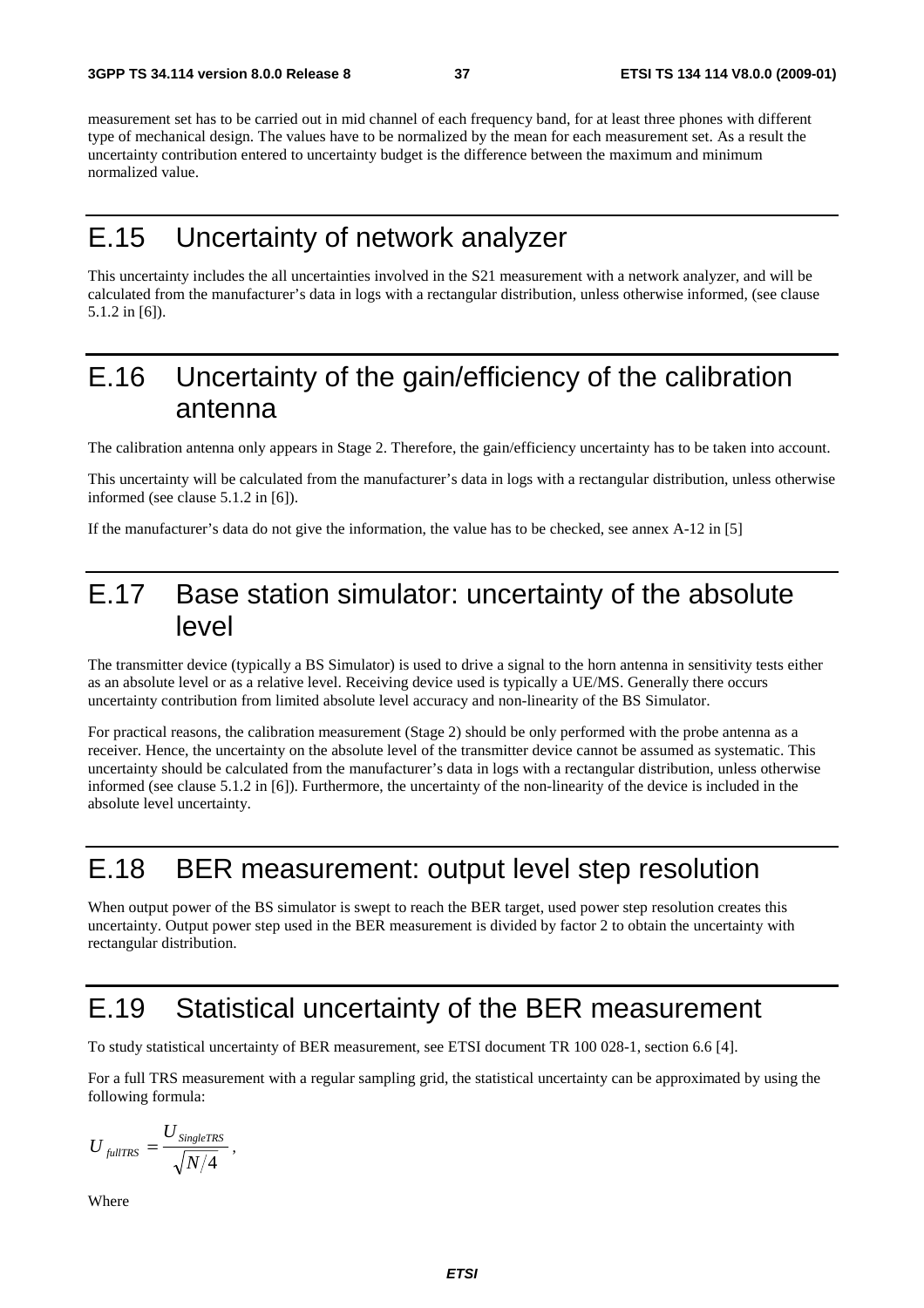measurement set has to be carried out in mid channel of each frequency band, for at least three phones with different type of mechanical design. The values have to be normalized by the mean for each measurement set. As a result the uncertainty contribution entered to uncertainty budget is the difference between the maximum and minimum normalized value.

# E.15 Uncertainty of network analyzer

This uncertainty includes the all uncertainties involved in the S21 measurement with a network analyzer, and will be calculated from the manufacturer's data in logs with a rectangular distribution, unless otherwise informed, (see clause 5.1.2 in [6]).

# E.16 Uncertainty of the gain/efficiency of the calibration antenna

The calibration antenna only appears in Stage 2. Therefore, the gain/efficiency uncertainty has to be taken into account.

This uncertainty will be calculated from the manufacturer's data in logs with a rectangular distribution, unless otherwise informed (see clause 5.1.2 in [6]).

If the manufacturer's data do not give the information, the value has to be checked, see annex A-12 in [5]

# E.17 Base station simulator: uncertainty of the absolute level

The transmitter device (typically a BS Simulator) is used to drive a signal to the horn antenna in sensitivity tests either as an absolute level or as a relative level. Receiving device used is typically a UE/MS. Generally there occurs uncertainty contribution from limited absolute level accuracy and non-linearity of the BS Simulator.

For practical reasons, the calibration measurement (Stage 2) should be only performed with the probe antenna as a receiver. Hence, the uncertainty on the absolute level of the transmitter device cannot be assumed as systematic. This uncertainty should be calculated from the manufacturer's data in logs with a rectangular distribution, unless otherwise informed (see clause 5.1.2 in [6]). Furthermore, the uncertainty of the non-linearity of the device is included in the absolute level uncertainty.

# E.18 BER measurement: output level step resolution

When output power of the BS simulator is swept to reach the BER target, used power step resolution creates this uncertainty. Output power step used in the BER measurement is divided by factor 2 to obtain the uncertainty with rectangular distribution.

# E.19 Statistical uncertainty of the BER measurement

To study statistical uncertainty of BER measurement, see ETSI document TR 100 028-1, section 6.6 [4].

For a full TRS measurement with a regular sampling grid, the statistical uncertainty can be approximated by using the following formula:

$$U_{fullTRS} = \frac{U_{SingleTRS}}{\sqrt{N/4}},$$

Where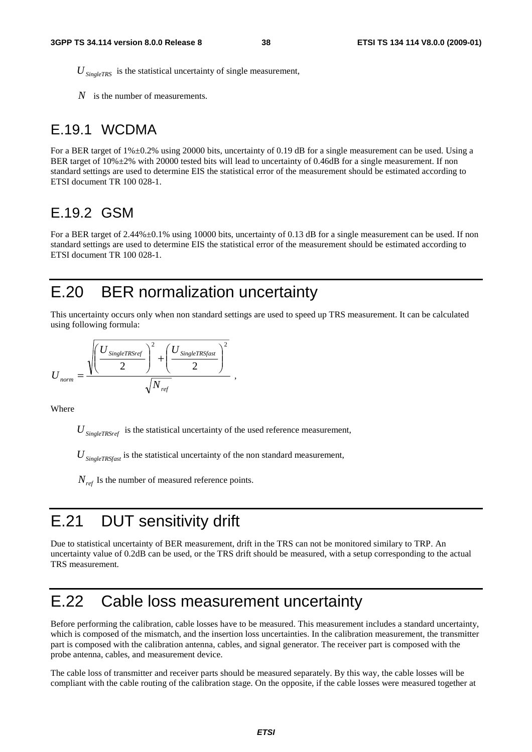$U_{SingleTRS}$ is the statistical uncertainty of single measurement,

$N$ is the number of measurements.

## E.19.1 WCDMA

For a BER target of 1%±0.2% using 20000 bits, uncertainty of 0.19 dB for a single measurement can be used. Using a BER target of 10%±2% with 20000 tested bits will lead to uncertainty of 0.46dB for a single measurement. If non standard settings are used to determine EIS the statistical error of the measurement should be estimated according to ETSI document TR 100 028-1.

## E.19.2 GSM

For a BER target of 2.44%±0.1% using 10000 bits, uncertainty of 0.13 dB for a single measurement can be used. If non standard settings are used to determine EIS the statistical error of the measurement should be estimated according to ETSI document TR 100 028-1.

# E.20 BER normalization uncertainty

This uncertainty occurs only when non standard settings are used to speed up TRS measurement. It can be calculated using following formula:

$$U_{norm} = \frac{\sqrt{\left(\frac{U_{SingleTRSref}}{2}\right)^2 + \left(\frac{U_{SingleTRSfast}}{2}\right)^2}}{\sqrt{N_{ref}}},$$

Where

$U_{SingleTRSref}$ is the statistical uncertainty of the used reference measurement,

$U_{SingleTRSfast}$ is the statistical uncertainty of the non standard measurement,

$N_{ref}$ Is the number of measured reference points.

# E.21 DUT sensitivity drift

Due to statistical uncertainty of BER measurement, drift in the TRS can not be monitored similary to TRP. An uncertainty value of 0.2dB can be used, or the TRS drift should be measured, with a setup corresponding to the actual TRS measurement.

# E.22 Cable loss measurement uncertainty

Before performing the calibration, cable losses have to be measured. This measurement includes a standard uncertainty, which is composed of the mismatch, and the insertion loss uncertainties. In the calibration measurement, the transmitter part is composed with the calibration antenna, cables, and signal generator. The receiver part is composed with the probe antenna, cables, and measurement device.

The cable loss of transmitter and receiver parts should be measured separately. By this way, the cable losses will be compliant with the cable routing of the calibration stage. On the opposite, if the cable losses were measured together at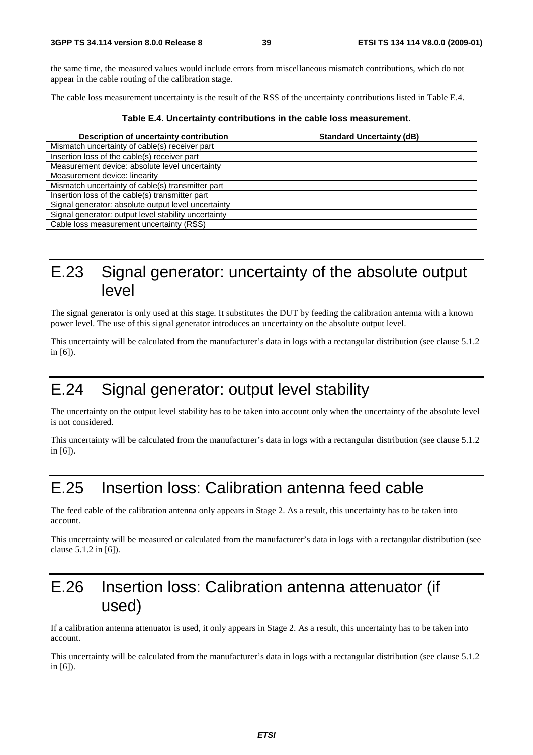the same time, the measured values would include errors from miscellaneous mismatch contributions, which do not appear in the cable routing of the calibration stage.

The cable loss measurement uncertainty is the result of the RSS of the uncertainty contributions listed in Table E.4.

**Table E.4. Uncertainty contributions in the cable loss measurement.**

| Description of uncertainty contribution | Standard Uncertainty (dB) |
|---|---|
| Mismatch uncertainty of cable(s) receiver part | |
| Insertion loss of the cable(s) receiver part | |
| Measurement device: absolute level uncertainty | |
| Measurement device: linearity | |
| Mismatch uncertainty of cable(s) transmitter part | |
| Insertion loss of the cable(s) transmitter part | |
| Signal generator: absolute output level uncertainty | |
| Signal generator: output level stability uncertainty | |
| Cable loss measurement uncertainty (RSS) | |

# E.23 Signal generator: uncertainty of the absolute output level

The signal generator is only used at this stage. It substitutes the DUT by feeding the calibration antenna with a known power level. The use of this signal generator introduces an uncertainty on the absolute output level.

This uncertainty will be calculated from the manufacturer's data in logs with a rectangular distribution (see clause 5.1.2 in [6]).

# E.24 Signal generator: output level stability

The uncertainty on the output level stability has to be taken into account only when the uncertainty of the absolute level is not considered.

This uncertainty will be calculated from the manufacturer's data in logs with a rectangular distribution (see clause 5.1.2 in [6]).

# E.25 Insertion loss: Calibration antenna feed cable

The feed cable of the calibration antenna only appears in Stage 2. As a result, this uncertainty has to be taken into account.

This uncertainty will be measured or calculated from the manufacturer's data in logs with a rectangular distribution (see clause 5.1.2 in [6]).

# E.26 Insertion loss: Calibration antenna attenuator (if used)

If a calibration antenna attenuator is used, it only appears in Stage 2. As a result, this uncertainty has to be taken into account.

This uncertainty will be calculated from the manufacturer's data in logs with a rectangular distribution (see clause 5.1.2 in [6]).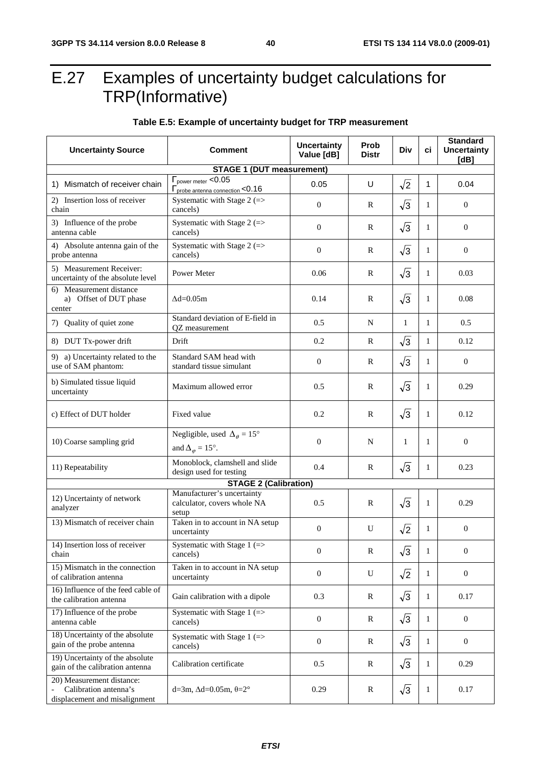# E.27 Examples of uncertainty budget calculations for TRP(Informative)

**Table E.5: Example of uncertainty budget for TRP measurement**

| Uncertainty Source | Comment | Uncertainty Value [dB] | Prob Distr | Div | ci | Standard Uncertainty [dB] |
|---|---|---|---|---|---|---|
| **STAGE 1 (DUT measurement)** | | | | | | |
| 1) Mismatch of receiver chain | $\Gamma_{\text{power meter}} < 0.05$ $\Gamma_{\text{probe antenna connection}} < 0.16$ | 0.05 | U | $\sqrt{2}$ | 1 | 0.04 |
| 2) Insertion loss of receiver chain | Systematic with Stage 2 (=> cancels) | 0 | R | $\sqrt{3}$ | 1 | 0 |
| 3) Influence of the probe antenna cable | Systematic with Stage 2 (=> cancels) | 0 | R | $\sqrt{3}$ | 1 | 0 |
| 4) Absolute antenna gain of the probe antenna | Systematic with Stage 2 (=> cancels) | 0 | R | $\sqrt{3}$ | 1 | 0 |
| 5) Measurement Receiver: uncertainty of the absolute level | Power Meter | 0.06 | R | $\sqrt{3}$ | 1 | 0.03 |
| 6) Measurement distance a) Offset of DUT phase center | $\Delta d = 0.05 m$ | 0.14 | R | $\sqrt{3}$ | 1 | 0.08 |
| 7) Quality of quiet zone | Standard deviation of E-field in QZ measurement | 0.5 | N | 1 | 1 | 0.5 |
| 8) DUT Tx-power drift | Drift | 0.2 | R | $\sqrt{3}$ | 1 | 0.12 |
| 9) a) Uncertainty related to the use of SAM phantom: | Standard SAM head with standard tissue simulant | 0 | R | $\sqrt{3}$ | 1 | 0 |
| b) Simulated tissue liquid uncertainty | Maximum allowed error | 0.5 | R | $\sqrt{3}$ | 1 | 0.29 |
| c) Effect of DUT holder | Fixed value | 0.2 | R | $\sqrt{3}$ | 1 | 0.12 |
| 10) Coarse sampling grid | Negligible, used $\Delta_{\theta} = 15°$ and $\Delta_{\varphi} = 15°$. | 0 | N | 1 | 1 | 0 |
| 11) Repeatability | Monoblock, clamshell and slide design used for testing | 0.4 | R | $\sqrt{3}$ | 1 | 0.23 |
| **STAGE 2 (Calibration)** | | | | | | |
| 12) Uncertainty of network analyzer | Manufacturer's uncertainty calculator, covers whole NA setup | 0.5 | R | $\sqrt{3}$ | 1 | 0.29 |
| 13) Mismatch of receiver chain | Taken in to account in NA setup uncertainty | 0 | U | $\sqrt{2}$ | 1 | 0 |
| 14) Insertion loss of receiver chain | Systematic with Stage 1 (=> cancels) | 0 | R | $\sqrt{3}$ | 1 | 0 |
| 15) Mismatch in the connection of calibration antenna | Taken in to account in NA setup uncertainty | 0 | U | $\sqrt{2}$ | 1 | 0 |
| 16) Influence of the feed cable of the calibration antenna | Gain calibration with a dipole | 0.3 | R | $\sqrt{3}$ | 1 | 0.17 |
| 17) Influence of the probe antenna cable | Systematic with Stage 1 (=> cancels) | 0 | R | $\sqrt{3}$ | 1 | 0 |
| 18) Uncertainty of the absolute gain of the probe antenna | Systematic with Stage 1 (=> cancels) | 0 | R | $\sqrt{3}$ | 1 | 0 |
| 19) Uncertainty of the absolute gain of the calibration antenna | Calibration certificate | 0.5 | R | $\sqrt{3}$ | 1 | 0.29 |
| 20) Measurement distance: - Calibration antenna's displacement and misalignment | $d = 3m$, $\Delta d = 0.05m$, $\theta = 2°$ | 0.29 | R | $\sqrt{3}$ | 1 | 0.17 |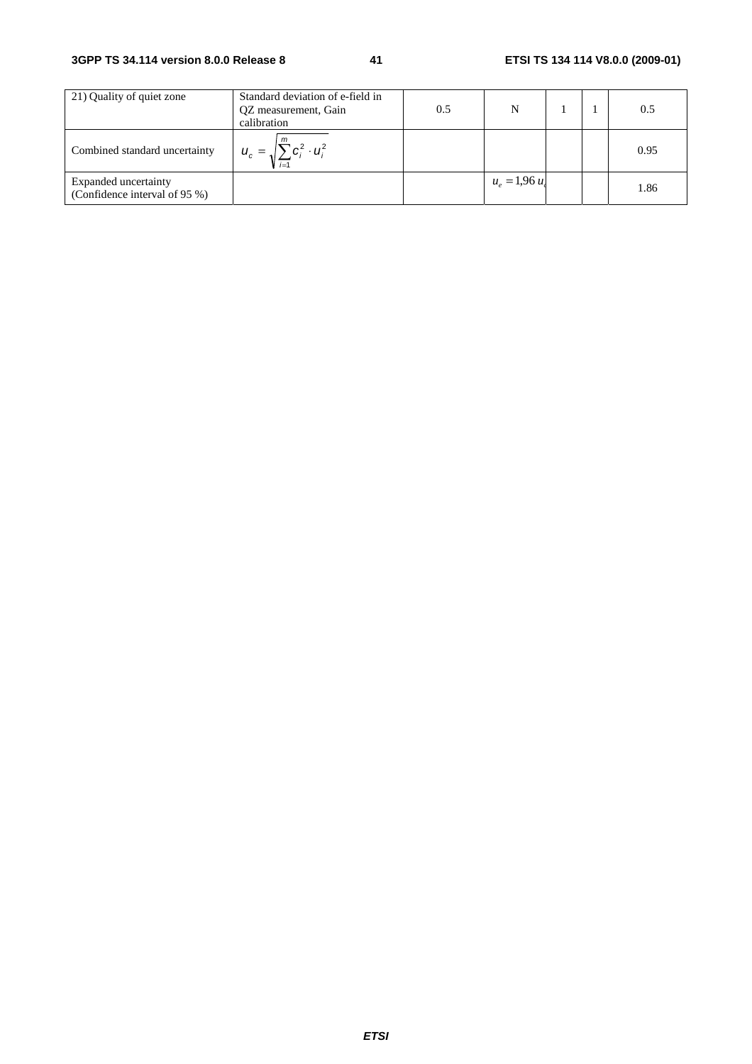| | | | | | | |
|---|---|---|---|---|---|---|
| 21) Quality of quiet zone | Standard deviation of e-field in QZ measurement, Gain calibration | 0.5 | N | 1 | 1 | 0.5 |
| Combined standard uncertainty | $u_c = \sqrt{\sum_{i=1}^{m} c_i^2 \cdot u_i^2}$ | | | | | 0.95 |
| Expanded uncertainty (Confidence interval of 95 %) | | | $u_e = 1{,}96\, u_c$ | | | 1.86 |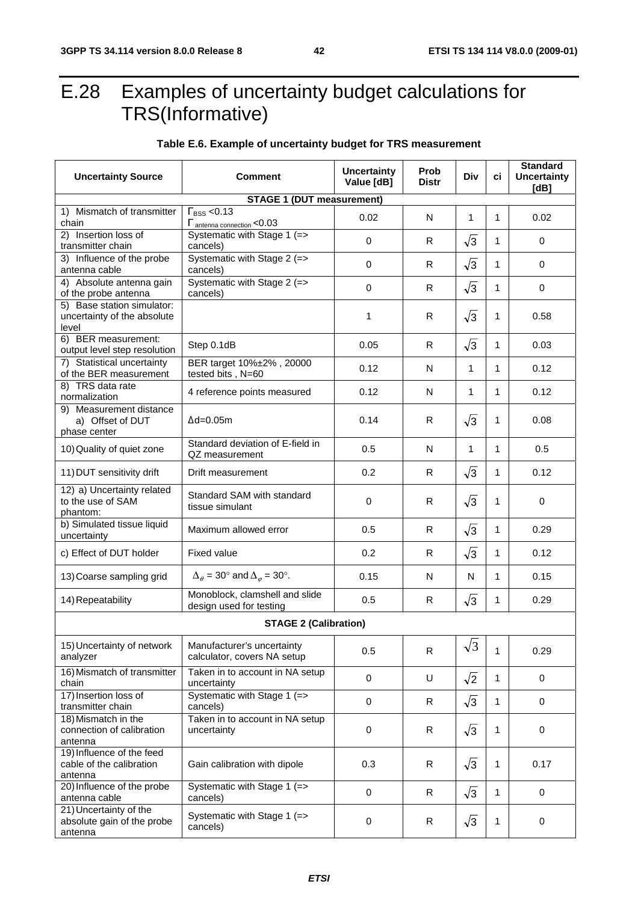# E.28 Examples of uncertainty budget calculations for TRS(Informative)

**Table E.6. Example of uncertainty budget for TRS measurement**

| Uncertainty Source | Comment | Uncertainty Value [dB] | Prob Distr | Div | ci | Standard Uncertainty [dB] |
|---|---|---|---|---|---|---|
| **STAGE 1 (DUT measurement)** | | | | | | |
| 1) Mismatch of transmitter chain | $\Gamma_{BSS}$ <0.13 $\Gamma_{antenna\ connection}$ <0.03 | 0.02 | N | 1 | 1 | 0.02 |
| 2) Insertion loss of transmitter chain | Systematic with Stage 1 (=> cancels) | 0 | R | $\sqrt{3}$ | 1 | 0 |
| 3) Influence of the probe antenna cable | Systematic with Stage 2 (=> cancels) | 0 | R | $\sqrt{3}$ | 1 | 0 |
| 4) Absolute antenna gain of the probe antenna | Systematic with Stage 2 (=> cancels) | 0 | R | $\sqrt{3}$ | 1 | 0 |
| 5) Base station simulator: uncertainty of the absolute level | | 1 | R | $\sqrt{3}$ | 1 | 0.58 |
| 6) BER measurement: output level step resolution | Step 0.1dB | 0.05 | R | $\sqrt{3}$ | 1 | 0.03 |
| 7) Statistical uncertainty of the BER measurement | BER target 10%±2% , 20000 tested bits , N=60 | 0.12 | N | 1 | 1 | 0.12 |
| 8) TRS data rate normalization | 4 reference points measured | 0.12 | N | 1 | 1 | 0.12 |
| 9) Measurement distance a) Offset of DUT phase center | Δd=0.05m | 0.14 | R | $\sqrt{3}$ | 1 | 0.08 |
| 10) Quality of quiet zone | Standard deviation of E-field in QZ measurement | 0.5 | N | 1 | 1 | 0.5 |
| 11) DUT sensitivity drift | Drift measurement | 0.2 | R | $\sqrt{3}$ | 1 | 0.12 |
| 12) a) Uncertainty related to the use of SAM phantom: | Standard SAM with standard tissue simulant | 0 | R | $\sqrt{3}$ | 1 | 0 |
| b) Simulated tissue liquid uncertainty | Maximum allowed error | 0.5 | R | $\sqrt{3}$ | 1 | 0.29 |
| c) Effect of DUT holder | Fixed value | 0.2 | R | $\sqrt{3}$ | 1 | 0.12 |
| 13) Coarse sampling grid | $\Delta_\theta = 30^\circ$ and $\Delta_\varphi = 30^\circ$. | 0.15 | N | N | 1 | 0.15 |
| 14) Repeatability | Monoblock, clamshell and slide design used for testing | 0.5 | R | $\sqrt{3}$ | 1 | 0.29 |
| **STAGE 2 (Calibration)** | | | | | | |
| 15) Uncertainty of network analyzer | Manufacturer's uncertainty calculator, covers NA setup | 0.5 | R | $\sqrt{3}$ | 1 | 0.29 |
| 16) Mismatch of transmitter chain | Taken in to account in NA setup uncertainty | 0 | U | $\sqrt{2}$ | 1 | 0 |
| 17) Insertion loss of transmitter chain | Systematic with Stage 1 (=> cancels) | 0 | R | $\sqrt{3}$ | 1 | 0 |
| 18) Mismatch in the connection of calibration antenna | Taken in to account in NA setup uncertainty | 0 | R | $\sqrt{3}$ | 1 | 0 |
| 19) Influence of the feed cable of the calibration antenna | Gain calibration with dipole | 0.3 | R | $\sqrt{3}$ | 1 | 0.17 |
| 20) Influence of the probe antenna cable | Systematic with Stage 1 (=> cancels) | 0 | R | $\sqrt{3}$ | 1 | 0 |
| 21) Uncertainty of the absolute gain of the probe antenna | Systematic with Stage 1 (=> cancels) | 0 | R | $\sqrt{3}$ | 1 | 0 |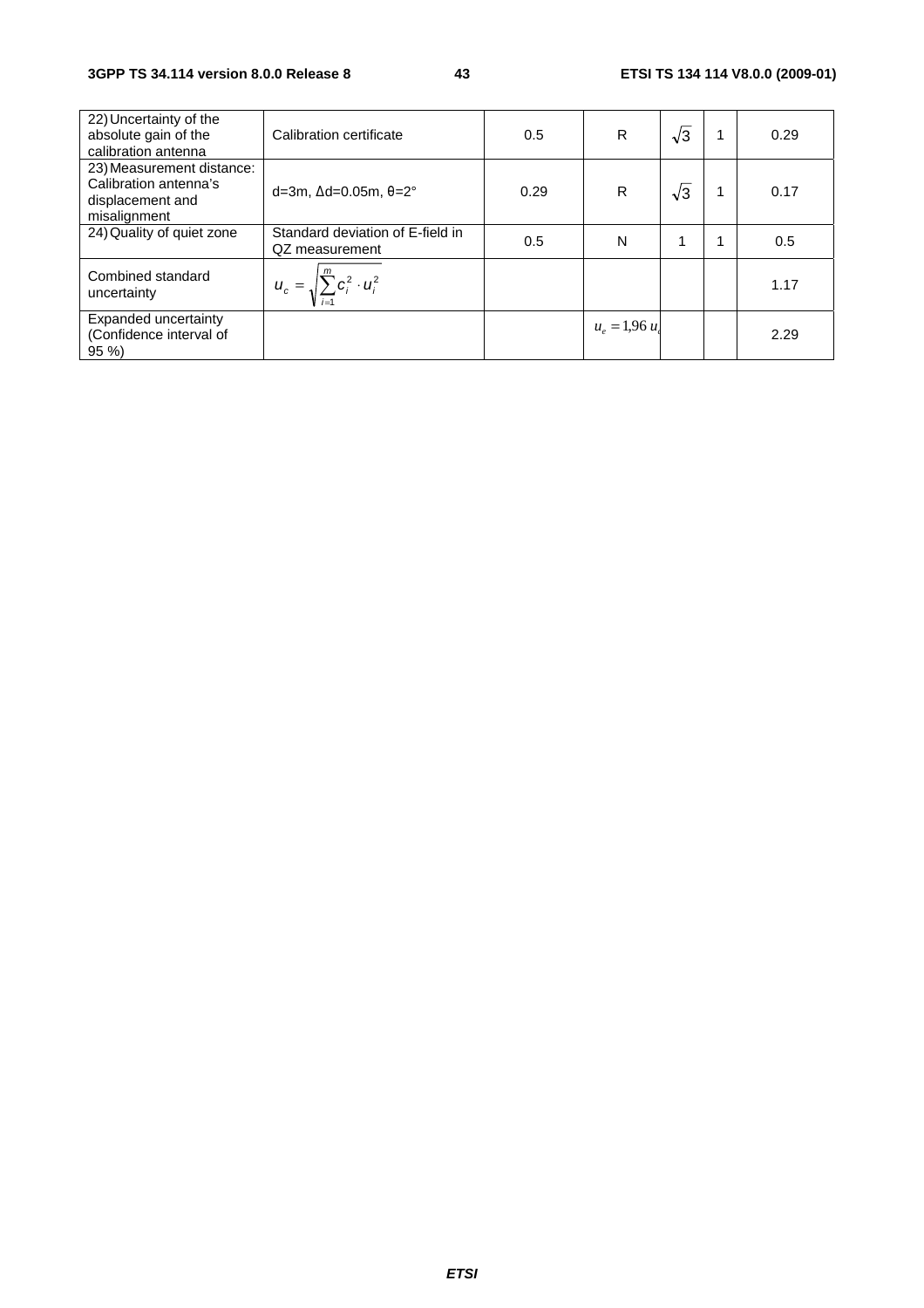| | | | | | | |
|---|---|---|---|---|---|---|
| 22) Uncertainty of the absolute gain of the calibration antenna | Calibration certificate | 0.5 | R | $\sqrt{3}$ | 1 | 0.29 |
| 23) Measurement distance: Calibration antenna's displacement and misalignment | d=3m, Δd=0.05m, θ=2° | 0.29 | R | $\sqrt{3}$ | 1 | 0.17 |
| 24) Quality of quiet zone | Standard deviation of E-field in QZ measurement | 0.5 | N | 1 | 1 | 0.5 |
| Combined standard uncertainty | $u_c = \sqrt{\sum_{i=1}^{m} c_i^2 \cdot u_i^2}$ | | | | | 1.17 |
| Expanded uncertainty (Confidence interval of 95 %) | | | $u_e = 1{,}96\, u_c$ | | | 2.29 |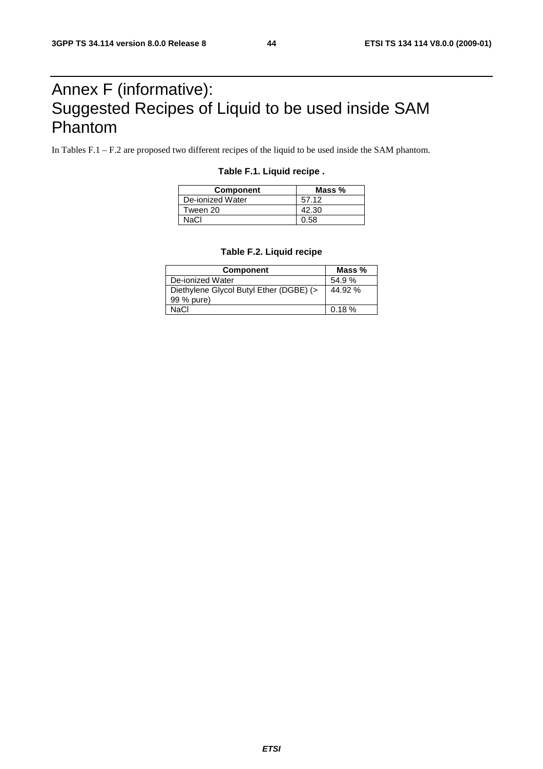# Annex F (informative): Suggested Recipes of Liquid to be used inside SAM Phantom

In Tables F.1 – F.2 are proposed two different recipes of the liquid to be used inside the SAM phantom.

**Table F.1. Liquid recipe .**

| Component | Mass % |
|---|---|
| De-ionized Water | 57.12 |
| Tween 20 | 42.30 |
| NaCl | 0.58 |

**Table F.2. Liquid recipe**

| Component | Mass % |
|---|---|
| De-ionized Water | 54.9 % |
| Diethylene Glycol Butyl Ether (DGBE) (> 99 % pure) | 44.92 % |
| NaCl | 0.18 % |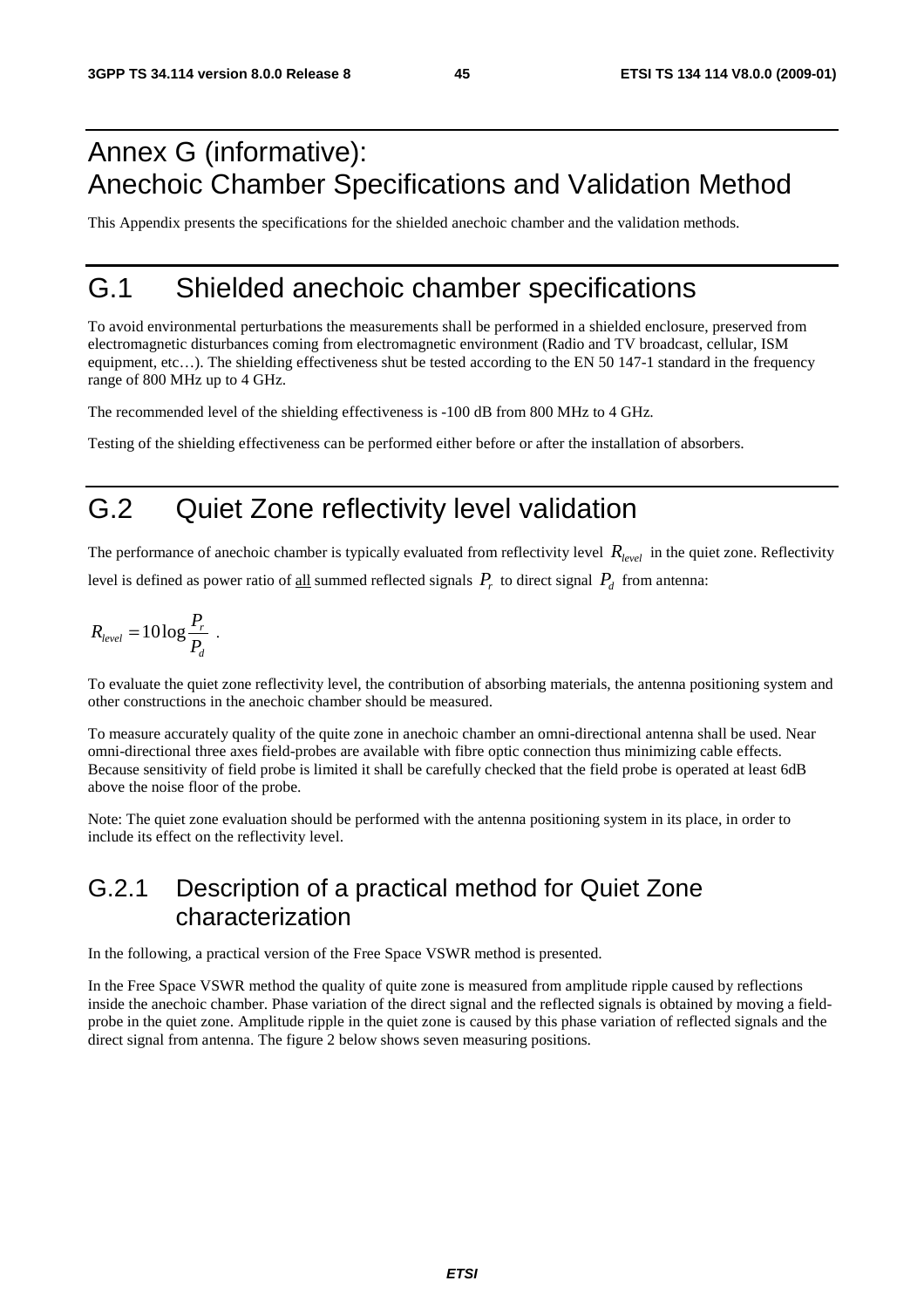# Annex G (informative): Anechoic Chamber Specifications and Validation Method

This Appendix presents the specifications for the shielded anechoic chamber and the validation methods.

# G.1 Shielded anechoic chamber specifications

To avoid environmental perturbations the measurements shall be performed in a shielded enclosure, preserved from electromagnetic disturbances coming from electromagnetic environment (Radio and TV broadcast, cellular, ISM equipment, etc…). The shielding effectiveness shut be tested according to the EN 50 147-1 standard in the frequency range of 800 MHz up to 4 GHz.

The recommended level of the shielding effectiveness is -100 dB from 800 MHz to 4 GHz.

Testing of the shielding effectiveness can be performed either before or after the installation of absorbers.

# G.2 Quiet Zone reflectivity level validation

The performance of anechoic chamber is typically evaluated from reflectivity level $R_{level}$ in the quiet zone. Reflectivity level is defined as power ratio of all summed reflected signals $P_r$ to direct signal $P_d$ from antenna:

$$R_{level} = 10 \log \frac{P_r}{P_d} \ .$$

To evaluate the quiet zone reflectivity level, the contribution of absorbing materials, the antenna positioning system and other constructions in the anechoic chamber should be measured.

To measure accurately quality of the quite zone in anechoic chamber an omni-directional antenna shall be used. Near omni-directional three axes field-probes are available with fibre optic connection thus minimizing cable effects. Because sensitivity of field probe is limited it shall be carefully checked that the field probe is operated at least 6dB above the noise floor of the probe.

Note: The quiet zone evaluation should be performed with the antenna positioning system in its place, in order to include its effect on the reflectivity level.

## G.2.1 Description of a practical method for Quiet Zone characterization

In the following, a practical version of the Free Space VSWR method is presented.

In the Free Space VSWR method the quality of quite zone is measured from amplitude ripple caused by reflections inside the anechoic chamber. Phase variation of the direct signal and the reflected signals is obtained by moving a field-probe in the quiet zone. Amplitude ripple in the quiet zone is caused by this phase variation of reflected signals and the direct signal from antenna. The figure 2 below shows seven measuring positions.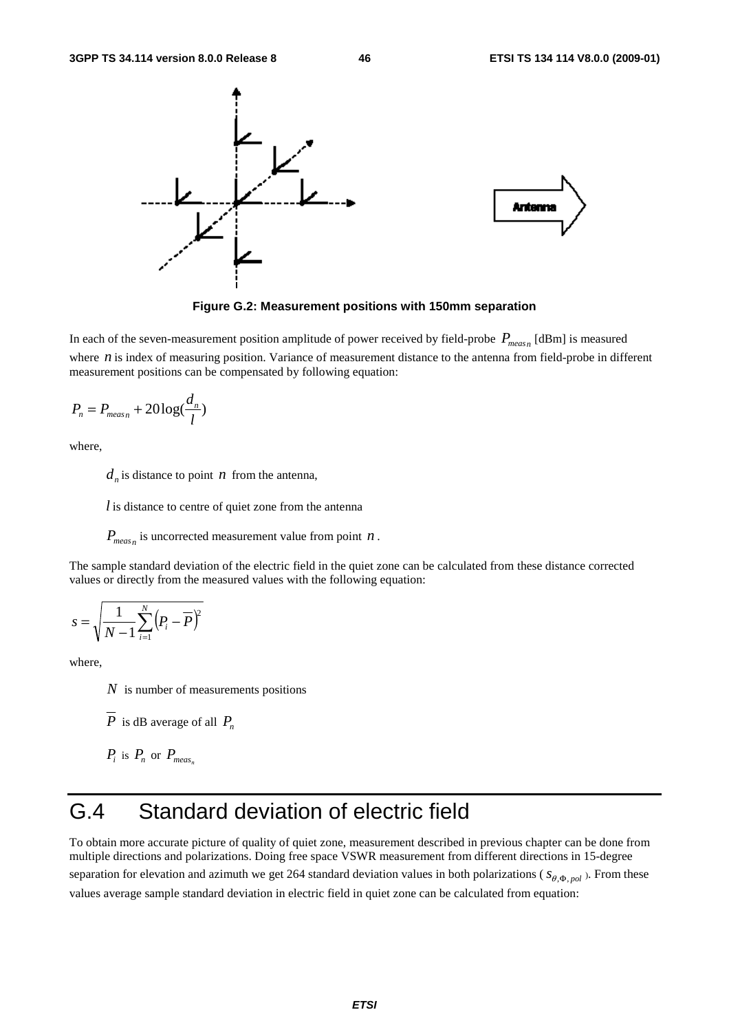Figure G.2: Measurement positions with 150mm separation

In each of the seven-measurement position amplitude of power received by field-probe $P_{meas\,n}$ [dBm] is measured where $n$ is index of measuring position. Variance of measurement distance to the antenna from field-probe in different measurement positions can be compensated by following equation:

$$P_n = P_{meas\,n} + 20\log(\frac{d_n}{l})$$

where,

$d_n$ is distance to point $n$ from the antenna,

$l$ is distance to centre of quiet zone from the antenna

$P_{meas\,n}$ is uncorrected measurement value from point $n$.

The sample standard deviation of the electric field in the quiet zone can be calculated from these distance corrected values or directly from the measured values with the following equation:

$$s = \sqrt{\frac{1}{N-1}\sum_{i=1}^{N}\left(P_i - \overline{P}\right)^2}$$

where,

$N$ is number of measurements positions

$\overline{P}$ is dB average of all $P_n$

$P_i$ is $P_n$ or $P_{meas_n}$

# G.4 Standard deviation of electric field

To obtain more accurate picture of quality of quiet zone, measurement described in previous chapter can be done from multiple directions and polarizations. Doing free space VSWR measurement from different directions in 15-degree separation for elevation and azimuth we get 264 standard deviation values in both polarizations ( $s_{\theta,\Phi,pol}$ ). From these values average sample standard deviation in electric field in quiet zone can be calculated from equation: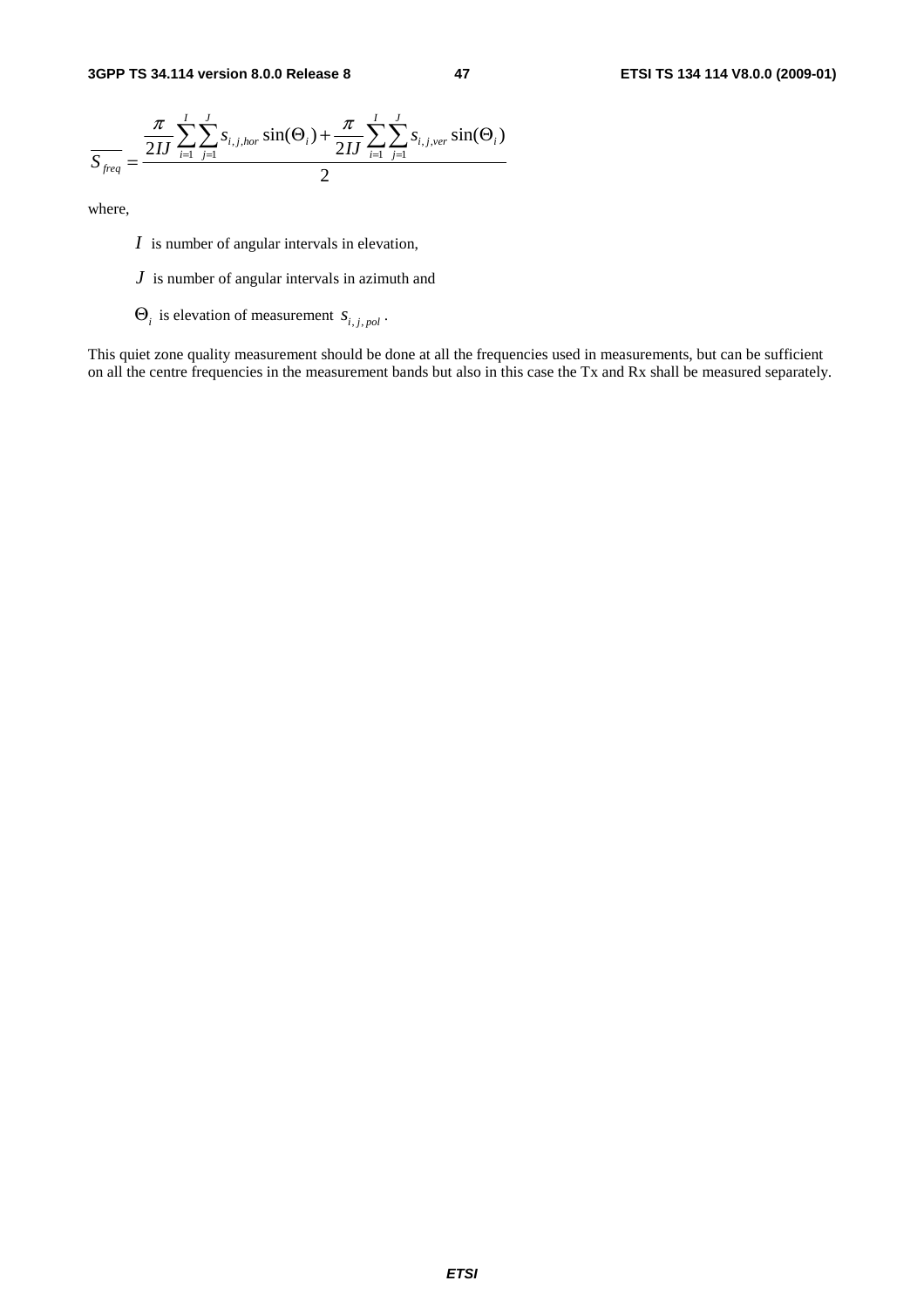$$\overline{S_{freq}} = \frac{\dfrac{\pi}{2IJ}\sum_{i=1}^{I}\sum_{j=1}^{J} s_{i,j,hor}\sin(\Theta_i) + \dfrac{\pi}{2IJ}\sum_{i=1}^{I}\sum_{j=1}^{J} s_{i,j,ver}\sin(\Theta_i)}{2}$$

where,

- $I$ is number of angular intervals in elevation,
- $J$ is number of angular intervals in azimuth and
- $\Theta_i$ is elevation of measurement $s_{i,j,pol}$.

This quiet zone quality measurement should be done at all the frequencies used in measurements, but can be sufficient on all the centre frequencies in the measurement bands but also in this case the Tx and Rx shall be measured separately.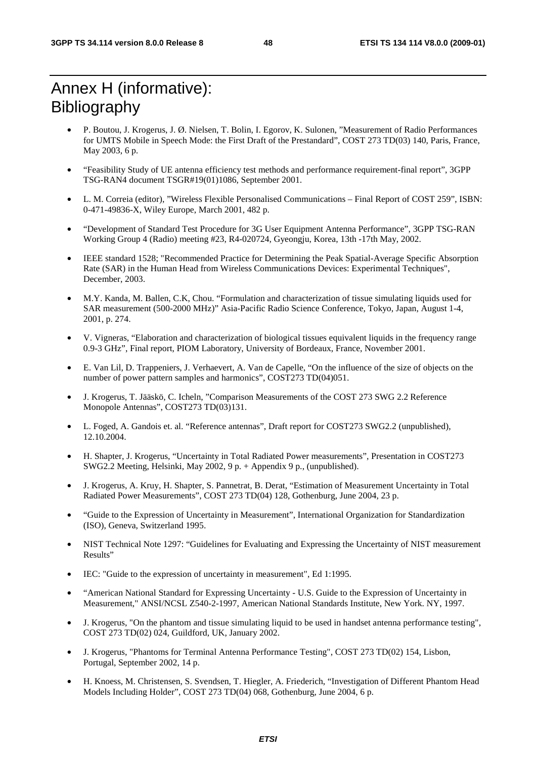# Annex H (informative): Bibliography

- P. Boutou, J. Krogerus, J. Ø. Nielsen, T. Bolin, I. Egorov, K. Sulonen, "Measurement of Radio Performances for UMTS Mobile in Speech Mode: the First Draft of the Prestandard", COST 273 TD(03) 140, Paris, France, May 2003, 6 p.
- "Feasibility Study of UE antenna efficiency test methods and performance requirement-final report", 3GPP TSG-RAN4 document TSGR#19(01)1086, September 2001.
- L. M. Correia (editor), "Wireless Flexible Personalised Communications – Final Report of COST 259", ISBN: 0-471-49836-X, Wiley Europe, March 2001, 482 p.
- "Development of Standard Test Procedure for 3G User Equipment Antenna Performance", 3GPP TSG-RAN Working Group 4 (Radio) meeting #23, R4-020724, Gyeongju, Korea, 13th -17th May, 2002.
- IEEE standard 1528; "Recommended Practice for Determining the Peak Spatial-Average Specific Absorption Rate (SAR) in the Human Head from Wireless Communications Devices: Experimental Techniques", December, 2003.
- M.Y. Kanda, M. Ballen, C.K, Chou. "Formulation and characterization of tissue simulating liquids used for SAR measurement (500-2000 MHz)" Asia-Pacific Radio Science Conference, Tokyo, Japan, August 1-4, 2001, p. 274.
- V. Vigneras, "Elaboration and characterization of biological tissues equivalent liquids in the frequency range 0.9-3 GHz", Final report, PIOM Laboratory, University of Bordeaux, France, November 2001.
- E. Van Lil, D. Trappeniers, J. Verhaevert, A. Van de Capelle, "On the influence of the size of objects on the number of power pattern samples and harmonics", COST273 TD(04)051.
- J. Krogerus, T. Jääskö, C. Icheln, "Comparison Measurements of the COST 273 SWG 2.2 Reference Monopole Antennas", COST273 TD(03)131.
- L. Foged, A. Gandois et. al. "Reference antennas", Draft report for COST273 SWG2.2 (unpublished), 12.10.2004.
- H. Shapter, J. Krogerus, "Uncertainty in Total Radiated Power measurements", Presentation in COST273 SWG2.2 Meeting, Helsinki, May 2002, 9 p. + Appendix 9 p., (unpublished).
- J. Krogerus, A. Kruy, H. Shapter, S. Pannetrat, B. Derat, "Estimation of Measurement Uncertainty in Total Radiated Power Measurements", COST 273 TD(04) 128, Gothenburg, June 2004, 23 p.
- "Guide to the Expression of Uncertainty in Measurement", International Organization for Standardization (ISO), Geneva, Switzerland 1995.
- NIST Technical Note 1297: "Guidelines for Evaluating and Expressing the Uncertainty of NIST measurement Results"
- IEC: "Guide to the expression of uncertainty in measurement", Ed 1:1995.
- "American National Standard for Expressing Uncertainty - U.S. Guide to the Expression of Uncertainty in Measurement," ANSI/NCSL Z540-2-1997, American National Standards Institute, New York. NY, 1997.
- J. Krogerus, "On the phantom and tissue simulating liquid to be used in handset antenna performance testing", COST 273 TD(02) 024, Guildford, UK, January 2002.
- J. Krogerus, "Phantoms for Terminal Antenna Performance Testing", COST 273 TD(02) 154, Lisbon, Portugal, September 2002, 14 p.
- H. Knoess, M. Christensen, S. Svendsen, T. Hiegler, A. Friederich, "Investigation of Different Phantom Head Models Including Holder", COST 273 TD(04) 068, Gothenburg, June 2004, 6 p.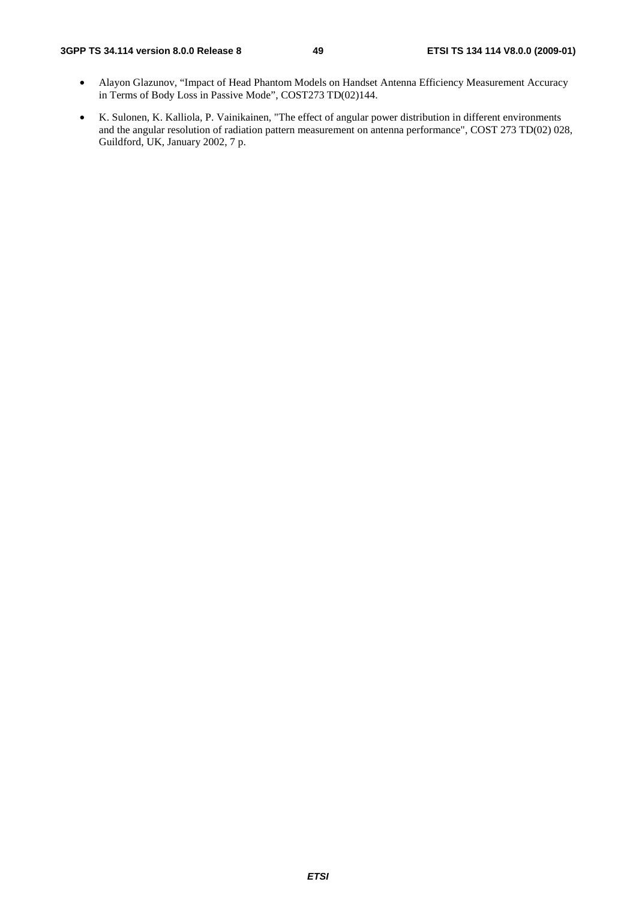- Alayon Glazunov, "Impact of Head Phantom Models on Handset Antenna Efficiency Measurement Accuracy in Terms of Body Loss in Passive Mode", COST273 TD(02)144.
- K. Sulonen, K. Kalliola, P. Vainikainen, "The effect of angular power distribution in different environments and the angular resolution of radiation pattern measurement on antenna performance", COST 273 TD(02) 028, Guildford, UK, January 2002, 7 p.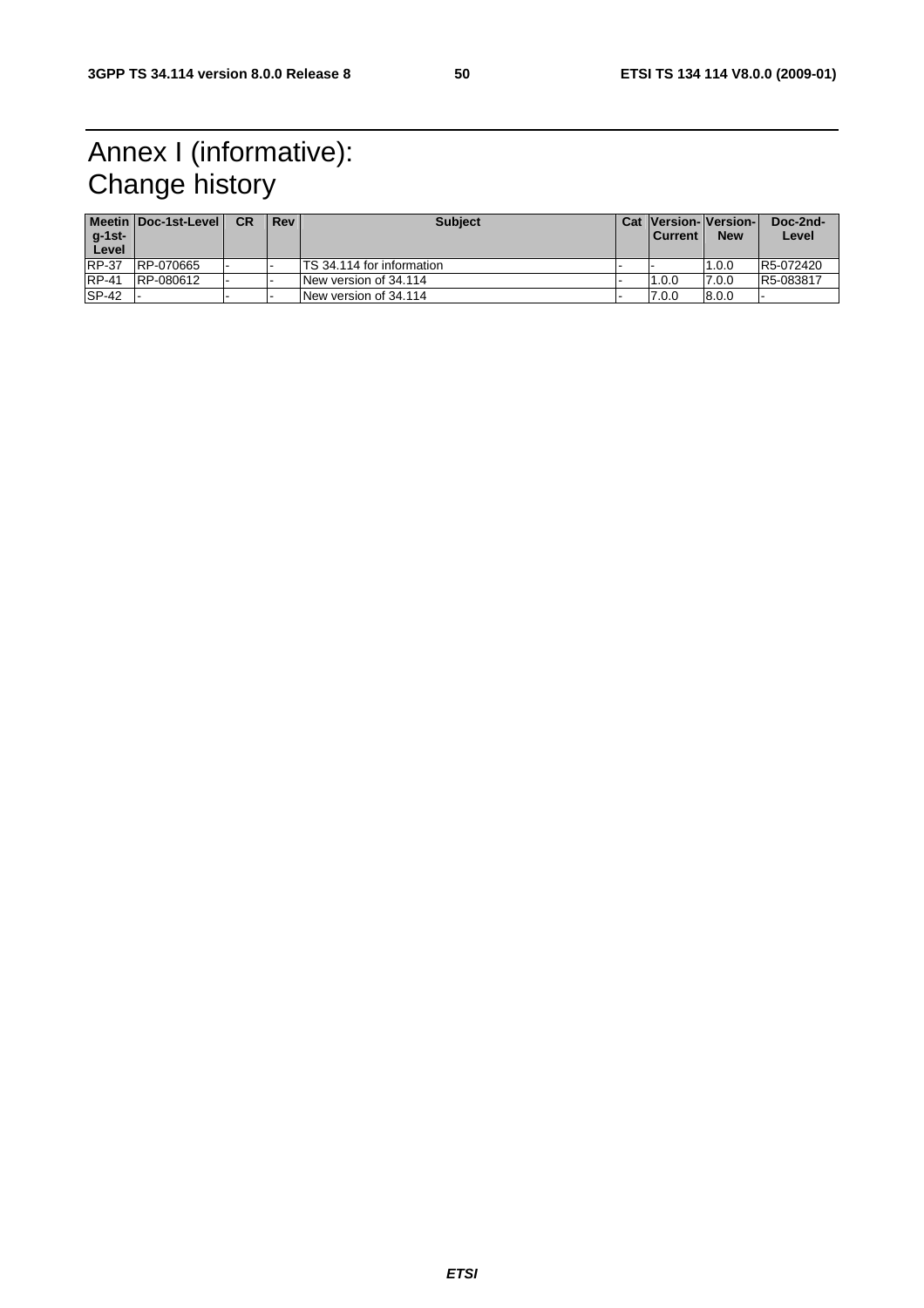# Annex I (informative): Change history

| Meeting-1st-Level | Doc-1st-Level | CR | Rev | Subject | Cat | Version-Current | Version-New | Doc-2nd-Level |
|---|---|---|---|---|---|---|---|---|
| RP-37 | RP-070665 | - | - | TS 34.114 for information | - | - | 1.0.0 | R5-072420 |
| RP-41 | RP-080612 | - | - | New version of 34.114 | - | 1.0.0 | 7.0.0 | R5-083817 |
| SP-42 | - | - | - | New version of 34.114 | - | 7.0.0 | 8.0.0 | - |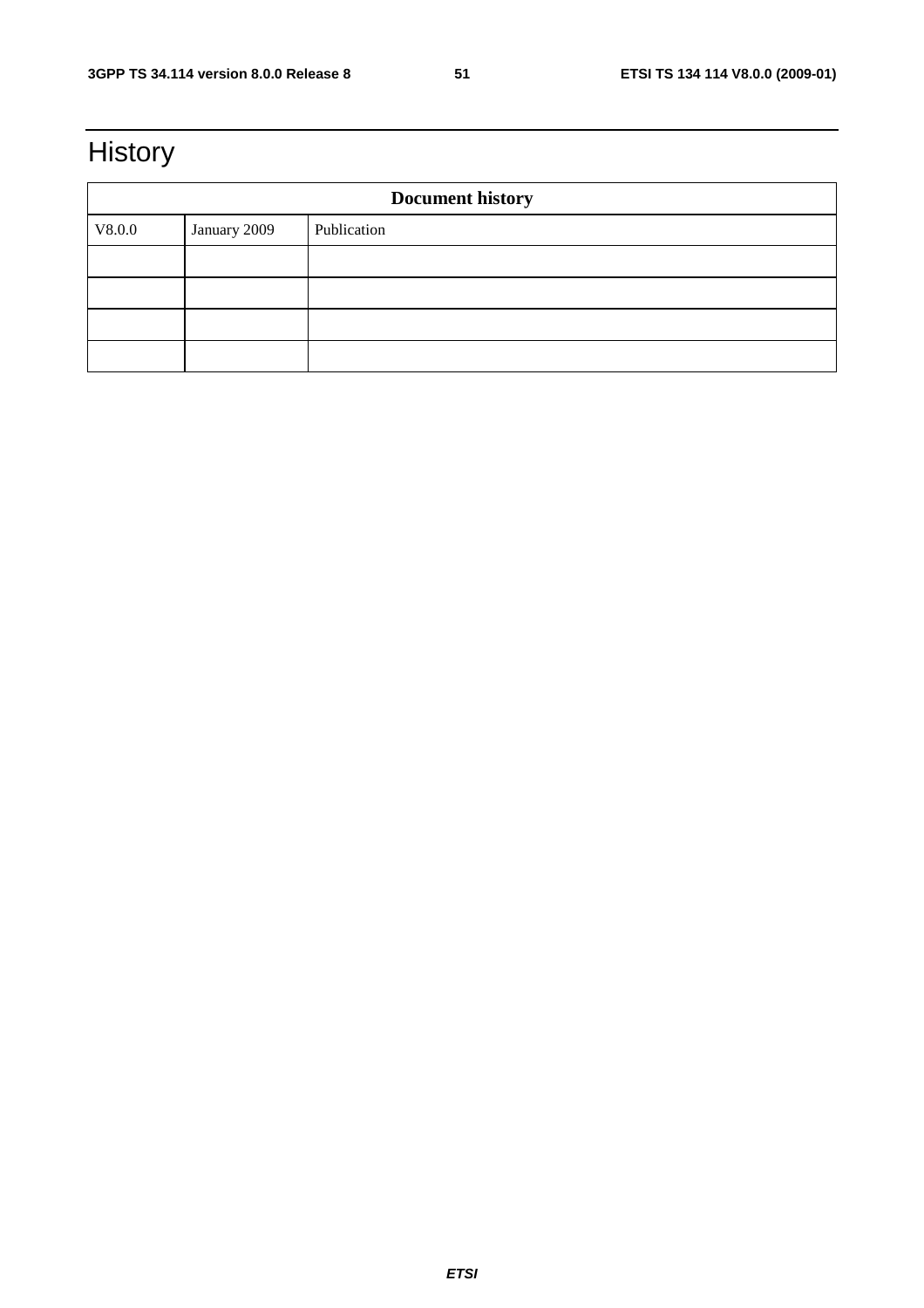# History

| Document history | | |
|---|---|---|
| V8.0.0 | January 2009 | Publication |
| | | |
| | | |
| | | |
| | | |